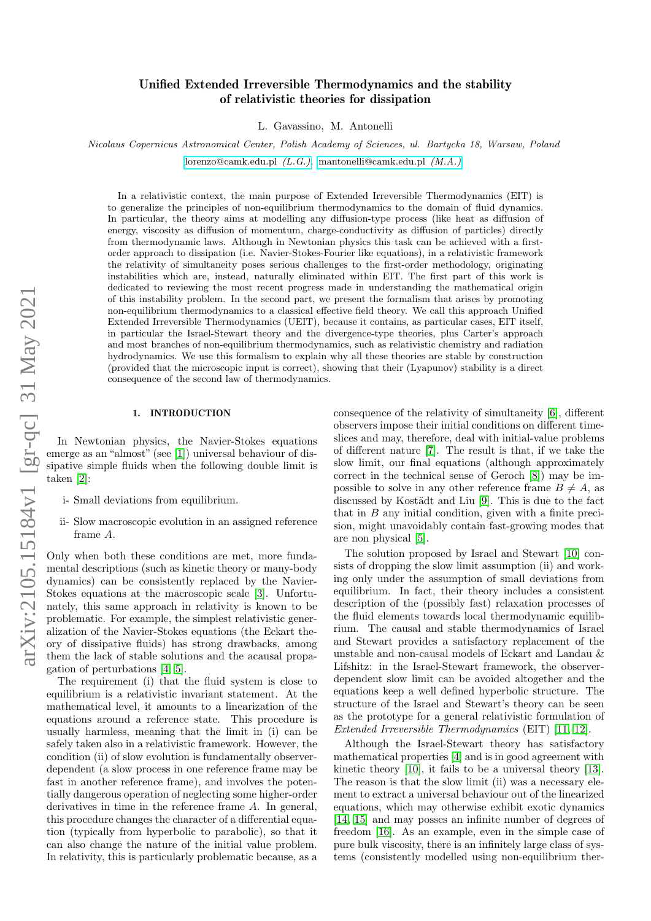# Unified Extended Irreversible Thermodynamics and the stability of relativistic theories for dissipation

L. Gavassino, M. Antonelli

*Nicolaus Copernicus Astronomical Center, Polish Academy of Sciences, ul. Bartycka 18, Warsaw, Poland*

lorenzo@camk.edu.pl *(L.G.)*, mantonelli@camk.edu.pl *(M.A.)*

In a relativistic context, the main purpose of Extended Irreversible Thermodynamics (EIT) is to generalize the principles of non-equilibrium thermodynamics to the domain of fluid dynamics. In particular, the theory aims at modelling any diffusion-type process (like heat as diffusion of energy, viscosity as diffusion of momentum, charge-conductivity as diffusion of particles) directly from thermodynamic laws. Although in Newtonian physics this task can be achieved with a first-order approach to dissipation (i.e. Navier-Stokes-Fourier like equations), in a relativistic framework the relativity of simultaneity poses serious challenges to the first-order methodology, originating instabilities which are, instead, naturally eliminated within EIT. The first part of this work is dedicated to reviewing the most recent progress made in understanding the mathematical origin of this instability problem. In the second part, we present the formalism that arises by promoting non-equilibrium thermodynamics to a classical effective field theory. We call this approach Unified Extended Irreversible Thermodynamics (UEIT), because it contains, as particular cases, EIT itself, in particular the Israel-Stewart theory and the divergence-type theories, plus Carter's approach and most branches of non-equilibrium thermodynamics, such as relativistic chemistry and radiation hydrodynamics. We use this formalism to explain why all these theories are stable by construction (provided that the microscopic input is correct), showing that their (Lyapunov) stability is a direct consequence of the second law of thermodynamics.

## 1. INTRODUCTION

In Newtonian physics, the Navier-Stokes equations emerge as an "almost" (see [1]) universal behaviour of dissipative simple fluids when the following double limit is taken [2]:

- i- Small deviations from equilibrium.
- ii- Slow macroscopic evolution in an assigned reference frame $A$.

Only when both these conditions are met, more fundamental descriptions (such as kinetic theory or many-body dynamics) can be consistently replaced by the Navier-Stokes equations at the macroscopic scale [3]. Unfortunately, this same approach in relativity is known to be problematic. For example, the simplest relativistic generalization of the Navier-Stokes equations (the Eckart theory of dissipative fluids) has strong drawbacks, among them the lack of stable solutions and the acausal propagation of perturbations [4, 5].

The requirement (i) that the fluid system is close to equilibrium is a relativistic invariant statement. At the mathematical level, it amounts to a linearization of the equations around a reference state. This procedure is usually harmless, meaning that the limit in (i) can be safely taken also in a relativistic framework. However, the condition (ii) of slow evolution is fundamentally observer-dependent (a slow process in one reference frame may be fast in another reference frame), and involves the potentially dangerous operation of neglecting some higher-order derivatives in time in the reference frame $A$. In general, this procedure changes the character of a differential equation (typically from hyperbolic to parabolic), so that it can also change the nature of the initial value problem. In relativity, this is particularly problematic because, as a consequence of the relativity of simultaneity [6], different observers impose their initial conditions on different time-slices and may, therefore, deal with initial-value problems of different nature [7]. The result is that, if we take the slow limit, our final equations (although approximately correct in the technical sense of Geroch [8]) may be impossible to solve in any other reference frame $B \neq A$, as discussed by Kostädt and Liu [9]. This is due to the fact that in $B$ any initial condition, given with a finite precision, might unavoidably contain fast-growing modes that are non physical [5].

The solution proposed by Israel and Stewart [10] consists of dropping the slow limit assumption (ii) and working only under the assumption of small deviations from equilibrium. In fact, their theory includes a consistent description of the (possibly fast) relaxation processes of the fluid elements towards local thermodynamic equilibrium. The causal and stable thermodynamics of Israel and Stewart provides a satisfactory replacement of the unstable and non-causal models of Eckart and Landau & Lifshitz: in the Israel-Stewart framework, the observer-dependent slow limit can be avoided altogether and the equations keep a well defined hyperbolic structure. The structure of the Israel and Stewart's theory can be seen as the prototype for a general relativistic formulation of *Extended Irreversible Thermodynamics* (EIT) [11, 12].

Although the Israel-Stewart theory has satisfactory mathematical properties [4] and is in good agreement with kinetic theory [10], it fails to be a universal theory [13]. The reason is that the slow limit (ii) was a necessary element to extract a universal behaviour out of the linearized equations, which may otherwise exhibit exotic dynamics [14, 15] and may posses an infinite number of degrees of freedom [16]. As an example, even in the simple case of pure bulk viscosity, there is an infinitely large class of systems (consistently modelled using non-equilibrium ther-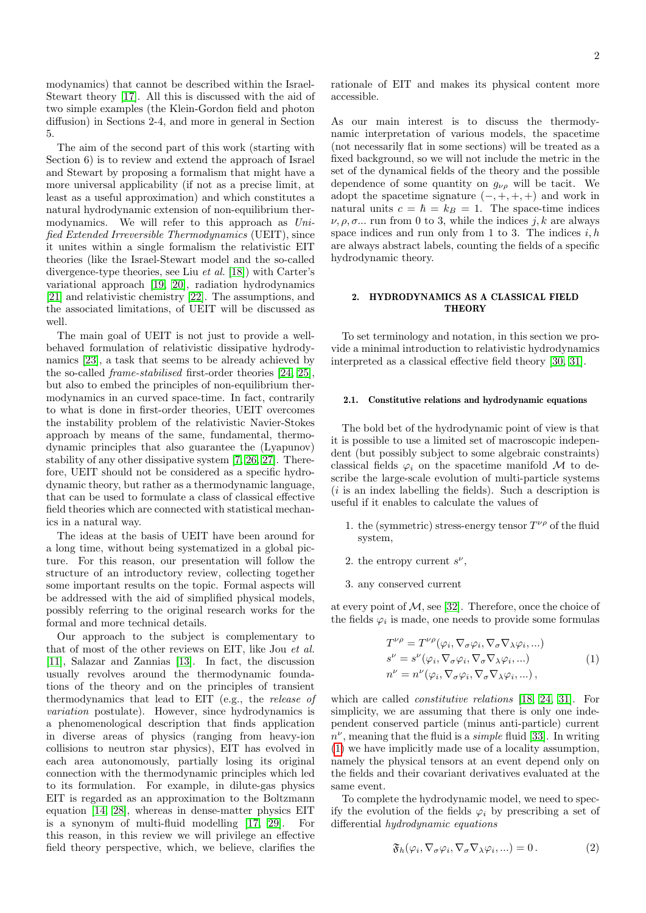modynamics) that cannot be described within the Israel-Stewart theory [17]. All this is discussed with the aid of two simple examples (the Klein-Gordon field and photon diffusion) in Sections 2-4, and more in general in Section 5.

The aim of the second part of this work (starting with Section 6) is to review and extend the approach of Israel and Stewart by proposing a formalism that might have a more universal applicability (if not as a precise limit, at least as a useful approximation) and which constitutes a natural hydrodynamic extension of non-equilibrium thermodynamics. We will refer to this approach as *Unified Extended Irreversible Thermodynamics* (UEIT), since it unites within a single formalism the relativistic EIT theories (like the Israel-Stewart model and the so-called divergence-type theories, see Liu *et al.* [18]) with Carter's variational approach [19, 20], radiation hydrodynamics [21] and relativistic chemistry [22]. The assumptions, and the associated limitations, of UEIT will be discussed as well.

The main goal of UEIT is not just to provide a well-behaved formulation of relativistic dissipative hydrodynamics [23], a task that seems to be already achieved by the so-called *frame-stabilised* first-order theories [24, 25], but also to embed the principles of non-equilibrium thermodynamics in an curved space-time. In fact, contrarily to what is done in first-order theories, UEIT overcomes the instability problem of the relativistic Navier-Stokes approach by means of the same, fundamental, thermodynamic principles that also guarantee the (Lyapunov) stability of any other dissipative system [7, 26, 27]. Therefore, UEIT should not be considered as a specific hydrodynamic theory, but rather as a thermodynamic language, that can be used to formulate a class of classical effective field theories which are connected with statistical mechanics in a natural way.

The ideas at the basis of UEIT have been around for a long time, without being systematized in a global picture. For this reason, our presentation will follow the structure of an introductory review, collecting together some important results on the topic. Formal aspects will be addressed with the aid of simplified physical models, possibly referring to the original research works for the formal and more technical details.

Our approach to the subject is complementary to that of most of the other reviews on EIT, like Jou *et al.* [11], Salazar and Zannias [13]. In fact, the discussion usually revolves around the thermodynamic foundations of the theory and on the principles of transient thermodynamics that lead to EIT (e.g., the *release of variation* postulate). However, since hydrodynamics is a phenomenological description that finds application in diverse areas of physics (ranging from heavy-ion collisions to neutron star physics), EIT has evolved in each area autonomously, partially losing its original connection with the thermodynamic principles which led to its formulation. For example, in dilute-gas physics EIT is regarded as an approximation to the Boltzmann equation [14, 28], whereas in dense-matter physics EIT is a synonym of multi-fluid modelling [17, 29]. For this reason, in this review we will privilege an effective field theory perspective, which, we believe, clarifies the rationale of EIT and makes its physical content more accessible.

As our main interest is to discuss the thermodynamic interpretation of various models, the spacetime (not necessarily flat in some sections) will be treated as a fixed background, so we will not include the metric in the set of the dynamical fields of the theory and the possible dependence of some quantity on $g_{\nu\rho}$ will be tacit. We adopt the spacetime signature $(-,+,+,+)$ and work in natural units $c = \hbar = k_B = 1$. The space-time indices $\nu, \rho, \sigma$... run from 0 to 3, while the indices $j, k$ are always space indices and run only from 1 to 3. The indices $i, h$ are always abstract labels, counting the fields of a specific hydrodynamic theory.

## 2. HYDRODYNAMICS AS A CLASSICAL FIELD THEORY

To set terminology and notation, in this section we provide a minimal introduction to relativistic hydrodynamics interpreted as a classical effective field theory [30, 31].

### 2.1. Constitutive relations and hydrodynamic equations

The bold bet of the hydrodynamic point of view is that it is possible to use a limited set of macroscopic independent (but possibly subject to some algebraic constraints) classical fields $\varphi_i$ on the spacetime manifold $\mathcal{M}$ to describe the large-scale evolution of multi-particle systems ($i$ is an index labelling the fields). Such a description is useful if it enables to calculate the values of

1. the (symmetric) stress-energy tensor $T^{\nu\rho}$ of the fluid system,
2. the entropy current $s^\nu$,
3. any conserved current

at every point of $\mathcal{M}$, see [32]. Therefore, once the choice of the fields $\varphi_i$ is made, one needs to provide some formulas

$$
\begin{aligned}
T^{\nu\rho} &= T^{\nu\rho}(\varphi_i, \nabla_\sigma \varphi_i, \nabla_\sigma \nabla_\lambda \varphi_i, ...) \\
s^\nu &= s^\nu(\varphi_i, \nabla_\sigma \varphi_i, \nabla_\sigma \nabla_\lambda \varphi_i, ...) \\
n^\nu &= n^\nu(\varphi_i, \nabla_\sigma \varphi_i, \nabla_\sigma \nabla_\lambda \varphi_i, ...) \, ,
\end{aligned}
\tag{1}
$$

which are called *constitutive relations* [18, 24, 31]. For simplicity, we are assuming that there is only one independent conserved particle (minus anti-particle) current $n^\nu$, meaning that the fluid is a *simple* fluid [33]. In writing (1) we have implicitly made use of a locality assumption, namely the physical tensors at an event depend only on the fields and their covariant derivatives evaluated at the same event.

To complete the hydrodynamic model, we need to specify the evolution of the fields $\varphi_i$ by prescribing a set of differential *hydrodynamic equations*

$$
\mathfrak{F}_h(\varphi_i, \nabla_\sigma \varphi_i, \nabla_\sigma \nabla_\lambda \varphi_i, ...) = 0 \, . \tag{2}
$$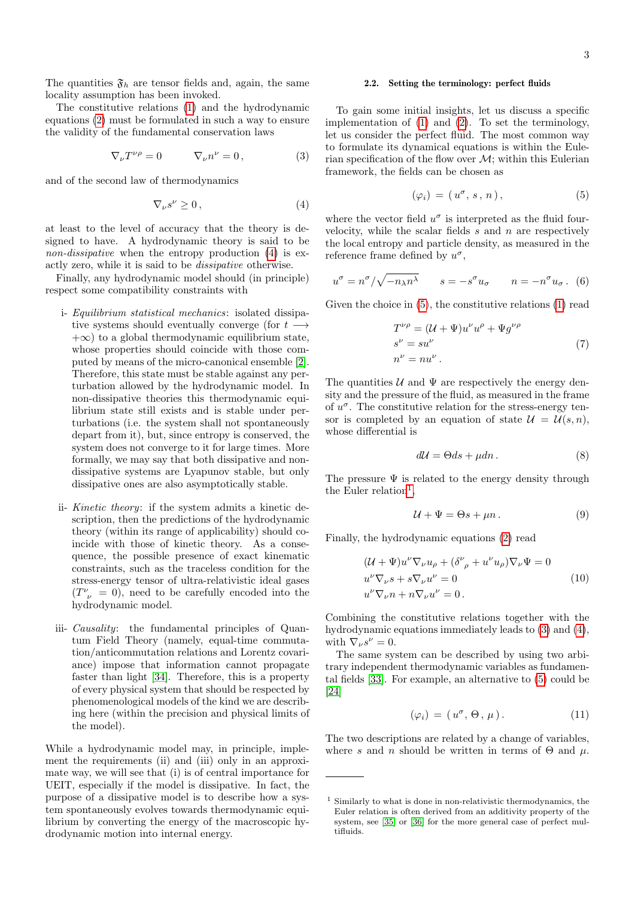The quantities $\mathfrak{F}_h$ are tensor fields and, again, the same locality assumption has been invoked.

The constitutive relations (1) and the hydrodynamic equations (2) must be formulated in such a way to ensure the validity of the fundamental conservation laws

$$\nabla_\nu T^{\nu\rho} = 0 \qquad \nabla_\nu n^\nu = 0 , \tag{3}$$

and of the second law of thermodynamics

$$\nabla_\nu s^\nu \geq 0 , \tag{4}$$

at least to the level of accuracy that the theory is designed to have. A hydrodynamic theory is said to be *non-dissipative* when the entropy production (4) is exactly zero, while it is said to be *dissipative* otherwise.

Finally, any hydrodynamic model should (in principle) respect some compatibility constraints with

i- *Equilibrium statistical mechanics*: isolated dissipative systems should eventually converge (for $t \longrightarrow +\infty$) to a global thermodynamic equilibrium state, whose properties should coincide with those computed by means of the micro-canonical ensemble [2]. Therefore, this state must be stable against any perturbation allowed by the hydrodynamic model. In non-dissipative theories this thermodynamic equilibrium state still exists and is stable under perturbations (i.e. the system shall not spontaneously depart from it), but, since entropy is conserved, the system does not converge to it for large times. More formally, we may say that both dissipative and non-dissipative systems are Lyapunov stable, but only dissipative ones are also asymptotically stable.

ii- *Kinetic theory*: if the system admits a kinetic description, then the predictions of the hydrodynamic theory (within its range of applicability) should coincide with those of kinetic theory. As a consequence, the possible presence of exact kinematic constraints, such as the traceless condition for the stress-energy tensor of ultra-relativistic ideal gases ($T^{\nu}{}_{\nu} = 0$), need to be carefully encoded into the hydrodynamic model.

iii- *Causality*: the fundamental principles of Quantum Field Theory (namely, equal-time commutation/anticommutation relations and Lorentz covariance) impose that information cannot propagate faster than light [34]. Therefore, this is a property of every physical system that should be respected by phenomenological models of the kind we are describing here (within the precision and physical limits of the model).

While a hydrodynamic model may, in principle, implement the requirements (ii) and (iii) only in an approximate way, we will see that (i) is of central importance for UEIT, especially if the model is dissipative. In fact, the purpose of a dissipative model is to describe how a system spontaneously evolves towards thermodynamic equilibrium by converting the energy of the macroscopic hydrodynamic motion into internal energy.

#### 2.2. Setting the terminology: perfect fluids

To gain some initial insights, let us discuss a specific implementation of (1) and (2). To set the terminology, let us consider the perfect fluid. The most common way to formulate its dynamical equations is within the Eulerian specification of the flow over $\mathcal{M}$; within this Eulerian framework, the fields can be chosen as

$$(\varphi_i) = ( u^\sigma , s , n ) , \tag{5}$$

where the vector field $u^\sigma$ is interpreted as the fluid four-velocity, while the scalar fields $s$ and $n$ are respectively the local entropy and particle density, as measured in the reference frame defined by $u^\sigma$,

$$u^\sigma = n^\sigma / \sqrt{-n_\lambda n^\lambda} \qquad s = -s^\sigma u_\sigma \qquad n = -n^\sigma u_\sigma . \tag{6}$$

Given the choice in (5), the constitutive relations (1) read

$$\begin{aligned} T^{\nu\rho} &= (\mathcal{U} + \Psi) u^\nu u^\rho + \Psi g^{\nu\rho} \\ s^\nu &= s u^\nu \\ n^\nu &= n u^\nu . \end{aligned} \tag{7}$$

The quantities $\mathcal{U}$ and $\Psi$ are respectively the energy density and the pressure of the fluid, as measured in the frame of $u^\sigma$. The constitutive relation for the stress-energy tensor is completed by an equation of state $\mathcal{U} = \mathcal{U}(s, n)$, whose differential is

$$d\mathcal{U} = \Theta ds + \mu dn . \tag{8}$$

The pressure $\Psi$ is related to the energy density through the Euler relation[1],

$$\mathcal{U} + \Psi = \Theta s + \mu n . \tag{9}$$

Finally, the hydrodynamic equations (2) read

$$\begin{aligned} &(\mathcal{U} + \Psi) u^\nu \nabla_\nu u_\rho + (\delta^\nu{}_\rho + u^\nu u_\rho) \nabla_\nu \Psi = 0 \\ &u^\nu \nabla_\nu s + s \nabla_\nu u^\nu = 0 \\ &u^\nu \nabla_\nu n + n \nabla_\nu u^\nu = 0 . \end{aligned} \tag{10}$$

Combining the constitutive relations together with the hydrodynamic equations immediately leads to (3) and (4), with $\nabla_\nu s^\nu = 0$.

The same system can be described by using two arbitrary independent thermodynamic variables as fundamental fields [33]. For example, an alternative to (5) could be [24]

$$(\varphi_i) = ( u^\sigma , \Theta , \mu ) . \tag{11}$$

The two descriptions are related by a change of variables, where $s$ and $n$ should be written in terms of $\Theta$ and $\mu$.

---

[1] Similarly to what is done in non-relativistic thermodynamics, the Euler relation is often derived from an additivity property of the system, see [35] or [36] for the more general case of perfect multifluids.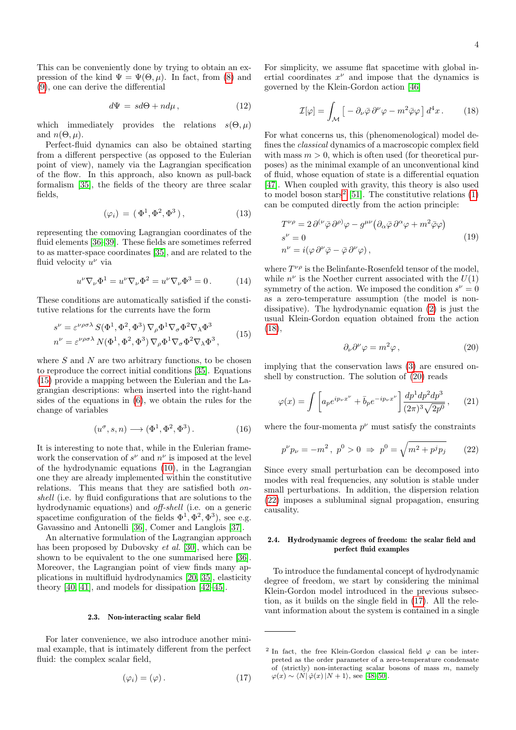This can be conveniently done by trying to obtain an expression of the kind $\Psi = \Psi(\Theta, \mu)$. In fact, from (8) and (9), one can derive the differential

$$d\Psi \,=\, s d\Theta + n d\mu \,, \tag{12}$$

which immediately provides the relations $s(\Theta, \mu)$ and $n(\Theta, \mu)$.

Perfect-fluid dynamics can also be obtained starting from a different perspective (as opposed to the Eulerian point of view), namely via the Lagrangian specification of the flow. In this approach, also known as pull-back formalism [35], the fields of the theory are three scalar fields,

$$(\varphi_i) \,=\, (\,\Phi^1, \Phi^2, \Phi^3\,) \,, \tag{13}$$

representing the comoving Lagrangian coordinates of the fluid elements [36–39]. These fields are sometimes referred to as matter-space coordinates [35], and are related to the fluid velocity $u^\nu$ via

$$u^\nu \nabla_\nu \Phi^1 = u^\nu \nabla_\nu \Phi^2 = u^\nu \nabla_\nu \Phi^3 = 0 \,. \tag{14}$$

These conditions are automatically satisfied if the constitutive relations for the currents have the form

$$\begin{aligned} s^\nu &= \varepsilon^{\nu\rho\sigma\lambda}\, S(\Phi^1, \Phi^2, \Phi^3)\, \nabla_\rho \Phi^1 \nabla_\sigma \Phi^2 \nabla_\lambda \Phi^3 \\ n^\nu &= \varepsilon^{\nu\rho\sigma\lambda}\, N(\Phi^1, \Phi^2, \Phi^3)\, \nabla_\rho \Phi^1 \nabla_\sigma \Phi^2 \nabla_\lambda \Phi^3 \,, \end{aligned} \tag{15}$$

where $S$ and $N$ are two arbitrary functions, to be chosen to reproduce the correct initial conditions [35]. Equations (15) provide a mapping between the Eulerian and the Lagrangian descriptions: when inserted into the right-hand sides of the equations in (6), we obtain the rules for the change of variables

$$(u^\sigma, s, n) \longrightarrow (\Phi^1, \Phi^2, \Phi^3) \,. \tag{16}$$

It is interesting to note that, while in the Eulerian framework the conservation of $s^\nu$ and $n^\nu$ is imposed at the level of the hydrodynamic equations (10), in the Lagrangian one they are already implemented within the constitutive relations. This means that they are satisfied both *on-shell* (i.e. by fluid configurations that are solutions to the hydrodynamic equations) and *off-shell* (i.e. on a generic spacetime configuration of the fields $\Phi^1, \Phi^2, \Phi^3$), see e.g. Gavassino and Antonelli [36], Comer and Langlois [37].

An alternative formulation of the Lagrangian approach has been proposed by Dubovsky *et al.* [30], which can be shown to be equivalent to the one summarised here [36]. Moreover, the Lagrangian point of view finds many applications in multifluid hydrodynamics [20, 35], elasticity theory [40, 41], and models for dissipation [42–45].

### 2.3. Non-interacting scalar field

For later convenience, we also introduce another minimal example, that is intimately different from the perfect fluid: the complex scalar field,

$$(\varphi_i) = (\varphi) \,. \tag{17}$$

For simplicity, we assume flat spacetime with global inertial coordinates $x^\nu$ and impose that the dynamics is governed by the Klein-Gordon action [46]

$$\mathcal{I}[\varphi] = \int_{\mathcal{M}} \big[ -\partial_\nu \bar{\varphi}\, \partial^\nu \varphi - m^2 \bar{\varphi}\varphi \big]\, d^4x \,. \tag{18}$$

For what concerns us, this (phenomenological) model defines the *classical* dynamics of a macroscopic complex field with mass $m > 0$, which is often used (for theoretical purposes) as the minimal example of an unconventional kind of fluid, whose equation of state is a differential equation [47]. When coupled with gravity, this theory is also used to model boson stars[2] [51]. The constitutive relations (1) can be computed directly from the action principle:

$$\begin{aligned} & T^{\nu\rho} = 2\, \partial^{(\nu} \bar{\varphi}\, \partial^{\rho)} \varphi - g^{\mu\nu} \big( \partial_\alpha \bar{\varphi}\, \partial^\alpha \varphi + m^2 \bar{\varphi}\varphi \big) \\ & s^\nu = 0 \\ & n^\nu = i(\varphi\, \partial^\nu \bar{\varphi} - \bar{\varphi}\, \partial^\nu \varphi) \,, \end{aligned} \tag{19}$$

where $T^{\nu\rho}$ is the Belinfante-Rosenfeld tensor of the model, while $n^\nu$ is the Noether current associated with the $U(1)$ symmetry of the action. We imposed the condition $s^\nu = 0$ as a zero-temperature assumption (the model is non-dissipative). The hydrodynamic equation (2) is just the usual Klein-Gordon equation obtained from the action (18),

$$\partial_\nu \partial^\nu \varphi = m^2 \varphi \,, \tag{20}$$

implying that the conservation laws (3) are ensured on-shell by construction. The solution of (20) reads

$$\varphi(x) = \int \left[ a_p e^{i p_\nu x^\nu} + \bar{b}_p e^{-i p_\nu x^\nu} \right] \frac{dp^1 dp^2 dp^3}{(2\pi)^3 \sqrt{2p^0}} \,, \tag{21}$$

where the four-momenta $p^\nu$ must satisfy the constraints

$$p^\nu p_\nu = -m^2 \,,\ p^0 > 0 \ \Rightarrow\ p^0 = \sqrt{m^2 + p^j p_j} \tag{22}$$

Since every small perturbation can be decomposed into modes with real frequencies, any solution is stable under small perturbations. In addition, the dispersion relation (22) imposes a subluminal signal propagation, ensuring causality.

### 2.4. Hydrodynamic degrees of freedom: the scalar field and perfect fluid examples

To introduce the fundamental concept of hydrodynamic degree of freedom, we start by considering the minimal Klein-Gordon model introduced in the previous subsection, as it builds on the single field in (17). All the relevant information about the system is contained in a single

---

[2] In fact, the free Klein-Gordon classical field $\varphi$ can be interpreted as the order parameter of a zero-temperature condensate of (strictly) non-interacting scalar bosons of mass $m$, namely $\varphi(x) \sim \langle N|\, \hat{\varphi}(x)\, |N+1\rangle$, see [48–50].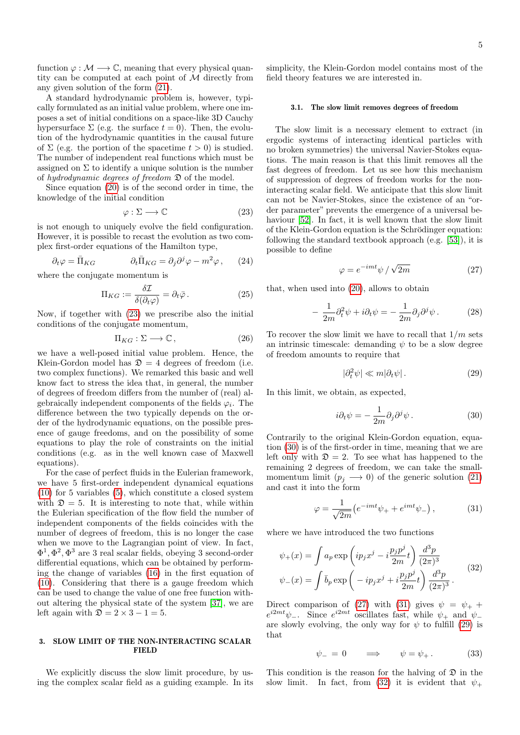function $\varphi : \mathcal{M} \longrightarrow \mathbb{C}$, meaning that every physical quantity can be computed at each point of $\mathcal{M}$ directly from any given solution of the form (21).

A standard hydrodynamic problem is, however, typically formulated as an initial value problem, where one imposes a set of initial conditions on a space-like 3D Cauchy hypersurface $\Sigma$ (e.g. the surface $t = 0$). Then, the evolution of the hydrodynamic quantities in the causal future of $\Sigma$ (e.g. the portion of the spacetime $t > 0$) is studied. The number of independent real functions which must be assigned on $\Sigma$ to identify a unique solution is the number of *hydrodynamic degrees of freedom* $\mathfrak{D}$ of the model.

Since equation (20) is of the second order in time, the knowledge of the initial condition

$$
\varphi : \Sigma \longrightarrow \mathbb{C} \tag{23}
$$

is not enough to uniquely evolve the field configuration. However, it is possible to recast the evolution as two complex first-order equations of the Hamilton type,

$$
\partial_t \varphi = \bar{\Pi}_{KG} \qquad\qquad \partial_t \bar{\Pi}_{KG} = \partial_j \partial^j \varphi - m^2 \varphi \,, \tag{24}
$$

where the conjugate momentum is

$$
\Pi_{KG} := \frac{\delta \mathcal{I}}{\delta(\partial_t \varphi)} = \partial_t \bar{\varphi} \,. \tag{25}
$$

Now, if together with (23) we prescribe also the initial conditions of the conjugate momentum,

$$
\Pi_{KG} : \Sigma \longrightarrow \mathbb{C} \,, \tag{26}
$$

we have a well-posed initial value problem. Hence, the Klein-Gordon model has $\mathfrak{D} = 4$ degrees of freedom (i.e. two complex functions). We remarked this basic and well know fact to stress the idea that, in general, the number of degrees of freedom differs from the number of (real) algebraically independent components of the fields $\varphi_i$. The difference between the two typically depends on the order of the hydrodynamic equations, on the possible presence of gauge freedoms, and on the possibility of some equations to play the role of constraints on the initial conditions (e.g. as in the well known case of Maxwell equations).

For the case of perfect fluids in the Eulerian framework, we have 5 first-order independent dynamical equations (10) for 5 variables (5), which constitute a closed system with $\mathfrak{D} = 5$. It is interesting to note that, while within the Eulerian specification of the flow field the number of independent components of the fields coincides with the number of degrees of freedom, this is no longer the case when we move to the Lagrangian point of view. In fact, $\Phi^1, \Phi^2, \Phi^3$ are 3 real scalar fields, obeying 3 second-order differential equations, which can be obtained by performing the change of variables (16) in the first equation of (10). Considering that there is a gauge freedom which can be used to change the value of one free function without altering the physical state of the system [37], we are left again with $\mathfrak{D} = 2 \times 3 - 1 = 5$.

## 3. SLOW LIMIT OF THE NON-INTERACTING SCALAR FIELD

We explicitly discuss the slow limit procedure, by using the complex scalar field as a guiding example. In its simplicity, the Klein-Gordon model contains most of the field theory features we are interested in.

### 3.1. The slow limit removes degrees of freedom

The slow limit is a necessary element to extract (in ergodic systems of interacting identical particles with no broken symmetries) the universal Navier-Stokes equations. The main reason is that this limit removes all the fast degrees of freedom. Let us see how this mechanism of suppression of degrees of freedom works for the non-interacting scalar field. We anticipate that this slow limit can not be Navier-Stokes, since the existence of an "order parameter" prevents the emergence of a universal behaviour [52]. In fact, it is well known that the slow limit of the Klein-Gordon equation is the Schrödinger equation: following the standard textbook approach (e.g. [53]), it is possible to define

$$
\varphi = e^{-imt} \psi \,/\, \sqrt{2m} \tag{27}
$$

that, when used into (20), allows to obtain

$$
-\frac{1}{2m} \partial_t^2 \psi + i \partial_t \psi = -\frac{1}{2m} \partial_j \partial^j \psi \,. \tag{28}
$$

To recover the slow limit we have to recall that $1/m$ sets an intrinsic timescale: demanding $\psi$ to be a slow degree of freedom amounts to require that

$$
|\partial_t^2 \psi| \ll m |\partial_t \psi| \,. \tag{29}
$$

In this limit, we obtain, as expected,

$$
i \partial_t \psi = -\frac{1}{2m} \partial_j \partial^j \psi \,. \tag{30}
$$

Contrarily to the original Klein-Gordon equation, equation (30) is of the first-order in time, meaning that we are left only with $\mathfrak{D} = 2$. To see what has happened to the remaining 2 degrees of freedom, we can take the small-momentum limit ($p_j \longrightarrow 0$) of the generic solution (21) and cast it into the form

$$
\varphi = \frac{1}{\sqrt{2m}} \big( e^{-imt} \psi_+ + e^{imt} \psi_- \big) \,, \tag{31}
$$

where we have introduced the two functions

$$
\begin{aligned}
\psi_+(x) &= \int a_p \exp\left( i p_j x^j - i \frac{p_j p^j}{2m} t \right) \frac{d^3 p}{(2\pi)^3} \\
\psi_-(x) &= \int \bar{b}_p \exp\left( - i p_j x^j + i \frac{p_j p^j}{2m} t \right) \frac{d^3 p}{(2\pi)^3} \,.
\end{aligned} \tag{32}
$$

Direct comparison of (27) with (31) gives $\psi = \psi_+ + e^{i2mt} \psi_-$. Since $e^{i2mt}$ oscillates fast, while $\psi_+$ and $\psi_-$ are slowly evolving, the only way for $\psi$ to fulfill (29) is that

$$
\psi_- = 0 \qquad \Longrightarrow \qquad \psi = \psi_+ \,. \tag{33}
$$

This condition is the reason for the halving of $\mathfrak{D}$ in the slow limit. In fact, from (32) it is evident that $\psi_+$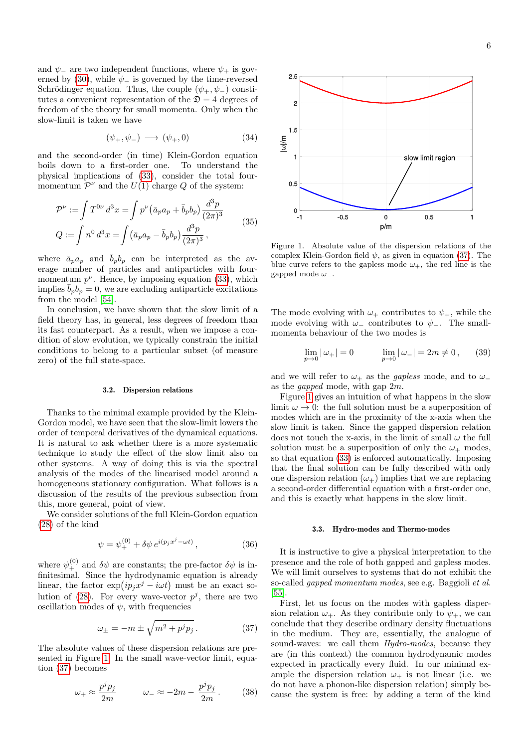and $\psi_-$ are two independent functions, where $\psi_+$ is governed by (30), while $\psi_-$ is governed by the time-reversed Schrödinger equation. Thus, the couple $(\psi_+, \psi_-)$ constitutes a convenient representation of the $\mathfrak{D} = 4$ degrees of freedom of the theory for small momenta. Only when the slow-limit is taken we have

$$(\psi_+, \psi_-) \longrightarrow (\psi_+, 0) \tag{34}$$

and the second-order (in time) Klein-Gordon equation boils down to a first-order one. To understand the physical implications of (33), consider the total four-momentum $\mathcal{P}^\nu$ and the $U(1)$ charge $Q$ of the system:

$$\begin{aligned} \mathcal{P}^\nu &:= \int T^{0\nu}\, d^3x = \int p^\nu \big(\bar{a}_p a_p + \bar{b}_p b_p\big) \frac{d^3 p}{(2\pi)^3} \\ Q &:= \int n^0\, d^3x = \int \big(\bar{a}_p a_p - \bar{b}_p b_p\big) \frac{d^3 p}{(2\pi)^3}\,, \end{aligned} \tag{35}$$

where $\bar{a}_p a_p$ and $\bar{b}_p b_p$ can be interpreted as the average number of particles and antiparticles with four-momentum $p^\nu$. Hence, by imposing equation (33), which implies $\bar{b}_p b_p = 0$, we are excluding antiparticle excitations from the model [54].

In conclusion, we have shown that the slow limit of a field theory has, in general, less degrees of freedom than its fast counterpart. As a result, when we impose a condition of slow evolution, we typically constrain the initial conditions to belong to a particular subset (of measure zero) of the full state-space.

### 3.2. Dispersion relations

Thanks to the minimal example provided by the Klein-Gordon model, we have seen that the slow-limit lowers the order of temporal derivatives of the dynamical equations. It is natural to ask whether there is a more systematic technique to study the effect of the slow limit also on other systems. A way of doing this is via the spectral analysis of the modes of the linearised model around a homogeneous stationary configuration. What follows is a discussion of the results of the previous subsection from this, more general, point of view.

We consider solutions of the full Klein-Gordon equation (28) of the kind

$$\psi = \psi_+^{(0)} + \delta\psi\, e^{i(p_j x^j - \omega t)}\,, \tag{36}$$

where $\psi_+^{(0)}$ and $\delta\psi$ are constants; the pre-factor $\delta\psi$ is infinitesimal. Since the hydrodynamic equation is already linear, the factor $\exp\big(ip_j x^j - i\omega t\big)$ must be an exact solution of (28). For every wave-vector $p^j$, there are two oscillation modes of $\psi$, with frequencies

$$\omega_\pm = -m \pm \sqrt{m^2 + p^j p_j}\,. \tag{37}$$

The absolute values of these dispersion relations are presented in Figure 1. In the small wave-vector limit, equation (37) becomes

$$\omega_+ \approx \frac{p^j p_j}{2m} \qquad\qquad \omega_- \approx -2m - \frac{p^j p_j}{2m}\,. \tag{38}$$

Figure 1. Absolute value of the dispersion relations of the complex Klein-Gordon field $\psi$, as given in equation (37). The blue curve refers to the gapless mode $\omega_+$, the red line is the gapped mode $\omega_-$.

The mode evolving with $\omega_+$ contributes to $\psi_+$, while the mode evolving with $\omega_-$ contributes to $\psi_-$. The small-momenta behaviour of the two modes is

$$\lim_{p\to 0} |\,\omega_+| = 0 \qquad\qquad \lim_{p\to 0} |\,\omega_-| = 2m \neq 0\,, \tag{39}$$

and we will refer to $\omega_+$ as the *gapless* mode, and to $\omega_-$ as the *gapped* mode, with gap $2m$.

Figure 1 gives an intuition of what happens in the slow limit $\omega \to 0$: the full solution must be a superposition of modes which are in the proximity of the x-axis when the slow limit is taken. Since the gapped dispersion relation does not touch the x-axis, in the limit of small $\omega$ the full solution must be a superposition of only the $\omega_+$ modes, so that equation (33) is enforced automatically. Imposing that the final solution can be fully described with only one dispersion relation ($\omega_+$) implies that we are replacing a second-order differential equation with a first-order one, and this is exactly what happens in the slow limit.

### 3.3. Hydro-modes and Thermo-modes

It is instructive to give a physical interpretation to the presence and the role of both gapped and gapless modes. We will limit ourselves to systems that do not exhibit the so-called *gapped momentum modes*, see e.g. Baggioli *et al.* [55].

First, let us focus on the modes with gapless dispersion relation $\omega_+$. As they contribute only to $\psi_+$, we can conclude that they describe ordinary density fluctuations in the medium. They are, essentially, the analogue of sound-waves: we call them *Hydro-modes*, because they are (in this context) the common hydrodynamic modes expected in practically every fluid. In our minimal example the dispersion relation $\omega_+$ is not linear (i.e. we do not have a phonon-like dispersion relation) simply because the system is free: by adding a term of the kind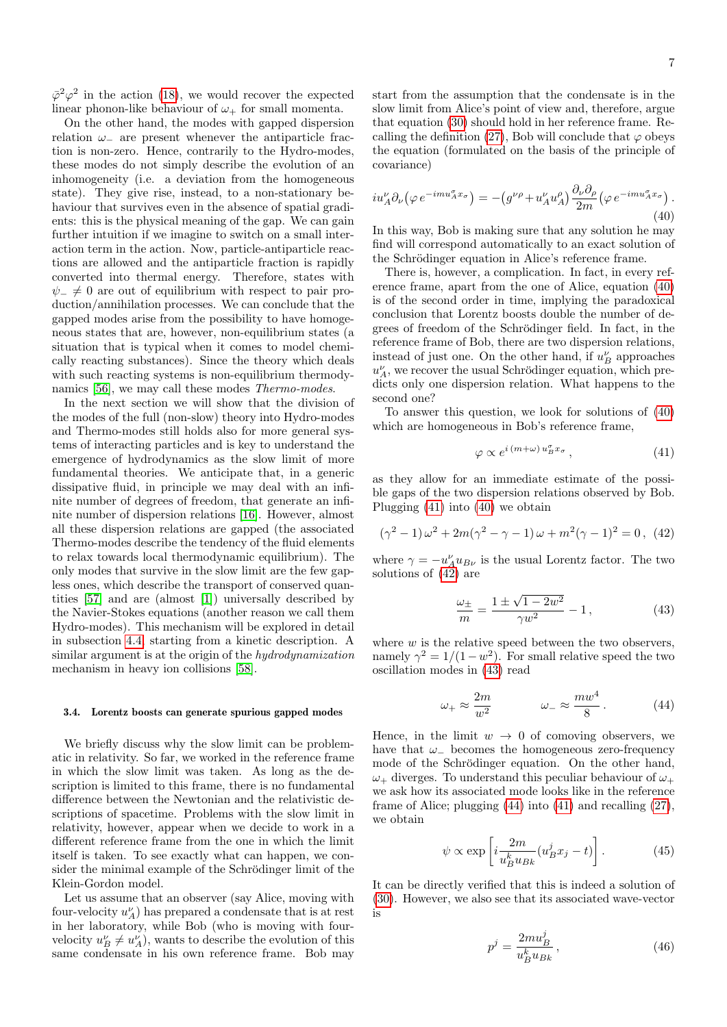$\bar{\varphi}^2\varphi^2$ in the action (18), we would recover the expected linear phonon-like behaviour of $\omega_+$ for small momenta.

On the other hand, the modes with gapped dispersion relation $\omega_-$ are present whenever the antiparticle fraction is non-zero. Hence, contrarily to the Hydro-modes, these modes do not simply describe the evolution of an inhomogeneity (i.e. a deviation from the homogeneous state). They give rise, instead, to a non-stationary behaviour that survives even in the absence of spatial gradients: this is the physical meaning of the gap. We can gain further intuition if we imagine to switch on a small interaction term in the action. Now, particle-antiparticle reactions are allowed and the antiparticle fraction is rapidly converted into thermal energy. Therefore, states with $\psi_- \neq 0$ are out of equilibrium with respect to pair production/annihilation processes. We can conclude that the gapped modes arise from the possibility to have homogeneous states that are, however, non-equilibrium states (a situation that is typical when it comes to model chemically reacting substances). Since the theory which deals with such reacting systems is non-equilibrium thermodynamics [56], we may call these modes *Thermo-modes*.

In the next section we will show that the division of the modes of the full (non-slow) theory into Hydro-modes and Thermo-modes still holds also for more general systems of interacting particles and is key to understand the emergence of hydrodynamics as the slow limit of more fundamental theories. We anticipate that, in a generic dissipative fluid, in principle we may deal with an infinite number of degrees of freedom, that generate an infinite number of dispersion relations [16]. However, almost all these dispersion relations are gapped (the associated Thermo-modes describe the tendency of the fluid elements to relax towards local thermodynamic equilibrium). The only modes that survive in the slow limit are the few gapless ones, which describe the transport of conserved quantities [57] and are (almost [1]) universally described by the Navier-Stokes equations (another reason we call them Hydro-modes). This mechanism will be explored in detail in subsection 4.4, starting from a kinetic description. A similar argument is at the origin of the *hydrodynamization* mechanism in heavy ion collisions [58].

### 3.4. Lorentz boosts can generate spurious gapped modes

We briefly discuss why the slow limit can be problematic in relativity. So far, we worked in the reference frame in which the slow limit was taken. As long as the description is limited to this frame, there is no fundamental difference between the Newtonian and the relativistic descriptions of spacetime. Problems with the slow limit in relativity, however, appear when we decide to work in a different reference frame from the one in which the limit itself is taken. To see exactly what can happen, we consider the minimal example of the Schrödinger limit of the Klein-Gordon model.

Let us assume that an observer (say Alice, moving with four-velocity $u^\nu_A$) has prepared a condensate that is at rest in her laboratory, while Bob (who is moving with four-velocity $u^\nu_B \neq u^\nu_A$), wants to describe the evolution of this same condensate in his own reference frame. Bob may start from the assumption that the condensate is in the slow limit from Alice's point of view and, therefore, argue that equation (30) should hold in her reference frame. Recalling the definition (27), Bob will conclude that $\varphi$ obeys the equation (formulated on the basis of the principle of covariance)

$$
iu^\nu_A \partial_\nu \big(\varphi\, e^{-imu^\sigma_A x_\sigma}\big) = -\big(g^{\nu\rho} + u^\nu_A u^\rho_A\big)\frac{\partial_\nu \partial_\rho}{2m}\big(\varphi\, e^{-imu^\sigma_A x_\sigma}\big)\,. \tag{40}
$$

In this way, Bob is making sure that any solution he may find will correspond automatically to an exact solution of the Schrödinger equation in Alice's reference frame.

There is, however, a complication. In fact, in every reference frame, apart from the one of Alice, equation (40) is of the second order in time, implying the paradoxical conclusion that Lorentz boosts double the number of degrees of freedom of the Schrödinger field. In fact, in the reference frame of Bob, there are two dispersion relations, instead of just one. On the other hand, if $u^\nu_B$ approaches $u^\nu_A$, we recover the usual Schrödinger equation, which predicts only one dispersion relation. What happens to the second one?

To answer this question, we look for solutions of (40) which are homogeneous in Bob's reference frame,

$$
\varphi \propto e^{i\,(m+\omega)\,u^\sigma_B x_\sigma}\,, \tag{41}
$$

as they allow for an immediate estimate of the possible gaps of the two dispersion relations observed by Bob. Plugging (41) into (40) we obtain

$$
(\gamma^2-1)\,\omega^2 + 2m(\gamma^2-\gamma-1)\,\omega + m^2(\gamma-1)^2 = 0\,, \tag{42}
$$

where $\gamma = -u^\nu_A u_{B\nu}$ is the usual Lorentz factor. The two solutions of (42) are

$$
\frac{\omega_\pm}{m} = \frac{1 \pm \sqrt{1-2w^2}}{\gamma w^2} - 1\,, \tag{43}
$$

where $w$ is the relative speed between the two observers, namely $\gamma^2 = 1/(1-w^2)$. For small relative speed the two oscillation modes in (43) read

$$
\omega_+ \approx \frac{2m}{w^2} \qquad\qquad \omega_- \approx \frac{mw^4}{8}\,. \tag{44}
$$

Hence, in the limit $w \to 0$ of comoving observers, we have that $\omega_-$ becomes the homogeneous zero-frequency mode of the Schrödinger equation. On the other hand, $\omega_+$ diverges. To understand this peculiar behaviour of $\omega_+$ we ask how its associated mode looks like in the reference frame of Alice; plugging (44) into (41) and recalling (27), we obtain

$$
\psi \propto \exp\left[ i\frac{2m}{u^k_B u_{Bk}}(u^j_B x_j - t)\right]. \tag{45}
$$

It can be directly verified that this is indeed a solution of (30). However, we also see that its associated wave-vector is

$$
p^j = \frac{2mu^j_B}{u^k_B u_{Bk}}\,, \tag{46}
$$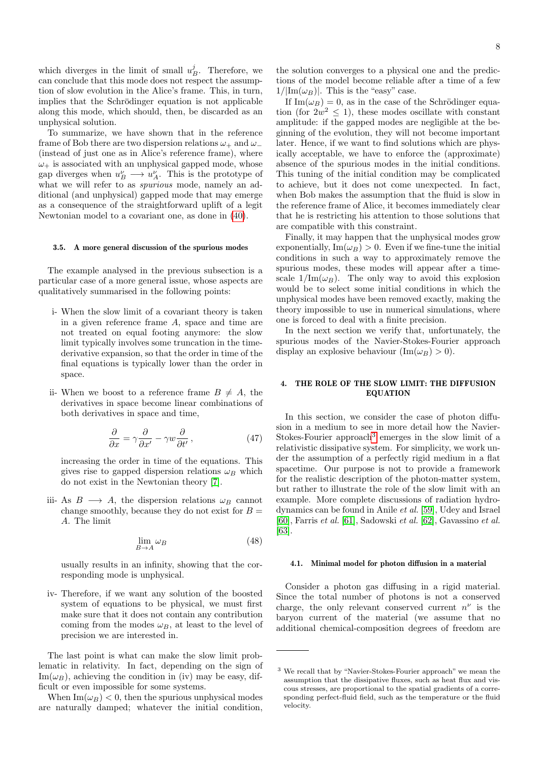which diverges in the limit of small $u_B^j$. Therefore, we can conclude that this mode does not respect the assumption of slow evolution in the Alice's frame. This, in turn, implies that the Schrödinger equation is not applicable along this mode, which should, then, be discarded as an unphysical solution.

To summarize, we have shown that in the reference frame of Bob there are two dispersion relations $\omega_+$ and $\omega_-$ (instead of just one as in Alice's reference frame), where $\omega_+$ is associated with an unphysical gapped mode, whose gap diverges when $u_B^\nu \longrightarrow u_A^\nu$. This is the prototype of what we will refer to as *spurious* mode, namely an additional (and unphysical) gapped mode that may emerge as a consequence of the straightforward uplift of a legit Newtonian model to a covariant one, as done in (40).

### 3.5. A more general discussion of the spurious modes

The example analysed in the previous subsection is a particular case of a more general issue, whose aspects are qualitatively summarised in the following points:

i- When the slow limit of a covariant theory is taken in a given reference frame $A$, space and time are not treated on equal footing anymore: the slow limit typically involves some truncation in the time-derivative expansion, so that the order in time of the final equations is typically lower than the order in space.

ii- When we boost to a reference frame $B \neq A$, the derivatives in space become linear combinations of both derivatives in space and time,

$$\frac{\partial}{\partial x} = \gamma \frac{\partial}{\partial x'} - \gamma w \frac{\partial}{\partial t'} \, , \tag{47}$$

increasing the order in time of the equations. This gives rise to gapped dispersion relations $\omega_B$ which do not exist in the Newtonian theory [7].

iii- As $B \longrightarrow A$, the dispersion relations $\omega_B$ cannot change smoothly, because they do not exist for $B = A$. The limit

$$\lim_{B \to A} \omega_B \tag{48}$$

usually results in an infinity, showing that the corresponding mode is unphysical.

iv- Therefore, if we want any solution of the boosted system of equations to be physical, we must first make sure that it does not contain any contribution coming from the modes $\omega_B$, at least to the level of precision we are interested in.

The last point is what can make the slow limit problematic in relativity. In fact, depending on the sign of $\mathrm{Im}(\omega_B)$, achieving the condition in (iv) may be easy, difficult or even impossible for some systems.

When $\mathrm{Im}(\omega_B) < 0$, then the spurious unphysical modes are naturally damped; whatever the initial condition, the solution converges to a physical one and the predictions of the model become reliable after a time of a few $1/|\mathrm{Im}(\omega_B)|$. This is the "easy" case.

If $\mathrm{Im}(\omega_B) = 0$, as in the case of the Schrödinger equation (for $2w^2 \leq 1$), these modes oscillate with constant amplitude: if the gapped modes are negligible at the beginning of the evolution, they will not become important later. Hence, if we want to find solutions which are physically acceptable, we have to enforce the (approximate) absence of the spurious modes in the initial conditions. This tuning of the initial condition may be complicated to achieve, but it does not come unexpected. In fact, when Bob makes the assumption that the fluid is slow in the reference frame of Alice, it becomes immediately clear that he is restricting his attention to those solutions that are compatible with this constraint.

Finally, it may happen that the unphysical modes grow exponentially, $\mathrm{Im}(\omega_B) > 0$. Even if we fine-tune the initial conditions in such a way to approximately remove the spurious modes, these modes will appear after a timescale $1/\mathrm{Im}(\omega_B)$. The only way to avoid this explosion would be to select some initial conditions in which the unphysical modes have been removed exactly, making the theory impossible to use in numerical simulations, where one is forced to deal with a finite precision.

In the next section we verify that, unfortunately, the spurious modes of the Navier-Stokes-Fourier approach display an explosive behaviour ($\mathrm{Im}(\omega_B) > 0$).

## 4. THE ROLE OF THE SLOW LIMIT: THE DIFFUSION EQUATION

In this section, we consider the case of photon diffusion in a medium to see in more detail how the Navier-Stokes-Fourier approach[3] emerges in the slow limit of a relativistic dissipative system. For simplicity, we work under the assumption of a perfectly rigid medium in a flat spacetime. Our purpose is not to provide a framework for the realistic description of the photon-matter system, but rather to illustrate the role of the slow limit with an example. More complete discussions of radiation hydrodynamics can be found in Anile *et al.* [59], Udey and Israel [60], Farris *et al.* [61], Sadowski *et al.* [62], Gavassino *et al.* [63].

### 4.1. Minimal model for photon diffusion in a material

Consider a photon gas diffusing in a rigid material. Since the total number of photons is not a conserved charge, the only relevant conserved current $n^\nu$ is the baryon current of the material (we assume that no additional chemical-composition degrees of freedom are

---

[3] We recall that by "Navier-Stokes-Fourier approach" we mean the assumption that the dissipative fluxes, such as heat flux and viscous stresses, are proportional to the spatial gradients of a corresponding perfect-fluid field, such as the temperature or the fluid velocity.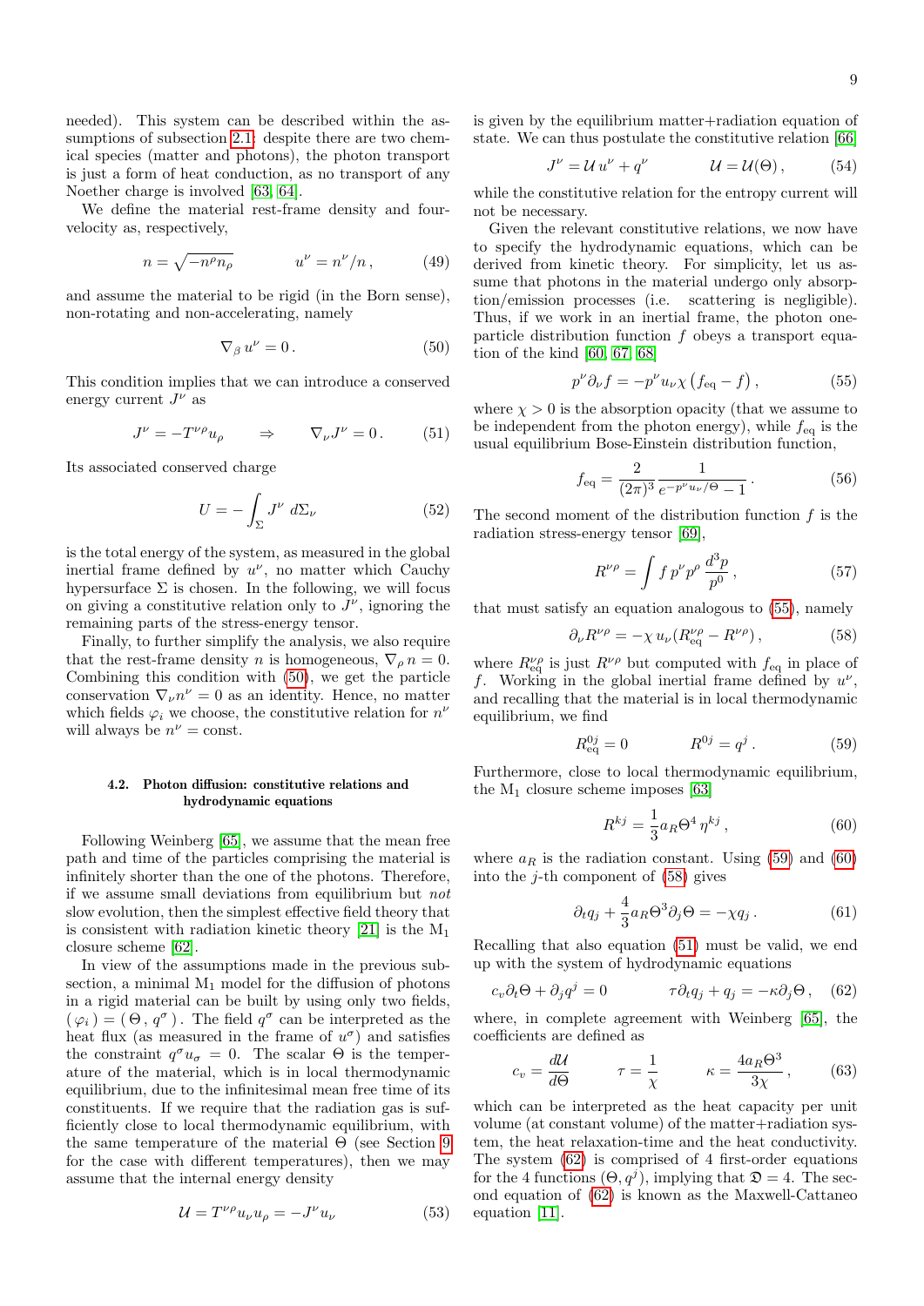needed). This system can be described within the assumptions of subsection 2.1; despite there are two chemical species (matter and photons), the photon transport is just a form of heat conduction, as no transport of any Noether charge is involved [63, 64].

We define the material rest-frame density and four-velocity as, respectively,

$$n = \sqrt{-n^\rho n_\rho} \qquad\qquad u^\nu = n^\nu/n\,, \tag{49}$$

and assume the material to be rigid (in the Born sense), non-rotating and non-accelerating, namely

$$\nabla_\beta \, u^\nu = 0\,. \tag{50}$$

This condition implies that we can introduce a conserved energy current $J^\nu$ as

$$J^\nu = -T^{\nu\rho}u_\rho \qquad \Rightarrow \qquad \nabla_\nu J^\nu = 0\,. \tag{51}$$

Its associated conserved charge

$$U = -\int_\Sigma J^\nu \, d\Sigma_\nu \tag{52}$$

is the total energy of the system, as measured in the global inertial frame defined by $u^\nu$, no matter which Cauchy hypersurface $\Sigma$ is chosen. In the following, we will focus on giving a constitutive relation only to $J^\nu$, ignoring the remaining parts of the stress-energy tensor.

Finally, to further simplify the analysis, we also require that the rest-frame density $n$ is homogeneous, $\nabla_\rho n = 0$. Combining this condition with (50), we get the particle conservation $\nabla_\nu n^\nu = 0$ as an identity. Hence, no matter which fields $\varphi_i$ we choose, the constitutive relation for $n^\nu$ will always be $n^\nu = \text{const}$.

#### 4.2. Photon diffusion: constitutive relations and hydrodynamic equations

Following Weinberg [65], we assume that the mean free path and time of the particles comprising the material is infinitely shorter than the one of the photons. Therefore, if we assume small deviations from equilibrium but *not* slow evolution, then the simplest effective field theory that is consistent with radiation kinetic theory [21] is the $M_1$ closure scheme [62].

In view of the assumptions made in the previous subsection, a minimal $M_1$ model for the diffusion of photons in a rigid material can be built by using only two fields, $(\varphi_i) = (\Theta\,, q^\sigma)$. The field $q^\sigma$ can be interpreted as the heat flux (as measured in the frame of $u^\sigma$) and satisfies the constraint $q^\sigma u_\sigma = 0$. The scalar $\Theta$ is the temperature of the material, which is in local thermodynamic equilibrium, due to the infinitesimal mean free time of its constituents. If we require that the radiation gas is sufficiently close to local thermodynamic equilibrium, with the same temperature of the material $\Theta$ (see Section 9 for the case with different temperatures), then we may assume that the internal energy density

$$\mathcal{U} = T^{\nu\rho}u_\nu u_\rho = -J^\nu u_\nu \tag{53}$$

is given by the equilibrium matter+radiation equation of state. We can thus postulate the constitutive relation [66]

$$J^\nu = \mathcal{U}\,u^\nu + q^\nu \qquad\qquad \mathcal{U} = \mathcal{U}(\Theta)\,, \tag{54}$$

while the constitutive relation for the entropy current will not be necessary.

Given the relevant constitutive relations, we now have to specify the hydrodynamic equations, which can be derived from kinetic theory. For simplicity, let us assume that photons in the material undergo only absorption/emission processes (i.e. scattering is negligible). Thus, if we work in an inertial frame, the photon one-particle distribution function $f$ obeys a transport equation of the kind [60, 67, 68]

$$p^\nu \partial_\nu f = -p^\nu u_\nu \chi \left(f_{\text{eq}} - f\right), \tag{55}$$

where $\chi > 0$ is the absorption opacity (that we assume to be independent from the photon energy), while $f_{\text{eq}}$ is the usual equilibrium Bose-Einstein distribution function,

$$f_{\text{eq}} = \frac{2}{(2\pi)^3} \frac{1}{e^{-p^\nu u_\nu/\Theta} - 1}\,. \tag{56}$$

The second moment of the distribution function $f$ is the radiation stress-energy tensor [69],

$$R^{\nu\rho} = \int f\, p^\nu p^\rho \, \frac{d^3p}{p^0}\,, \tag{57}$$

that must satisfy an equation analogous to (55), namely

$$\partial_\nu R^{\nu\rho} = -\chi\, u_\nu (R^{\nu\rho}_{\text{eq}} - R^{\nu\rho})\,, \tag{58}$$

where $R^{\nu\rho}_{\text{eq}}$ is just $R^{\nu\rho}$ but computed with $f_{\text{eq}}$ in place of $f$. Working in the global inertial frame defined by $u^\nu$, and recalling that the material is in local thermodynamic equilibrium, we find

$$R^{0j}_{\text{eq}} = 0 \qquad\qquad R^{0j} = q^j\,. \tag{59}$$

Furthermore, close to local thermodynamic equilibrium, the $M_1$ closure scheme imposes [63]

$$R^{kj} = \frac{1}{3} a_R \Theta^4 \eta^{kj}\,, \tag{60}$$

where $a_R$ is the radiation constant. Using (59) and (60) into the $j$-th component of (58) gives

$$\partial_t q_j + \frac{4}{3} a_R \Theta^3 \partial_j \Theta = -\chi q_j\,. \tag{61}$$

Recalling that also equation (51) must be valid, we end up with the system of hydrodynamic equations

$$c_v \partial_t \Theta + \partial_j q^j = 0 \qquad\qquad \tau \partial_t q_j + q_j = -\kappa \partial_j \Theta\,, \tag{62}$$

where, in complete agreement with Weinberg [65], the coefficients are defined as

$$c_v = \frac{d\mathcal{U}}{d\Theta} \qquad\quad \tau = \frac{1}{\chi} \qquad\quad \kappa = \frac{4a_R\Theta^3}{3\chi}\,, \tag{63}$$

which can be interpreted as the heat capacity per unit volume (at constant volume) of the matter+radiation system, the heat relaxation-time and the heat conductivity. The system (62) is comprised of 4 first-order equations for the 4 functions $(\Theta, q^j)$, implying that $\mathfrak{D} = 4$. The second equation of (62) is known as the Maxwell-Cattaneo equation [11].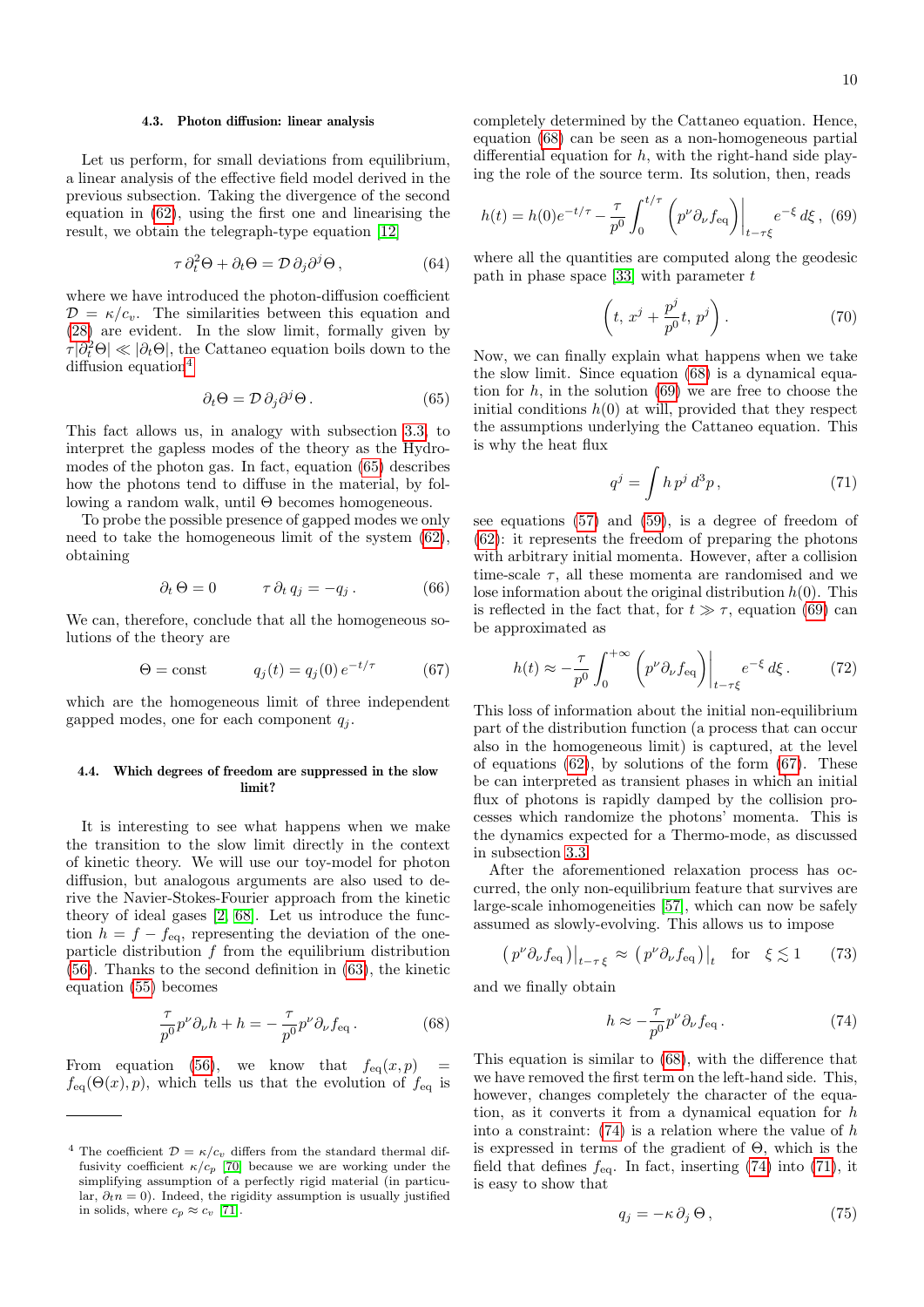### 4.3. Photon diffusion: linear analysis

Let us perform, for small deviations from equilibrium, a linear analysis of the effective field model derived in the previous subsection. Taking the divergence of the second equation in (62), using the first one and linearising the result, we obtain the telegraph-type equation [12]

$$\tau\, \partial_t^2 \Theta + \partial_t \Theta = \mathcal{D}\, \partial_j \partial^j \Theta\,, \tag{64}$$

where we have introduced the photon-diffusion coefficient $\mathcal{D} = \kappa/c_v$. The similarities between this equation and (28) are evident. In the slow limit, formally given by $\tau |\partial_t^2 \Theta| \ll |\partial_t \Theta|$, the Cattaneo equation boils down to the diffusion equation[4]

$$\partial_t \Theta = \mathcal{D}\, \partial_j \partial^j \Theta\,. \tag{65}$$

This fact allows us, in analogy with subsection 3.3, to interpret the gapless modes of the theory as the Hydro-modes of the photon gas. In fact, equation (65) describes how the photons tend to diffuse in the material, by following a random walk, until $\Theta$ becomes homogeneous.

To probe the possible presence of gapped modes we only need to take the homogeneous limit of the system (62), obtaining

$$\partial_t\, \Theta = 0 \qquad \tau\, \partial_t\, q_j = -q_j\,. \tag{66}$$

We can, therefore, conclude that all the homogeneous solutions of the theory are

$$\Theta = \text{const} \qquad q_j(t) = q_j(0)\, e^{-t/\tau} \tag{67}$$

which are the homogeneous limit of three independent gapped modes, one for each component $q_j$.

### 4.4. Which degrees of freedom are suppressed in the slow limit?

It is interesting to see what happens when we make the transition to the slow limit directly in the context of kinetic theory. We will use our toy-model for photon diffusion, but analogous arguments are also used to derive the Navier-Stokes-Fourier approach from the kinetic theory of ideal gases [2, 68]. Let us introduce the function $h = f - f_{\text{eq}}$, representing the deviation of the one-particle distribution $f$ from the equilibrium distribution (56). Thanks to the second definition in (63), the kinetic equation (55) becomes

$$\frac{\tau}{p^0} p^\nu \partial_\nu h + h = -\frac{\tau}{p^0} p^\nu \partial_\nu f_{\text{eq}}\,. \tag{68}$$

From equation (56), we know that $f_{\text{eq}}(x, p) = f_{\text{eq}}(\Theta(x), p)$, which tells us that the evolution of $f_{\text{eq}}$ is completely determined by the Cattaneo equation. Hence, equation (68) can be seen as a non-homogeneous partial differential equation for $h$, with the right-hand side playing the role of the source term. Its solution, then, reads

$$h(t) = h(0) e^{-t/\tau} - \frac{\tau}{p^0} \int_0^{t/\tau} \Big( p^\nu \partial_\nu f_{\text{eq}} \Big)\Big|_{t-\tau\xi} e^{-\xi}\, d\xi\,, \tag{69}$$

where all the quantities are computed along the geodesic path in phase space [33] with parameter $t$

$$\left( t,\, x^j + \frac{p^j}{p^0} t,\, p^j \right). \tag{70}$$

Now, we can finally explain what happens when we take the slow limit. Since equation (68) is a dynamical equation for $h$, in the solution (69) we are free to choose the initial conditions $h(0)$ at will, provided that they respect the assumptions underlying the Cattaneo equation. This is why the heat flux

$$q^j = \int h\, p^j\, d^3p\,, \tag{71}$$

see equations (57) and (59), is a degree of freedom of (62): it represents the freedom of preparing the photons with arbitrary initial momenta. However, after a collision time-scale $\tau$, all these momenta are randomised and we lose information about the original distribution $h(0)$. This is reflected in the fact that, for $t \gg \tau$, equation (69) can be approximated as

$$h(t) \approx -\frac{\tau}{p^0} \int_0^{+\infty} \Big( p^\nu \partial_\nu f_{\text{eq}} \Big)\Big|_{t-\tau\xi} e^{-\xi}\, d\xi\,. \tag{72}$$

This loss of information about the initial non-equilibrium part of the distribution function (a process that can occur also in the homogeneous limit) is captured, at the level of equations (62), by solutions of the form (67). These be can interpreted as transient phases in which an initial flux of photons is rapidly damped by the collision processes which randomize the photons' momenta. This is the dynamics expected for a Thermo-mode, as discussed in subsection 3.3.

After the aforementioned relaxation process has occurred, the only non-equilibrium feature that survives are large-scale inhomogeneities [57], which can now be safely assumed as slowly-evolving. This allows us to impose

$$\big( p^\nu \partial_\nu f_{\text{eq}} \big)\big|_{t-\tau\,\xi} \approx \big( p^\nu \partial_\nu f_{\text{eq}} \big)\big|_t \quad \text{for} \quad \xi \lesssim 1 \tag{73}$$

and we finally obtain

$$h \approx -\frac{\tau}{p^0} p^\nu \partial_\nu f_{\text{eq}}\,. \tag{74}$$

This equation is similar to (68), with the difference that we have removed the first term on the left-hand side. This, however, changes completely the character of the equation, as it converts it from a dynamical equation for $h$ into a constraint: (74) is a relation where the value of $h$ is expressed in terms of the gradient of $\Theta$, which is the field that defines $f_{\text{eq}}$. In fact, inserting (74) into (71), it is easy to show that

$$q_j = -\kappa\, \partial_j\, \Theta\,, \tag{75}$$

[4] The coefficient $\mathcal{D} = \kappa/c_v$ differs from the standard thermal diffusivity coefficient $\kappa/c_p$ [70] because we are working under the simplifying assumption of a perfectly rigid material (in particular, $\partial_t n = 0$). Indeed, the rigidity assumption is usually justified in solids, where $c_p \approx c_v$ [71].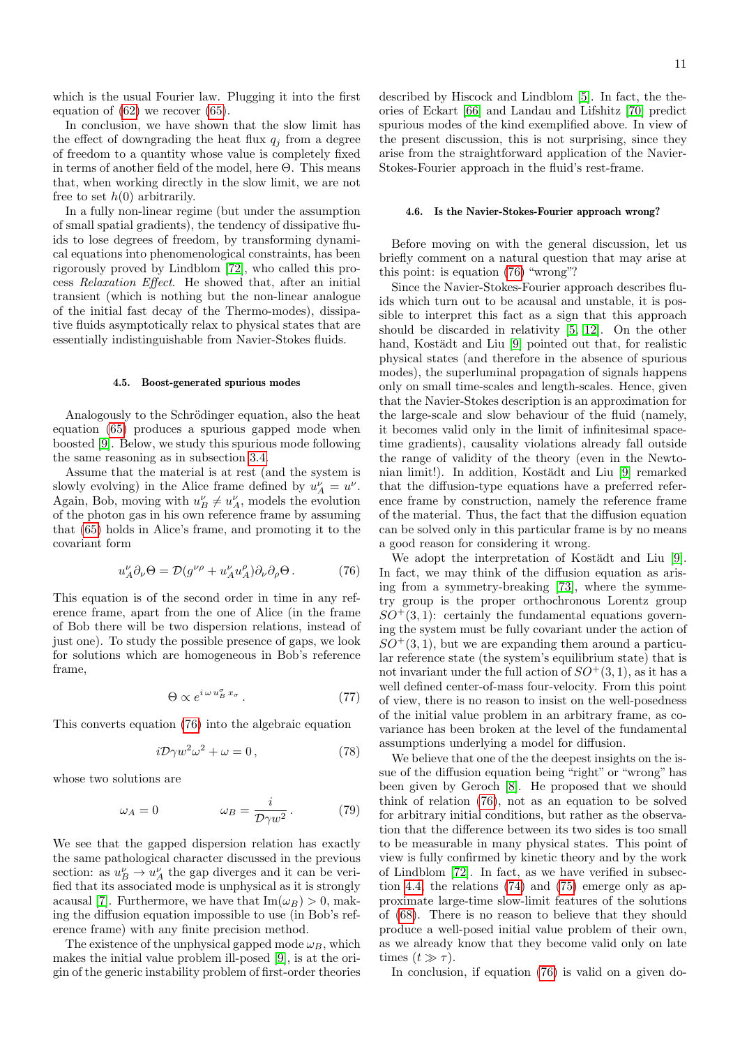which is the usual Fourier law. Plugging it into the first equation of (62) we recover (65).

In conclusion, we have shown that the slow limit has the effect of downgrading the heat flux $q_j$ from a degree of freedom to a quantity whose value is completely fixed in terms of another field of the model, here $\Theta$. This means that, when working directly in the slow limit, we are not free to set $h(0)$ arbitrarily.

In a fully non-linear regime (but under the assumption of small spatial gradients), the tendency of dissipative fluids to lose degrees of freedom, by transforming dynamical equations into phenomenological constraints, has been rigorously proved by Lindblom [72], who called this process *Relaxation Effect*. He showed that, after an initial transient (which is nothing but the non-linear analogue of the initial fast decay of the Thermo-modes), dissipative fluids asymptotically relax to physical states that are essentially indistinguishable from Navier-Stokes fluids.

#### 4.5. Boost-generated spurious modes

Analogously to the Schrödinger equation, also the heat equation (65) produces a spurious gapped mode when boosted [9]. Below, we study this spurious mode following the same reasoning as in subsection 3.4.

Assume that the material is at rest (and the system is slowly evolving) in the Alice frame defined by $u^\nu_A = u^\nu$. Again, Bob, moving with $u^\nu_B \neq u^\nu_A$, models the evolution of the photon gas in his own reference frame by assuming that (65) holds in Alice's frame, and promoting it to the covariant form

$$u^\nu_A \partial_\nu \Theta = \mathcal{D}(g^{\nu\rho} + u^\nu_A u^\rho_A)\partial_\nu \partial_\rho \Theta \,. \tag{76}$$

This equation is of the second order in time in any reference frame, apart from the one of Alice (in the frame of Bob there will be two dispersion relations, instead of just one). To study the possible presence of gaps, we look for solutions which are homogeneous in Bob's reference frame,

$$\Theta \propto e^{i\,\omega\, u^\sigma_B\, x_\sigma} \,. \tag{77}$$

This converts equation (76) into the algebraic equation

$$i\mathcal{D}\gamma w^2 \omega^2 + \omega = 0 \,, \tag{78}$$

whose two solutions are

$$\omega_A = 0 \qquad\qquad \omega_B = \frac{i}{\mathcal{D}\gamma w^2} \,. \tag{79}$$

We see that the gapped dispersion relation has exactly the same pathological character discussed in the previous section: as $u^\nu_B \to u^\nu_A$ the gap diverges and it can be verified that its associated mode is unphysical as it is strongly acausal [7]. Furthermore, we have that $\text{Im}(\omega_B) > 0$, making the diffusion equation impossible to use (in Bob's reference frame) with any finite precision method.

The existence of the unphysical gapped mode $\omega_B$, which makes the initial value problem ill-posed [9], is at the origin of the generic instability problem of first-order theories described by Hiscock and Lindblom [5]. In fact, the theories of Eckart [66] and Landau and Lifshitz [70] predict spurious modes of the kind exemplified above. In view of the present discussion, this is not surprising, since they arise from the straightforward application of the Navier-Stokes-Fourier approach in the fluid's rest-frame.

#### 4.6. Is the Navier-Stokes-Fourier approach wrong?

Before moving on with the general discussion, let us briefly comment on a natural question that may arise at this point: is equation (76) "wrong"?

Since the Navier-Stokes-Fourier approach describes fluids which turn out to be acausal and unstable, it is possible to interpret this fact as a sign that this approach should be discarded in relativity [5, 12]. On the other hand, Kostädt and Liu [9] pointed out that, for realistic physical states (and therefore in the absence of spurious modes), the superluminal propagation of signals happens only on small time-scales and length-scales. Hence, given that the Navier-Stokes description is an approximation for the large-scale and slow behaviour of the fluid (namely, it becomes valid only in the limit of infinitesimal spacetime gradients), causality violations already fall outside the range of validity of the theory (even in the Newtonian limit!). In addition, Kostädt and Liu [9] remarked that the diffusion-type equations have a preferred reference frame by construction, namely the reference frame of the material. Thus, the fact that the diffusion equation can be solved only in this particular frame is by no means a good reason for considering it wrong.

We adopt the interpretation of Kostädt and Liu [9]. In fact, we may think of the diffusion equation as arising from a symmetry-breaking [73], where the symmetry group is the proper orthochronous Lorentz group $SO^+(3,1)$: certainly the fundamental equations governing the system must be fully covariant under the action of $SO^+(3,1)$, but we are expanding them around a particular reference state (the system's equilibrium state) that is not invariant under the full action of $SO^+(3,1)$, as it has a well defined center-of-mass four-velocity. From this point of view, there is no reason to insist on the well-posedness of the initial value problem in an arbitrary frame, as covariance has been broken at the level of the fundamental assumptions underlying a model for diffusion.

We believe that one of the the deepest insights on the issue of the diffusion equation being "right" or "wrong" has been given by Geroch [8]. He proposed that we should think of relation (76), not as an equation to be solved for arbitrary initial conditions, but rather as the observation that the difference between its two sides is too small to be measurable in many physical states. This point of view is fully confirmed by kinetic theory and by the work of Lindblom [72]. In fact, as we have verified in subsection 4.4, the relations (74) and (75) emerge only as approximate large-time slow-limit features of the solutions of (68). There is no reason to believe that they should produce a well-posed initial value problem of their own, as we already know that they become valid only on late times ($t \gg \tau$).

In conclusion, if equation (76) is valid on a given do-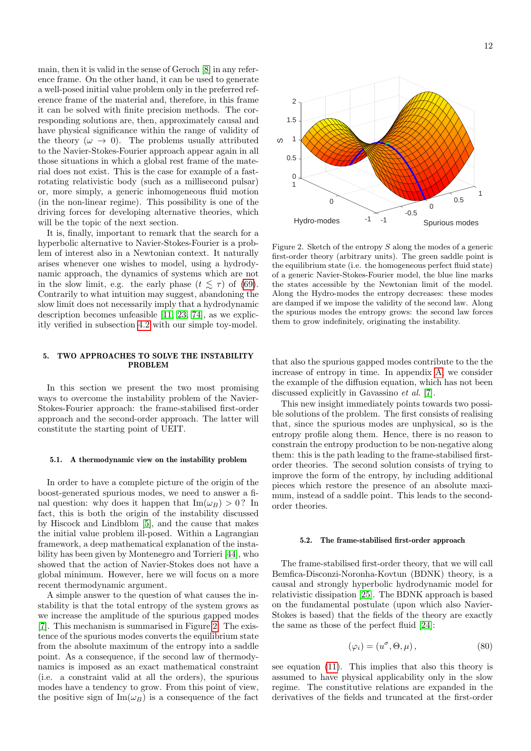main, then it is valid in the sense of Geroch [8] in any reference frame. On the other hand, it can be used to generate a well-posed initial value problem only in the preferred reference frame of the material and, therefore, in this frame it can be solved with finite precision methods. The corresponding solutions are, then, approximately causal and have physical significance within the range of validity of the theory ($\omega \to 0$). The problems usually attributed to the Navier-Stokes-Fourier approach appear again in all those situations in which a global rest frame of the material does not exist. This is the case for example of a fast-rotating relativistic body (such as a millisecond pulsar) or, more simply, a generic inhomogeneous fluid motion (in the non-linear regime). This possibility is one of the driving forces for developing alternative theories, which will be the topic of the next section.

It is, finally, important to remark that the search for a hyperbolic alternative to Navier-Stokes-Fourier is a problem of interest also in a Newtonian context. It naturally arises whenever one wishes to model, using a hydrodynamic approach, the dynamics of systems which are not in the slow limit, e.g. the early phase ($t \lesssim \tau$) of (69). Contrarily to what intuition may suggest, abandoning the slow limit does not necessarily imply that a hydrodynamic description becomes unfeasible [11, 23, 74], as we explicitly verified in subsection 4.2 with our simple toy-model.

## 5. TWO APPROACHES TO SOLVE THE INSTABILITY PROBLEM

In this section we present the two most promising ways to overcome the instability problem of the Navier-Stokes-Fourier approach: the frame-stabilised first-order approach and the second-order approach. The latter will constitute the starting point of UEIT.

### 5.1. A thermodynamic view on the instability problem

In order to have a complete picture of the origin of the boost-generated spurious modes, we need to answer a final question: why does it happen that $\text{Im}(\omega_B) > 0$? In fact, this is both the origin of the instability discussed by Hiscock and Lindblom [5], and the cause that makes the initial value problem ill-posed. Within a Lagrangian framework, a deep mathematical explanation of the instability has been given by Montenegro and Torrieri [44], who showed that the action of Navier-Stokes does not have a global minimum. However, here we will focus on a more recent thermodynamic argument.

A simple answer to the question of what causes the instability is that the total entropy of the system grows as we increase the amplitude of the spurious gapped modes [7]. This mechanism is summarised in Figure 2. The existence of the spurious modes converts the equilibrium state from the absolute maximum of the entropy into a saddle point. As a consequence, if the second law of thermodynamics is imposed as an exact mathematical constraint (i.e. a constraint valid at all the orders), the spurious modes have a tendency to grow. From this point of view, the positive sign of $\text{Im}(\omega_B)$ is a consequence of the fact that also the spurious gapped modes contribute to the the increase of entropy in time. In appendix A, we consider the example of the diffusion equation, which has not been discussed explicitly in Gavassino *et al.* [7].

Figure 2. Sketch of the entropy $S$ along the modes of a generic first-order theory (arbitrary units). The green saddle point is the equilibrium state (i.e. the homogeneous perfect fluid state) of a generic Navier-Stokes-Fourier model, the blue line marks the states accessible by the Newtonian limit of the model. Along the Hydro-modes the entropy decreases: these modes are damped if we impose the validity of the second law. Along the spurious modes the entropy grows: the second law forces them to grow indefinitely, originating the instability.

This new insight immediately points towards two possible solutions of the problem. The first consists of realising that, since the spurious modes are unphysical, so is the entropy profile along them. Hence, there is no reason to constrain the entropy production to be non-negative along them: this is the path leading to the frame-stabilised first-order theories. The second solution consists of trying to improve the form of the entropy, by including additional pieces which restore the presence of an absolute maximum, instead of a saddle point. This leads to the second-order theories.

### 5.2. The frame-stabilised first-order approach

The frame-stabilised first-order theory, that we will call Bemfica-Disconzi-Noronha-Kovtun (BDNK) theory, is a causal and strongly hyperbolic hydrodynamic model for relativistic dissipation [25]. The BDNK approach is based on the fundamental postulate (upon which also Navier-Stokes is based) that the fields of the theory are exactly the same as those of the perfect fluid [24]:

$$(\varphi_i) = (u^\sigma, \Theta, \mu), \tag{80}$$

see equation (11). This implies that also this theory is assumed to have physical applicability only in the slow regime. The constitutive relations are expanded in the derivatives of the fields and truncated at the first-order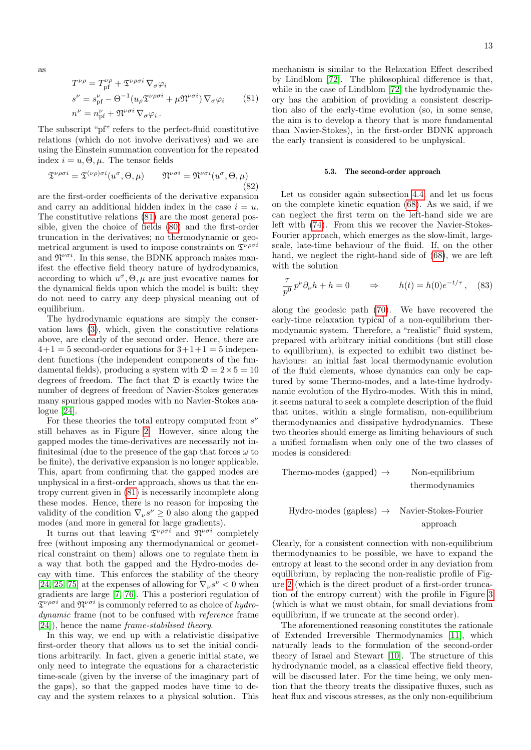as

$$
\begin{aligned}
T^{\nu\rho} &= T^{\nu\rho}_{\text{pf}} + \mathfrak{T}^{\nu\rho\sigma i}\,\nabla_\sigma \varphi_i \\
s^\nu &= s^\nu_{\text{pf}} - \Theta^{-1}(u_\rho \mathfrak{T}^{\nu\rho\sigma i} + \mu \mathfrak{N}^{\nu\sigma i})\,\nabla_\sigma \varphi_i \\
n^\nu &= n^\nu_{\text{pf}} + \mathfrak{N}^{\nu\sigma i}\,\nabla_\sigma \varphi_i\,.
\end{aligned}
\tag{81}
$$

The subscript "pf" refers to the perfect-fluid constitutive relations (which do not involve derivatives) and we are using the Einstein summation convention for the repeated index $i = u, \Theta, \mu$. The tensor fields

$$
\mathfrak{T}^{\nu\rho\sigma i} = \mathfrak{T}^{(\nu\rho)\sigma i}(u^\sigma, \Theta, \mu) \qquad \mathfrak{N}^{\nu\sigma i} = \mathfrak{N}^{\nu\sigma i}(u^\sigma, \Theta, \mu)
\tag{82}
$$

are the first-order coefficients of the derivative expansion and carry an additional hidden index in the case $i = u$. The constitutive relations (81) are the most general possible, given the choice of fields (80) and the first-order truncation in the derivatives; no thermodynamic or geometrical argument is used to impose constraints on $\mathfrak{T}^{\nu\rho\sigma i}$ and $\mathfrak{N}^{\nu\sigma i}$. In this sense, the BDNK approach makes manifest the effective field theory nature of hydrodynamics, according to which $u^\sigma, \Theta, \mu$ are just evocative names for the dynamical fields upon which the model is built: they do not need to carry any deep physical meaning out of equilibrium.

The hydrodynamic equations are simply the conservation laws (3), which, given the constitutive relations above, are clearly of the second order. Hence, there are $4{+}1 = 5$ second-order equations for $3{+}1{+}1 = 5$ independent functions (the independent components of the fundamental fields), producing a system with $\mathfrak{D} = 2 \times 5 = 10$ degrees of freedom. The fact that $\mathfrak{D}$ is exactly twice the number of degrees of freedom of Navier-Stokes generates many spurious gapped modes with no Navier-Stokes analogue [24].

For these theories the total entropy computed from $s^\nu$ still behaves as in Figure 2. However, since along the gapped modes the time-derivatives are necessarily not infinitesimal (due to the presence of the gap that forces $\omega$ to be finite), the derivative expansion is no longer applicable. This, apart from confirming that the gapped modes are unphysical in a first-order approach, shows us that the entropy current given in (81) is necessarily incomplete along these modes. Hence, there is no reason for imposing the validity of the condition $\nabla_\nu s^\nu \geq 0$ also along the gapped modes (and more in general for large gradients).

It turns out that leaving $\mathfrak{T}^{\nu\rho\sigma i}$ and $\mathfrak{N}^{\nu\sigma i}$ completely free (without imposing any thermodynamical or geometrical constraint on them) allows one to regulate them in a way that both the gapped and the Hydro-modes decay with time. This enforces the stability of the theory [24, 25, 75] at the expenses of allowing for $\nabla_\nu s^\nu < 0$ when gradients are large [7, 76]. This a posteriori regulation of $\mathfrak{T}^{\nu\rho\sigma i}$ and $\mathfrak{N}^{\nu\sigma i}$ is commonly referred to as choice of *hydrodynamic* frame (not to be confused with *reference* frame [24]), hence the name *frame-stabilised theory*.

In this way, we end up with a relativistic dissipative first-order theory that allows us to set the initial conditions arbitrarily. In fact, given a generic initial state, we only need to integrate the equations for a characteristic time-scale (given by the inverse of the imaginary part of the gaps), so that the gapped modes have time to decay and the system relaxes to a physical solution. This mechanism is similar to the Relaxation Effect described by Lindblom [72]. The philosophical difference is that, while in the case of Lindblom [72] the hydrodynamic theory has the ambition of providing a consistent description also of the early-time evolution (so, in some sense, the aim is to develop a theory that is more fundamental than Navier-Stokes), in the first-order BDNK approach the early transient is considered to be unphysical.

### 5.3. The second-order approach

Let us consider again subsection 4.4, and let us focus on the complete kinetic equation (68). As we said, if we can neglect the first term on the left-hand side we are left with (74). From this we recover the Navier-Stokes-Fourier approach, which emerges as the slow-limit, large-scale, late-time behaviour of the fluid. If, on the other hand, we neglect the right-hand side of (68), we are left with the solution

$$
\frac{\tau}{p^0}\, p^\nu \partial_\nu h + h = 0 \qquad \Rightarrow \qquad h(t) = h(0)e^{-t/\tau}\,,
\tag{83}
$$

along the geodesic path (70). We have recovered the early-time relaxation typical of a non-equilibrium thermodynamic system. Therefore, a "realistic" fluid system, prepared with arbitrary initial conditions (but still close to equilibrium), is expected to exhibit two distinct behaviours: an initial fast local thermodynamic evolution of the fluid elements, whose dynamics can only be captured by some Thermo-modes, and a late-time hydrodynamic evolution of the Hydro-modes. With this in mind, it seems natural to seek a complete description of the fluid that unites, within a single formalism, non-equilibrium thermodynamics and dissipative hydrodynamics. These two theories should emerge as limiting behaviours of such a unified formalism when only one of the two classes of modes is considered:

Thermo-modes (gapped) $\rightarrow$ Non-equilibrium thermodynamics

Hydro-modes (gapless) $\rightarrow$ Navier-Stokes-Fourier approach

Clearly, for a consistent connection with non-equilibrium thermodynamics to be possible, we have to expand the entropy at least to the second order in any deviation from equilibrium, by replacing the non-realistic profile of Figure 2 (which is the direct product of a first-order truncation of the entropy current) with the profile in Figure 3 (which is what we must obtain, for small deviations from equilibrium, if we truncate at the second order).

The aforementioned reasoning constitutes the rationale of Extended Irreversible Thermodynamics [11], which naturally leads to the formulation of the second-order theory of Israel and Stewart [10]. The structure of this hydrodynamic model, as a classical effective field theory, will be discussed later. For the time being, we only mention that the theory treats the dissipative fluxes, such as heat flux and viscous stresses, as the only non-equilibrium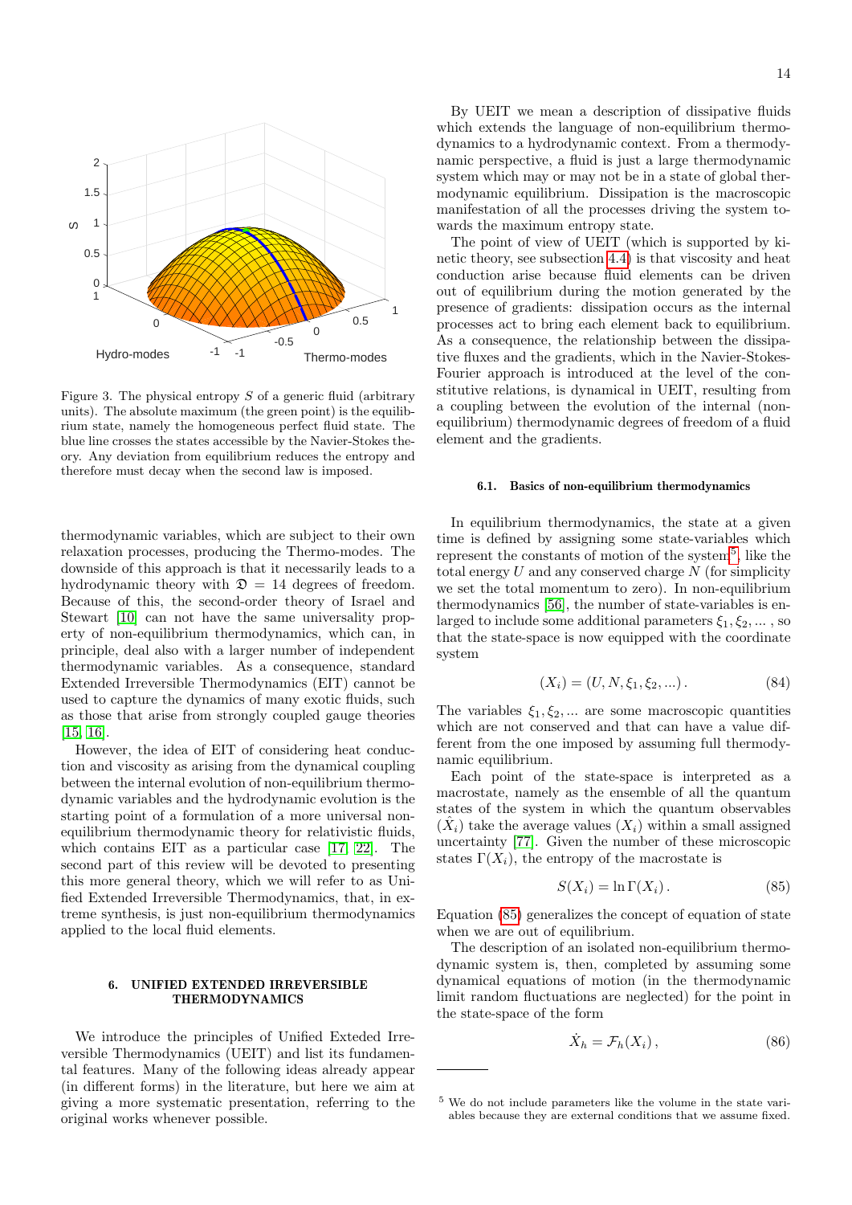Figure 3. The physical entropy $S$ of a generic fluid (arbitrary units). The absolute maximum (the green point) is the equilibrium state, namely the homogeneous perfect fluid state. The blue line crosses the states accessible by the Navier-Stokes theory. Any deviation from equilibrium reduces the entropy and therefore must decay when the second law is imposed.

thermodynamic variables, which are subject to their own relaxation processes, producing the Thermo-modes. The downside of this approach is that it necessarily leads to a hydrodynamic theory with $\mathfrak{D} = 14$ degrees of freedom. Because of this, the second-order theory of Israel and Stewart [10] can not have the same universality property of non-equilibrium thermodynamics, which can, in principle, deal also with a larger number of independent thermodynamic variables. As a consequence, standard Extended Irreversible Thermodynamics (EIT) cannot be used to capture the dynamics of many exotic fluids, such as those that arise from strongly coupled gauge theories [15, 16].

However, the idea of EIT of considering heat conduction and viscosity as arising from the dynamical coupling between the internal evolution of non-equilibrium thermodynamic variables and the hydrodynamic evolution is the starting point of a formulation of a more universal non-equilibrium thermodynamic theory for relativistic fluids, which contains EIT as a particular case [17, 22]. The second part of this review will be devoted to presenting this more general theory, which we will refer to as Unified Extended Irreversible Thermodynamics, that, in extreme synthesis, is just non-equilibrium thermodynamics applied to the local fluid elements.

## 6. UNIFIED EXTENDED IRREVERSIBLE THERMODYNAMICS

We introduce the principles of Unified Exteded Irreversible Thermodynamics (UEIT) and list its fundamental features. Many of the following ideas already appear (in different forms) in the literature, but here we aim at giving a more systematic presentation, referring to the original works whenever possible.

By UEIT we mean a description of dissipative fluids which extends the language of non-equilibrium thermodynamics to a hydrodynamic context. From a thermodynamic perspective, a fluid is just a large thermodynamic system which may or may not be in a state of global thermodynamic equilibrium. Dissipation is the macroscopic manifestation of all the processes driving the system towards the maximum entropy state.

The point of view of UEIT (which is supported by kinetic theory, see subsection 4.4) is that viscosity and heat conduction arise because fluid elements can be driven out of equilibrium during the motion generated by the presence of gradients: dissipation occurs as the internal processes act to bring each element back to equilibrium. As a consequence, the relationship between the dissipative fluxes and the gradients, which in the Navier-Stokes-Fourier approach is introduced at the level of the constitutive relations, is dynamical in UEIT, resulting from a coupling between the evolution of the internal (non-equilibrium) thermodynamic degrees of freedom of a fluid element and the gradients.

### 6.1. Basics of non-equilibrium thermodynamics

In equilibrium thermodynamics, the state at a given time is defined by assigning some state-variables which represent the constants of motion of the system[5], like the total energy $U$ and any conserved charge $N$ (for simplicity we set the total momentum to zero). In non-equilibrium thermodynamics [56], the number of state-variables is enlarged to include some additional parameters $\xi_1, \xi_2, \dots$, so that the state-space is now equipped with the coordinate system

$$(X_i) = (U, N, \xi_1, \xi_2, \dots)\,. \tag{84}$$

The variables $\xi_1, \xi_2, \dots$ are some macroscopic quantities which are not conserved and that can have a value different from the one imposed by assuming full thermodynamic equilibrium.

Each point of the state-space is interpreted as a macrostate, namely as the ensemble of all the quantum states of the system in which the quantum observables $(\hat{X}_i)$ take the average values $(X_i)$ within a small assigned uncertainty [77]. Given the number of these microscopic states $\Gamma(X_i)$, the entropy of the macrostate is

$$S(X_i) = \ln \Gamma(X_i)\,. \tag{85}$$

Equation (85) generalizes the concept of equation of state when we are out of equilibrium.

The description of an isolated non-equilibrium thermodynamic system is, then, completed by assuming some dynamical equations of motion (in the thermodynamic limit random fluctuations are neglected) for the point in the state-space of the form

$$\dot{X}_h = \mathcal{F}_h(X_i)\,, \tag{86}$$

[5] We do not include parameters like the volume in the state variables because they are external conditions that we assume fixed.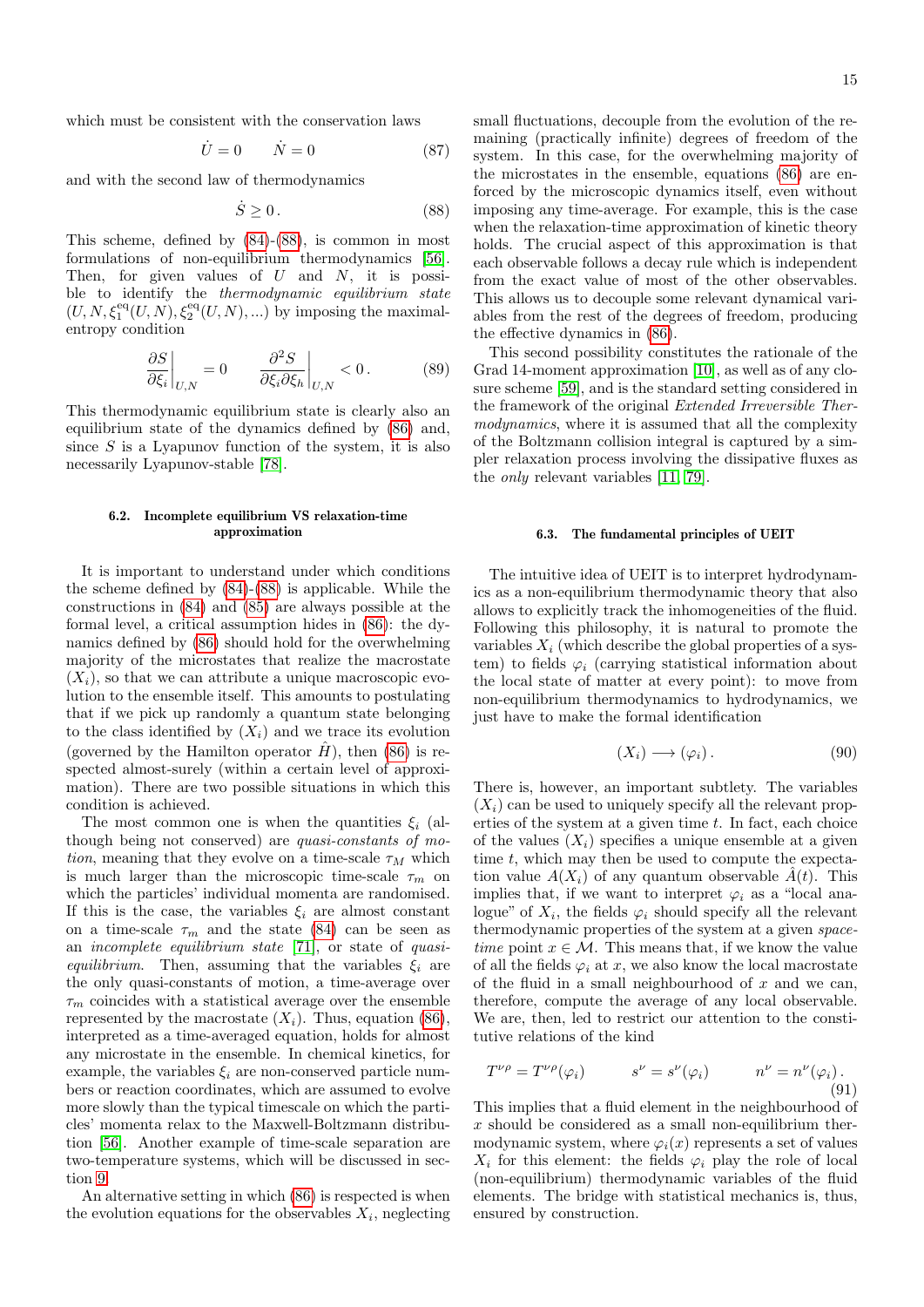which must be consistent with the conservation laws

$$\dot{U} = 0 \qquad \dot{N} = 0 \tag{87}$$

and with the second law of thermodynamics

$$\dot{S} \geq 0 \,. \tag{88}$$

This scheme, defined by (84)-(88), is common in most formulations of non-equilibrium thermodynamics [56]. Then, for given values of $U$ and $N$, it is possible to identify the *thermodynamic equilibrium state* $(U, N, \xi_1^{\text{eq}}(U,N), \xi_2^{\text{eq}}(U,N), ...)$ by imposing the maximal-entropy condition

$$\frac{\partial S}{\partial \xi_i}\bigg|_{U,N} = 0 \qquad \frac{\partial^2 S}{\partial \xi_i \partial \xi_h}\bigg|_{U,N} < 0 \,. \tag{89}$$

This thermodynamic equilibrium state is clearly also an equilibrium state of the dynamics defined by (86) and, since $S$ is a Lyapunov function of the system, it is also necessarily Lyapunov-stable [78].

### 6.2. Incomplete equilibrium VS relaxation-time approximation

It is important to understand under which conditions the scheme defined by (84)-(88) is applicable. While the constructions in (84) and (85) are always possible at the formal level, a critical assumption hides in (86): the dynamics defined by (86) should hold for the overwhelming majority of the microstates that realize the macrostate $(X_i)$, so that we can attribute a unique macroscopic evolution to the ensemble itself. This amounts to postulating that if we pick up randomly a quantum state belonging to the class identified by $(X_i)$ and we trace its evolution (governed by the Hamilton operator $\hat{H}$), then (86) is respected almost-surely (within a certain level of approximation). There are two possible situations in which this condition is achieved.

The most common one is when the quantities $\xi_i$ (although being not conserved) are *quasi-constants of motion*, meaning that they evolve on a time-scale $\tau_M$ which is much larger than the microscopic characteristic time-scale $\tau_m$ on which the particles' individual momenta are randomised. If this is the case, the variables $\xi_i$ are almost constant on a time-scale $\tau_m$ and the state (84) can be seen as an *incomplete equilibrium state* [71], or state of *quasi-equilibrium*. Then, assuming that the variables $\xi_i$ are the only quasi-constants of motion, a time-average over $\tau_m$ coincides with a statistical average over the ensemble represented by the macrostate $(X_i)$. Thus, equation (86), interpreted as a time-averaged equation, holds for almost any microstate in the ensemble. In chemical kinetics, for example, the variables $\xi_i$ are non-conserved particle numbers or reaction coordinates, which are assumed to evolve more slowly than the typical timescale on which the particles' momenta relax to the Maxwell-Boltzmann distribution [56]. Another example of time-scale separation are two-temperature systems, which will be discussed in section 9.

An alternative setting in which (86) is respected is when the evolution equations for the observables $X_i$, neglecting small fluctuations, decouple from the evolution of the remaining (practically infinite) degrees of freedom of the system. In this case, for the overwhelming majority of the microstates in the ensemble, equations (86) are enforced by the microscopic dynamics itself, even without imposing any time-average. For example, this is the case when the relaxation-time approximation of kinetic theory holds. The crucial aspect of this approximation is that each observable follows a decay rule which is independent from the exact value of most of the other observables. This allows us to decouple some relevant dynamical variables from the rest of the degrees of freedom, producing the effective dynamics in (86).

This second possibility constitutes the rationale of the Grad 14-moment approximation [10], as well as of any closure scheme [59], and is the standard setting considered in the framework of the original *Extended Irreversible Thermodynamics*, where it is assumed that all the complexity of the Boltzmann collision integral is captured by a simpler relaxation process involving the dissipative fluxes as the *only* relevant variables [11, 79].

### 6.3. The fundamental principles of UEIT

The intuitive idea of UEIT is to interpret hydrodynamics as a non-equilibrium thermodynamic theory that also allows to explicitly track the inhomogeneities of the fluid. Following this philosophy, it is natural to promote the variables $X_i$ (which describe the global properties of a system) to fields $\varphi_i$ (carrying statistical information about the local state of matter at every point): to move from non-equilibrium thermodynamics to hydrodynamics, we just have to make the formal identification

$$(X_i) \longrightarrow (\varphi_i) \,. \tag{90}$$

There is, however, an important subtlety. The variables $(X_i)$ can be used to uniquely specify all the relevant properties of the system at a given time $t$. In fact, each choice of the values $(X_i)$ specifies a unique ensemble at a given time $t$, which may then be used to compute the expectation value $A(X_i)$ of any quantum observable $\hat{A}(t)$. This implies that, if we want to interpret $\varphi_i$ as a "local analogue" of $X_i$, the fields $\varphi_i$ should specify all the relevant thermodynamic properties of the system at a given *space-time* point $x \in \mathcal{M}$. This means that, if we know the value of all the fields $\varphi_i$ at $x$, we also know the local macrostate of the fluid in a small neighbourhood of $x$ and we can, therefore, compute the average of any local observable. We are, then, led to restrict our attention to the constitutive relations of the kind

$$T^{\nu\rho} = T^{\nu\rho}(\varphi_i) \qquad s^\nu = s^\nu(\varphi_i) \qquad n^\nu = n^\nu(\varphi_i) \,. \tag{91}$$

This implies that a fluid element in the neighbourhood of $x$ should be considered as a small non-equilibrium thermodynamic system, where $\varphi_i(x)$ represents a set of values $X_i$ for this element: the fields $\varphi_i$ play the role of local (non-equilibrium) thermodynamic variables of the fluid elements. The bridge with statistical mechanics is, thus, ensured by construction.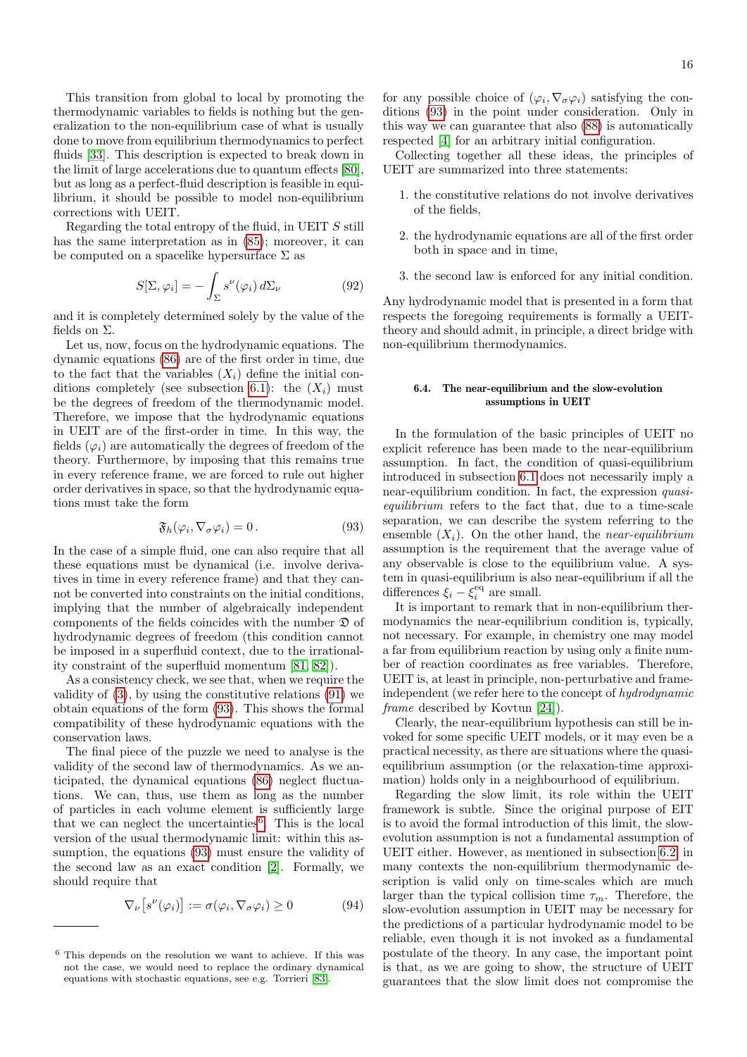This transition from global to local by promoting the thermodynamic variables to fields is nothing but the generalization to the non-equilibrium case of what is usually done to move from equilibrium thermodynamics to perfect fluids [33]. This description is expected to break down in the limit of large accelerations due to quantum effects [80], but as long as a perfect-fluid description is feasible in equilibrium, it should be possible to model non-equilibrium corrections with UEIT.

Regarding the total entropy of the fluid, in UEIT $S$ still has the same interpretation as in (85); moreover, it can be computed on a spacelike hypersurface $\Sigma$ as

$$
S[\Sigma, \varphi_i] = -\int_{\Sigma} s^{\nu}(\varphi_i)\, d\Sigma_{\nu} \tag{92}
$$

and it is completely determined solely by the value of the fields on $\Sigma$.

Let us, now, focus on the hydrodynamic equations. The dynamic equations (86) are of the first order in time, due to the fact that the variables $(X_i)$ define the initial conditions completely (see subsection 6.1): the $(X_i)$ must be the degrees of freedom of the thermodynamic model. Therefore, we impose that the hydrodynamic equations in UEIT are of the first-order in time. In this way, the fields $(\varphi_i)$ are automatically the degrees of freedom of the theory. Furthermore, by imposing that this remains true in every reference frame, we are forced to rule out higher order derivatives in space, so that the hydrodynamic equations must take the form

$$
\mathfrak{F}_h(\varphi_i, \nabla_\sigma \varphi_i) = 0\,. \tag{93}
$$

In the case of a simple fluid, one can also require that all these equations must be dynamical (i.e. involve derivatives in time in every reference frame) and that they cannot be converted into constraints on the initial conditions, implying that the number of algebraically independent components of the fields coincides with the number $\mathfrak{D}$ of hydrodynamic degrees of freedom (this condition cannot be imposed in a superfluid context, due to the irrationality constraint of the superfluid momentum [81, 82]).

As a consistency check, we see that, when we require the validity of (3), by using the constitutive relations (91) we obtain equations of the form (93). This shows the formal compatibility of these hydrodynamic equations with the conservation laws.

The final piece of the puzzle we need to analyse is the validity of the second law of thermodynamics. As we anticipated, the dynamical equations (86) neglect fluctuations. We can, thus, use them as long as the number of particles in each volume element is sufficiently large that we can neglect the uncertainties[6]. This is the local version of the usual thermodynamic limit: within this assumption, the equations (93) must ensure the validity of the second law as an exact condition [2]. Formally, we should require that

$$
\nabla_\nu \big[s^{\nu}(\varphi_i)\big] := \sigma(\varphi_i, \nabla_\sigma \varphi_i) \geq 0 \tag{94}
$$

for any possible choice of $(\varphi_i, \nabla_\sigma \varphi_i)$ satisfying the conditions (93) in the point under consideration. Only in this way we can guarantee that also (88) is automatically respected [4] for an arbitrary initial configuration.

Collecting together all these ideas, the principles of UEIT are summarized into three statements:

1. the constitutive relations do not involve derivatives of the fields,
2. the hydrodynamic equations are all of the first order both in space and in time,
3. the second law is enforced for any initial condition.

Any hydrodynamic model that is presented in a form that respects the foregoing requirements is formally a UEIT-theory and should admit, in principle, a direct bridge with non-equilibrium thermodynamics.

#### 6.4. The near-equilibrium and the slow-evolution assumptions in UEIT

In the formulation of the basic principles of UEIT no explicit reference has been made to the near-equilibrium assumption. In fact, the condition of quasi-equilibrium introduced in subsection 6.1 does not necessarily imply a near-equilibrium condition. In fact, the expression *quasi-equilibrium* refers to the fact that, due to a time-scale separation, we can describe the system referring to the ensemble $(X_i)$. On the other hand, the *near-equilibrium* assumption is the requirement that the average value of any observable is close to the equilibrium value. A system in quasi-equilibrium is also near-equilibrium if all the differences $\xi_i - \xi_i^{\text{eq}}$ are small.

It is important to remark that in non-equilibrium thermodynamics the near-equilibrium condition is, typically, not necessary. For example, in chemistry one may model a far from equilibrium reaction by using only a finite number of reaction coordinates as free variables. Therefore, UEIT is, at least in principle, non-perturbative and frame-independent (we refer here to the concept of *hydrodynamic frame* described by Kovtun [24]).

Clearly, the near-equilibrium hypothesis can still be invoked for some specific UEIT models, or it may even be a practical necessity, as there are situations where the quasi-equilibrium assumption (or the relaxation-time approximation) holds only in a neighbourhood of equilibrium.

Regarding the slow limit, its role within the UEIT framework is subtle. Since the original purpose of EIT is to avoid the formal introduction of this limit, the slow-evolution assumption is not a fundamental assumption of UEIT either. However, as mentioned in subsection 6.2, in many contexts the non-equilibrium thermodynamic description is valid only on time-scales which are much larger than the typical collision time $\tau_m$. Therefore, the slow-evolution assumption in UEIT may be necessary for the predictions of a particular hydrodynamic model to be reliable, even though it is not invoked as a fundamental postulate of the theory. In any case, the important point is that, as we are going to show, the structure of UEIT guarantees that the slow limit does not compromise the

[6] This depends on the resolution we want to achieve. If this was not the case, we would need to replace the ordinary dynamical equations with stochastic equations, see e.g. Torrieri [83].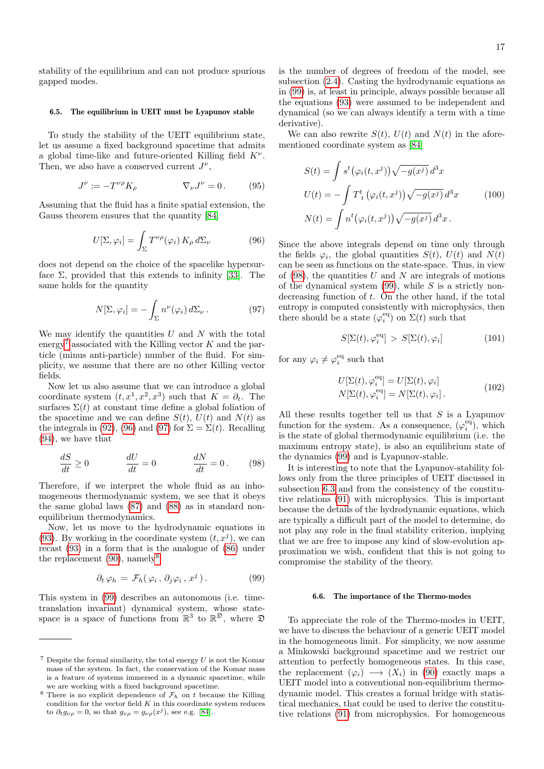stability of the equilibrium and can not produce spurious gapped modes.

#### 6.5. The equilibrium in UEIT must be Lyapunov stable

To study the stability of the UEIT equilibrium state, let us assume a fixed background spacetime that admits a global time-like and future-oriented Killing field $K^\nu$. Then, we also have a conserved current $J^\nu$,

$$J^\nu := -T^{\nu\rho}K_\rho \qquad\qquad \nabla_\nu J^\nu = 0\,. \tag{95}$$

Assuming that the fluid has a finite spatial extension, the Gauss theorem ensures that the quantity [84]

$$U[\Sigma,\varphi_i] = \int_\Sigma T^{\nu\rho}(\varphi_i)\, K_\rho \, d\Sigma_\nu \tag{96}$$

does not depend on the choice of the spacelike hypersurface $\Sigma$, provided that this extends to infinity [33]. The same holds for the quantity

$$N[\Sigma,\varphi_i] = -\int_\Sigma n^\nu(\varphi_i)\, d\Sigma_\nu\,. \tag{97}$$

We may identify the quantities $U$ and $N$ with the total energy[7] associated with the Killing vector $K$ and the particle (minus anti-particle) number of the fluid. For simplicity, we assume that there are no other Killing vector fields.

Now let us also assume that we can introduce a global coordinate system $(t,x^1,x^2,x^3)$ such that $K=\partial_t$. The surfaces $\Sigma(t)$ at constant time define a global foliation of the spacetime and we can define $S(t)$, $U(t)$ and $N(t)$ as the integrals in (92), (96) and (97) for $\Sigma=\Sigma(t)$. Recalling (94), we have that

$$\frac{dS}{dt}\geq 0 \qquad\qquad \frac{dU}{dt}=0 \qquad\qquad \frac{dN}{dt}=0\,. \tag{98}$$

Therefore, if we interpret the whole fluid as an inhomogeneous thermodynamic system, we see that it obeys the same global laws (87) and (88) as in standard non-equilibrium thermodynamics.

Now, let us move to the hydrodynamic equations in (93). By working in the coordinate system $(t,x^j)$, we can recast (93) in a form that is the analogue of (86) under the replacement (90), namely[8]

$$\partial_t\, \varphi_h \,=\, \mathcal{F}_h(\,\varphi_i\,,\, \partial_j\varphi_i\,,\, x^j\,)\,. \tag{99}$$

This system in (99) describes an autonomous (i.e. time-translation invariant) dynamical system, whose state-space is a space of functions from $\mathbb{R}^3$ to $\mathbb{R}^{\mathfrak{D}}$, where $\mathfrak{D}$ is the number of degrees of freedom of the model, see subsection (2.4). Casting the hydrodynamic equations as in (99) is, at least in principle, always possible because all the equations (93) were assumed to be independent and dynamical (so we can always identify a term with a time derivative).

We can also rewrite $S(t)$, $U(t)$ and $N(t)$ in the aforementioned coordinate system as [84]

$$\begin{aligned}
S(t) &= \int s^t\big(\varphi_i(t,x^j)\big)\sqrt{-g(x^j)}\, d^3x \\
U(t) &= -\int T^t_{\;\,t}\left(\varphi_i(t,x^j)\right)\sqrt{-g(x^j)}\, d^3x \\
N(t) &= \int n^t\big(\varphi_i(t,x^j)\big)\sqrt{-g(x^j)}\, d^3x\,.
\end{aligned} \tag{100}$$

Since the above integrals depend on time only through the fields $\varphi_i$, the global quantities $S(t)$, $U(t)$ and $N(t)$ can be seen as functions on the state-space. Thus, in view of (98), the quantities $U$ and $N$ are integrals of motions of the dynamical system (99), while $S$ is a strictly non-decreasing function of $t$. On the other hand, if the total entropy is computed consistently with microphysics, then there should be a state $(\varphi_i^{\text{eq}})$ on $\Sigma(t)$ such that

$$S[\Sigma(t),\varphi_i^{\text{eq}}] \,>\, S[\Sigma(t),\varphi_i] \tag{101}$$

for any $\varphi_i \neq \varphi_i^{\text{eq}}$ such that

$$\begin{aligned}
U[\Sigma(t),\varphi_i^{\text{eq}}] &= U[\Sigma(t),\varphi_i] \\
N[\Sigma(t),\varphi_i^{\text{eq}}] &= N[\Sigma(t),\varphi_i]\,.
\end{aligned} \tag{102}$$

All these results together tell us that $S$ is a Lyapunov function for the system. As a consequence, $(\varphi_i^{\text{eq}})$, which is the state of global thermodynamic equilibrium (i.e. the maximum entropy state), is also an equilibrium state of the dynamics (99) and is Lyapunov-stable.

It is interesting to note that the Lyapunov-stability follows only from the three principles of UEIT discussed in subsection 6.3 and from the consistency of the constitutive relations (91) with microphysics. This is important because the details of the hydrodynamic equations, which are typically a difficult part of the model to determine, do not play any role in the final stability criterion, implying that we are free to impose any kind of slow-evolution approximation we wish, confident that this is not going to compromise the stability of the theory.

#### 6.6. The importance of the Thermo-modes

To appreciate the role of the Thermo-modes in UEIT, we have to discuss the behaviour of a generic UEIT model in the homogeneous limit. For simplicity, we now assume a Minkowski background spacetime and we restrict our attention to perfectly homogeneous states. In this case, the replacement $(\varphi_i) \longrightarrow (X_i)$ in (90) exactly maps a UEIT model into a conventional non-equilibrium thermodynamic model. This creates a formal bridge with statistical mechanics, that could be used to derive the constitutive relations (91) from microphysics. For homogeneous

---

[7] Despite the formal similarity, the total energy $U$ is not the Komar mass of the system. In fact, the conservation of the Komar mass is a feature of systems immersed in a dynamic spacetime, while we are working with a fixed background spacetime.

[8] There is no explicit dependence of $\mathcal{F}_h$ on $t$ because the Killing condition for the vector field $K$ in this coordinate system reduces to $\partial_t g_{\nu\rho}=0$, so that $g_{\nu\rho}=g_{\nu\rho}(x^j)$, see e.g. [84].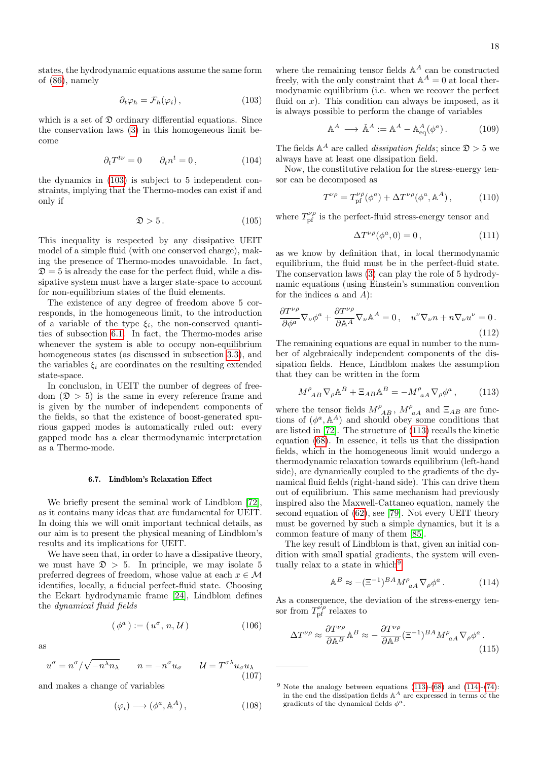states, the hydrodynamic equations assume the same form of (86), namely

$$\partial_t \varphi_h = \mathcal{F}_h(\varphi_i)\,, \tag{103}$$

which is a set of $\mathfrak{D}$ ordinary differential equations. Since the conservation laws (3) in this homogeneous limit become

$$\partial_t T^{t\nu} = 0 \qquad \partial_t n^t = 0\,, \tag{104}$$

the dynamics in (103) is subject to 5 independent constraints, implying that the Thermo-modes can exist if and only if

$$\mathfrak{D} > 5\,. \tag{105}$$

This inequality is respected by any dissipative UEIT model of a simple fluid (with one conserved charge), making the presence of Thermo-modes unavoidable. In fact, $\mathfrak{D} = 5$ is already the case for the perfect fluid, while a dissipative system must have a larger state-space to account for non-equilibrium states of the fluid elements.

The existence of any degree of freedom above 5 corresponds, in the homogeneous limit, to the introduction of a variable of the type $\xi_i$, the non-conserved quantities of subsection 6.1. In fact, the Thermo-modes arise whenever the system is able to occupy non-equilibrium homogeneous states (as discussed in subsection 3.3), and the variables $\xi_i$ are coordinates on the resulting extended state-space.

In conclusion, in UEIT the number of degrees of freedom ($\mathfrak{D} > 5$) is the same in every reference frame and is given by the number of independent components of the fields, so that the existence of boost-generated spurious gapped modes is automatically ruled out: every gapped mode has a clear thermodynamic interpretation as a Thermo-mode.

#### 6.7. Lindblom's Relaxation Effect

We briefly present the seminal work of Lindblom [72], as it contains many ideas that are fundamental for UEIT. In doing this we will omit important technical details, as our aim is to present the physical meaning of Lindblom's results and its implications for UEIT.

We have seen that, in order to have a dissipative theory, we must have $\mathfrak{D} > 5$. In principle, we may isolate 5 preferred degrees of freedom, whose value at each $x \in \mathcal{M}$ identifies, locally, a fiducial perfect-fluid state. Choosing the Eckart hydrodynamic frame [24], Lindblom defines the *dynamical fluid fields*

$$(\,\phi^a\,) := (\,u^\sigma,\, n,\, \mathcal{U}\,) \tag{106}$$

as

$$u^\sigma = n^\sigma/\sqrt{-n^\lambda n_\lambda} \qquad n = -n^\sigma u_\sigma \qquad \mathcal{U} = T^{\sigma\lambda} u_\sigma u_\lambda \tag{107}$$

and makes a change of variables

$$(\varphi_i) \longrightarrow (\phi^a, \mathbb{A}^A)\,, \tag{108}$$

where the remaining tensor fields $\mathbb{A}^A$ can be constructed freely, with the only constraint that $\mathbb{A}^A = 0$ at local thermodynamic equilibrium (i.e. when we recover the perfect fluid on $x$). This condition can always be imposed, as it is always possible to perform the change of variables

$$\mathbb{A}^A \longrightarrow \check{\mathbb{A}}^A := \mathbb{A}^A - \mathbb{A}^A_{\text{eq}}(\phi^a)\,. \tag{109}$$

The fields $\mathbb{A}^A$ are called *dissipation fields*; since $\mathfrak{D} > 5$ we always have at least one dissipation field.

Now, the constitutive relation for the stress-energy tensor can be decomposed as

$$T^{\nu\rho} = T^{\nu\rho}_{\text{pf}}(\phi^a) + \Delta T^{\nu\rho}(\phi^a, \mathbb{A}^A)\,, \tag{110}$$

where $T^{\nu\rho}_{\text{pf}}$ is the perfect-fluid stress-energy tensor and

$$\Delta T^{\nu\rho}(\phi^a, 0) = 0\,, \tag{111}$$

as we know by definition that, in local thermodynamic equilibrium, the fluid must be in the perfect-fluid state. The conservation laws (3) can play the role of 5 hydrodynamic equations (using Einstein's summation convention for the indices $a$ and $A$):

$$\frac{\partial T^{\nu\rho}}{\partial \phi^a} \nabla_\nu \phi^a + \frac{\partial T^{\nu\rho}}{\partial \mathbb{A}^A} \nabla_\nu \mathbb{A}^A = 0\,, \quad u^\nu \nabla_\nu n + n \nabla_\nu u^\nu = 0\,. \tag{112}$$

The remaining equations are equal in number to the number of algebraically independent components of the dissipation fields. Hence, Lindblom makes the assumption that they can be written in the form

$$M^\rho{}_{AB}\, \nabla_\rho \mathbb{A}^B + \Xi_{AB} \mathbb{A}^B = -M^\rho{}_{aA}\, \nabla_\rho \phi^a\,, \tag{113}$$

where the tensor fields $M^\rho{}_{AB}$, $M^\rho{}_{aA}$ and $\Xi_{AB}$ are functions of $(\phi^a, \mathbb{A}^A)$ and should obey some conditions that are listed in [72]. The structure of (113) recalls the kinetic equation (68). In essence, it tells us that the dissipation fields, which in the homogeneous limit would undergo a thermodynamic relaxation towards equilibrium (left-hand side), are dynamically coupled to the gradients of the dynamical fluid fields (right-hand side). This can drive them out of equilibrium. This same mechanism had previously inspired also the Maxwell-Cattaneo equation, namely the second equation of (62), see [79]. Not every UEIT theory must be governed by such a simple dynamics, but it is a common feature of many of them [85].

The key result of Lindblom is that, given an initial condition with small spatial gradients, the system will eventually relax to a state in which[9]

$$\mathbb{A}^B \approx -(\Xi^{-1})^{BA} M^\rho{}_{aA}\, \nabla_\rho \phi^a\,. \tag{114}$$

As a consequence, the deviation of the stress-energy tensor from $T^{\nu\rho}_{\text{pf}}$ relaxes to

$$\Delta T^{\nu\rho} \approx \frac{\partial T^{\nu\rho}}{\partial \mathbb{A}^B} \mathbb{A}^B \approx -\frac{\partial T^{\nu\rho}}{\partial \mathbb{A}^B} (\Xi^{-1})^{BA} M^\rho{}_{aA}\, \nabla_\rho \phi^a\,. \tag{115}$$

---

[9] Note the analogy between equations (113)-(68) and (114)-(74): in the end the dissipation fields $\mathbb{A}^A$ are expressed in terms of the gradients of the dynamical fields $\phi^a$.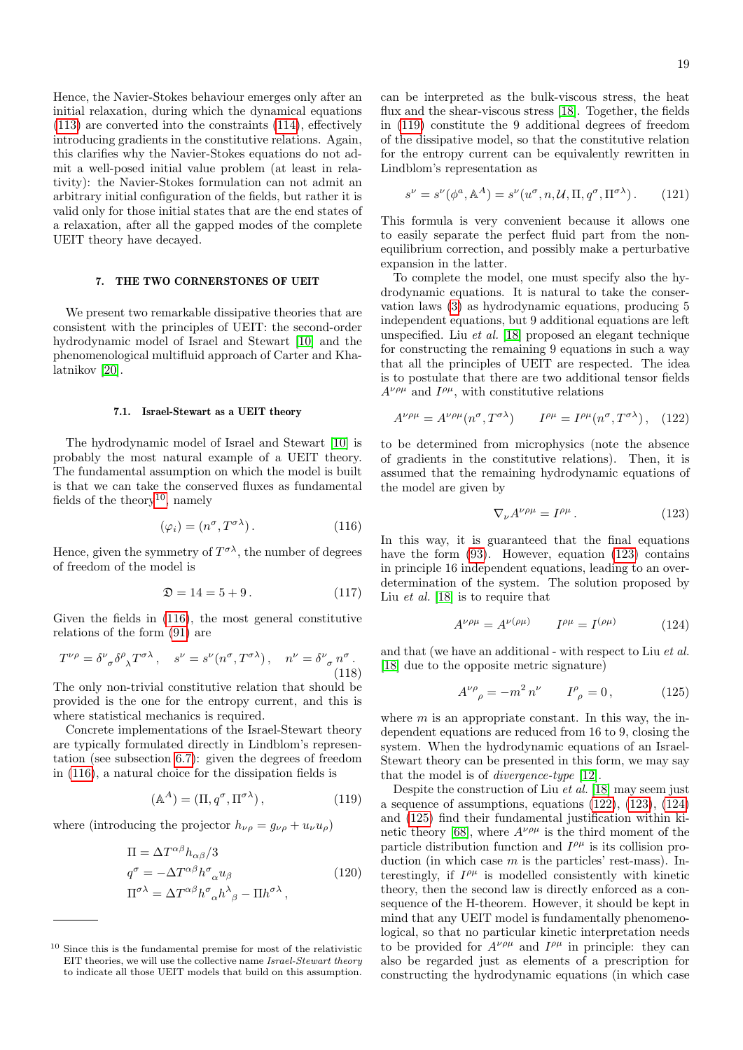Hence, the Navier-Stokes behaviour emerges only after an initial relaxation, during which the dynamical equations (113) are converted into the constraints (114), effectively introducing gradients in the constitutive relations. Again, this clarifies why the Navier-Stokes equations do not admit a well-posed initial value problem (at least in relativity): the Navier-Stokes formulation can not admit an arbitrary initial configuration of the fields, but rather it is valid only for those initial states that are the end states of a relaxation, after all the gapped modes of the complete UEIT theory have decayed.

## 7. THE TWO CORNERSTONES OF UEIT

We present two remarkable dissipative theories that are consistent with the principles of UEIT: the second-order hydrodynamic model of Israel and Stewart [10] and the phenomenological multifluid approach of Carter and Khalatnikov [20].

### 7.1. Israel-Stewart as a UEIT theory

The hydrodynamic model of Israel and Stewart [10] is probably the most natural example of a UEIT theory. The fundamental assumption on which the model is built is that we can take the conserved fluxes as fundamental fields of the theory[10], namely

$$(\varphi_i) = (n^\sigma, T^{\sigma\lambda}). \tag{116}$$

Hence, given the symmetry of $T^{\sigma\lambda}$, the number of degrees of freedom of the model is

$$\mathfrak{D} = 14 = 5 + 9. \tag{117}$$

Given the fields in (116), the most general constitutive relations of the form (91) are

$$T^{\nu\rho} = \delta^\nu{}_\sigma \delta^\rho{}_\lambda T^{\sigma\lambda}, \quad s^\nu = s^\nu(n^\sigma, T^{\sigma\lambda}), \quad n^\nu = \delta^\nu{}_\sigma\, n^\sigma. \tag{118}$$

The only non-trivial constitutive relation that should be provided is the one for the entropy current, and this is where statistical mechanics is required.

Concrete implementations of the Israel-Stewart theory are typically formulated directly in Lindblom's representation (see subsection 6.7): given the degrees of freedom in (116), a natural choice for the dissipation fields is

$$(\mathbb{A}^A) = (\Pi, q^\sigma, \Pi^{\sigma\lambda}), \tag{119}$$

where (introducing the projector $h_{\nu\rho} = g_{\nu\rho} + u_\nu u_\rho$)

$$\begin{aligned}
\Pi &= \Delta T^{\alpha\beta} h_{\alpha\beta}/3 \\
q^\sigma &= -\Delta T^{\alpha\beta} h^\sigma{}_\alpha u_\beta \\
\Pi^{\sigma\lambda} &= \Delta T^{\alpha\beta} h^\sigma{}_\alpha h^\lambda{}_\beta - \Pi h^{\sigma\lambda},
\end{aligned} \tag{120}$$

can be interpreted as the bulk-viscous stress, the heat flux and the shear-viscous stress [18]. Together, the fields in (119) constitute the 9 additional degrees of freedom of the dissipative model, so that the constitutive relation for the entropy current can be equivalently rewritten in Lindblom's representation as

$$s^\nu = s^\nu(\phi^a, \mathbb{A}^A) = s^\nu(u^\sigma, n, \mathcal{U}, \Pi, q^\sigma, \Pi^{\sigma\lambda}). \tag{121}$$

This formula is very convenient because it allows one to easily separate the perfect fluid part from the non-equilibrium correction, and possibly make a perturbative expansion in the latter.

To complete the model, one must specify also the hydrodynamic equations. It is natural to take the conservation laws (3) as hydrodynamic equations, producing 5 independent equations, but 9 additional equations are left unspecified. Liu *et al.* [18] proposed an elegant technique for constructing the remaining 9 equations in such a way that all the principles of UEIT are respected. The idea is to postulate that there are two additional tensor fields $A^{\nu\rho\mu}$ and $I^{\rho\mu}$, with constitutive relations

$$A^{\nu\rho\mu} = A^{\nu\rho\mu}(n^\sigma, T^{\sigma\lambda}) \qquad I^{\rho\mu} = I^{\rho\mu}(n^\sigma, T^{\sigma\lambda}), \tag{122}$$

to be determined from microphysics (note the absence of gradients in the constitutive relations). Then, it is assumed that the remaining hydrodynamic equations of the model are given by

$$\nabla_\nu A^{\nu\rho\mu} = I^{\rho\mu}. \tag{123}$$

In this way, it is guaranteed that the final equations have the form (93). However, equation (123) contains in principle 16 independent equations, leading to an over-determination of the system. The solution proposed by Liu *et al.* [18] is to require that

$$A^{\nu\rho\mu} = A^{\nu(\rho\mu)} \qquad I^{\rho\mu} = I^{(\rho\mu)} \tag{124}$$

and that (we have an additional - with respect to Liu *et al.* [18] due to the opposite metric signature)

$$A^{\nu\rho}{}_\rho = -m^2\, n^\nu \qquad I^\rho{}_\rho = 0, \tag{125}$$

where $m$ is an appropriate constant. In this way, the independent equations are reduced from 16 to 9, closing the system. When the hydrodynamic equations of an Israel-Stewart theory can be presented in this form, we may say that the model is of *divergence-type* [12].

Despite the construction of Liu *et al.* [18] may seem just a sequence of assumptions, equations (122), (123), (124) and (125) find their fundamental justification within kinetic theory [68], where $A^{\nu\rho\mu}$ is the third moment of the particle distribution function and $I^{\rho\mu}$ is its collision production (in which case $m$ is the particles' rest-mass). Interestingly, if $I^{\rho\mu}$ is modelled consistently with kinetic theory, then the second law is directly enforced as a consequence of the H-theorem. However, it should be kept in mind that any UEIT model is fundamentally phenomenological, so that no particular kinetic interpretation needs to be provided for $A^{\nu\rho\mu}$ and $I^{\rho\mu}$ in principle: they can also be regarded just as elements of a prescription for constructing the hydrodynamic equations (in which case

---

[10] Since this is the fundamental premise for most of the relativistic EIT theories, we will use the collective name *Israel-Stewart theory* to indicate all those UEIT models that build on this assumption.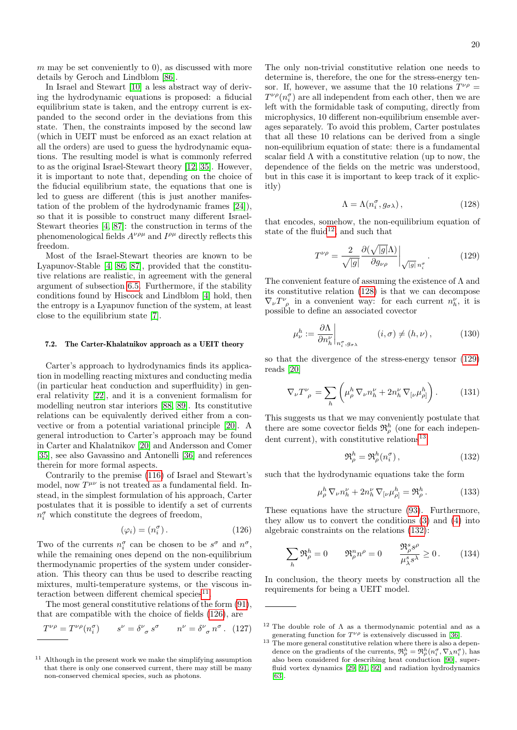$m$ may be set conveniently to 0), as discussed with more details by Geroch and Lindblom [86].

In Israel and Stewart [10] a less abstract way of deriving the hydrodynamic equations is proposed: a fiducial equilibrium state is taken, and the entropy current is expanded to the second order in the deviations from this state. Then, the constraints imposed by the second law (which in UEIT must be enforced as an exact relation at all the orders) are used to guess the hydrodynamic equations. The resulting model is what is commonly referred to as the original Israel-Stewart theory [12, 35]. However, it is important to note that, depending on the choice of the fiducial equilibrium state, the equations that one is led to guess are different (this is just another manifestation of the problem of the hydrodynamic frames [24]), so that it is possible to construct many different Israel-Stewart theories [4, 87]: the construction in terms of the phenomenological fields $A^{\nu\rho\mu}$ and $I^{\rho\mu}$ directly reflects this freedom.

Most of the Israel-Stewart theories are known to be Lyapunov-Stable [4, 86, 87], provided that the constitutive relations are realistic, in agreement with the general argument of subsection 6.5. Furthermore, if the stability conditions found by Hiscock and Lindblom [4] hold, then the entropy is a Lyapunov function of the system, at least close to the equilibrium state [7].

### 7.2. The Carter-Khalatnikov approach as a UEIT theory

Carter's approach to hydrodynamics finds its application in modelling reacting mixtures and conducting media (in particular heat conduction and superfluidity) in general relativity [22], and it is a convenient formalism for modelling neutron star interiors [88, 89]. Its constitutive relations can be equivalently derived either from a convective or from a potential variational principle [20]. A general introduction to Carter's approach may be found in Carter and Khalatnikov [20] and Andersson and Comer [35], see also Gavassino and Antonelli [36] and references therein for more formal aspects.

Contrarily to the premise (116) of Israel and Stewart's model, now $T^{\mu\nu}$ is not treated as a fundamental field. Instead, in the simplest formulation of his approach, Carter postulates that it is possible to identify a set of currents $n_i^\sigma$ which constitute the degrees of freedom,

$$(\varphi_i) = (n_i^\sigma) \, . \tag{126}$$

Two of the currents $n_i^\sigma$ can be chosen to be $s^\sigma$ and $n^\sigma$, while the remaining ones depend on the non-equilibrium thermodynamic properties of the system under consideration. This theory can thus be used to describe reacting mixtures, multi-temperature systems, or the viscous interaction between different chemical species[11].

The most general constitutive relations of the form (91), that are compatible with the choice of fields (126), are

$$T^{\nu\rho} = T^{\nu\rho}(n_i^\sigma) \qquad s^\nu = \delta^\nu{}_\sigma \, s^\sigma \qquad n^\nu = \delta^\nu{}_\sigma \, n^\sigma \, . \tag{127}$$

The only non-trivial constitutive relation one needs to determine is, therefore, the one for the stress-energy tensor. If, however, we assume that the 10 relations $T^{\nu\rho} = T^{\nu\rho}(n_i^\sigma)$ are all independent from each other, then we are left with the formidable task of computing, directly from microphysics, 10 different non-equilibrium ensemble averages separately. To avoid this problem, Carter postulates that all these 10 relations can be derived from a single non-equilibrium equation of state: there is a fundamental scalar field $\Lambda$ with a constitutive relation (up to now, the dependence of the fields on the metric was understood, but in this case it is important to keep track of it explicitly)

$$\Lambda = \Lambda(n_i^\sigma, g_{\sigma\lambda}) \, , \tag{128}$$

that encodes, somehow, the non-equilibrium equation of state of the fluid[12], and such that

$$T^{\nu\rho} = \frac{2}{\sqrt{|g|}} \frac{\partial(\sqrt{|g|}\Lambda)}{\partial g_{\nu\rho}} \bigg|_{\sqrt{|g|}\, n_i^\sigma} \, . \tag{129}$$

The convenient feature of assuming the existence of $\Lambda$ and its constitutive relation (128) is that we can decompose $\nabla_\nu T^\nu{}_\rho$ in a convenient way: for each current $n_h^\nu$, it is possible to define an associated covector

$$\mu_\nu^h := \frac{\partial \Lambda}{\partial n_h^\nu} \bigg|_{n_i^\sigma, g_{\sigma\lambda}} \qquad (i, \sigma) \neq (h, \nu) \, , \tag{130}$$

so that the divergence of the stress-energy tensor (129) reads [20]

$$\nabla_\nu T^\nu{}_\rho = \sum_h \left( \mu_\rho^h \, \nabla_\nu n_h^\nu + 2 n_h^\nu \, \nabla_{[\nu} \mu_{\rho]}^h \right) . \tag{131}$$

This suggests us that we may conveniently postulate that there are some covector fields $\mathfrak{R}_\rho^h$ (one for each independent current), with constitutive relations[13]

$$\mathfrak{R}_\rho^h = \mathfrak{R}_\rho^h(n_i^\sigma) \, , \tag{132}$$

such that the hydrodynamic equations take the form

$$\mu_\rho^h \, \nabla_\nu n_h^\nu + 2 n_h^\nu \, \nabla_{[\nu} \mu_{\rho]}^h = \mathfrak{R}_\rho^h \, . \tag{133}$$

These equations have the structure (93). Furthermore, they allow us to convert the conditions (3) and (4) into algebraic constraints on the relations (132):

$$\sum_h \mathfrak{R}_\rho^h = 0 \qquad \mathfrak{R}_\rho^n n^\rho = 0 \qquad \frac{\mathfrak{R}_\rho^s s^\rho}{\mu_\lambda^s s^\lambda} \geq 0 \, . \tag{134}$$

In conclusion, the theory meets by construction all the requirements for being a UEIT model.

---

[11] Although in the present work we make the simplifying assumption that there is only one conserved current, there may still be many non-conserved chemical species, such as photons.

[12] The double role of $\Lambda$ as a thermodynamic potential and as a generating function for $T^{\nu\rho}$ is extensively discussed in [36].

[13] The more general constitutive relation where there is also a dependence on the gradients of the currents, $\mathfrak{R}_\rho^h = \mathfrak{R}_\rho^h(n_i^\sigma, \nabla_\lambda n_i^\sigma)$, has also been considered for describing heat conduction [90], superfluid vortex dynamics [29, 91, 92] and radiation hydrodynamics [63].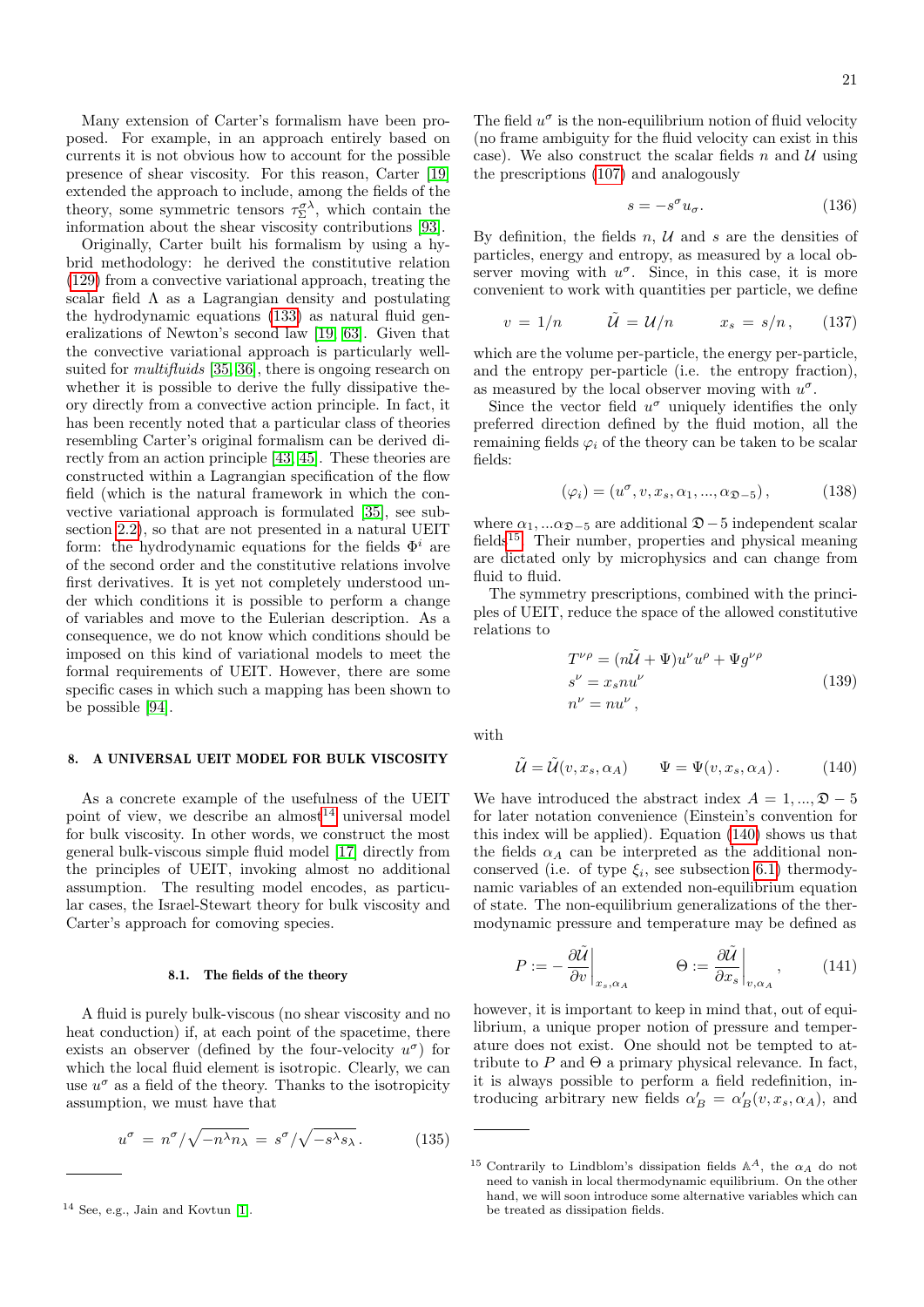Many extension of Carter's formalism have been proposed. For example, in an approach entirely based on currents it is not obvious how to account for the possible presence of shear viscosity. For this reason, Carter [19] extended the approach to include, among the fields of the theory, some symmetric tensors $\tau^{\sigma\lambda}_{\Sigma}$, which contain the information about the shear viscosity contributions [93].

Originally, Carter built his formalism by using a hybrid methodology: he derived the constitutive relation (129) from a convective variational approach, treating the scalar field $\Lambda$ as a Lagrangian density and postulating the hydrodynamic equations (133) as natural fluid generalizations of Newton's second law [19, 63]. Given that the convective variational approach is particularly well-suited for *multifluids* [35, 36], there is ongoing research on whether it is possible to derive the fully dissipative theory directly from a convective action principle. In fact, it has been recently noted that a particular class of theories resembling Carter's original formalism can be derived directly from an action principle [43, 45]. These theories are constructed within a Lagrangian specification of the flow field (which is the natural framework in which the convective variational approach is formulated [35], see subsection 2.2), so that are not presented in a natural UEIT form: the hydrodynamic equations for the fields $\Phi^i$ are of the second order and the constitutive relations involve first derivatives. It is yet not completely understood under which conditions it is possible to perform a change of variables and move to the Eulerian description. As a consequence, we do not know which conditions should be imposed on this kind of variational models to meet the formal requirements of UEIT. However, there are some specific cases in which such a mapping has been shown to be possible [94].

## 8. A UNIVERSAL UEIT MODEL FOR BULK VISCOSITY

As a concrete example of the usefulness of the UEIT point of view, we describe an almost[14] universal model for bulk viscosity. In other words, we construct the most general bulk-viscous simple fluid model [17] directly from the principles of UEIT, invoking almost no additional assumption. The resulting model encodes, as particular cases, the Israel-Stewart theory for bulk viscosity and Carter's approach for comoving species.

### 8.1. The fields of the theory

A fluid is purely bulk-viscous (no shear viscosity and no heat conduction) if, at each point of the spacetime, there exists an observer (defined by the four-velocity $u^\sigma$) for which the local fluid element is isotropic. Clearly, we can use $u^\sigma$ as a field of the theory. Thanks to the isotropicity assumption, we must have that

$$u^\sigma = n^\sigma/\sqrt{-n^\lambda n_\lambda} = s^\sigma/\sqrt{-s^\lambda s_\lambda}. \qquad (135)$$

[14] See, e.g., Jain and Kovtun [1].

The field $u^\sigma$ is the non-equilibrium notion of fluid velocity (no frame ambiguity for the fluid velocity can exist in this case). We also construct the scalar fields $n$ and $\mathcal{U}$ using the prescriptions (107) and analogously

$$s = -s^\sigma u_\sigma. \qquad (136)$$

By definition, the fields $n$, $\mathcal{U}$ and $s$ are the densities of particles, energy and entropy, as measured by a local observer moving with $u^\sigma$. Since, in this case, it is more convenient to work with quantities per particle, we define

$$v = 1/n \qquad \tilde{\mathcal{U}} = \mathcal{U}/n \qquad x_s = s/n, \qquad (137)$$

which are the volume per-particle, the energy per-particle, and the entropy per-particle (i.e. the entropy fraction), as measured by the local observer moving with $u^\sigma$.

Since the vector field $u^\sigma$ uniquely identifies the only preferred direction defined by the fluid motion, all the remaining fields $\varphi_i$ of the theory can be taken to be scalar fields:

$$(\varphi_i) = (u^\sigma, v, x_s, \alpha_1, ..., \alpha_{\mathfrak{D}-5}), \qquad (138)$$

where $\alpha_1, ...\alpha_{\mathfrak{D}-5}$ are additional $\mathfrak{D}-5$ independent scalar fields[15]. Their number, properties and physical meaning are dictated only by microphysics and can change from fluid to fluid.

The symmetry prescriptions, combined with the principles of UEIT, reduce the space of the allowed constitutive relations to

$$\begin{aligned}
T^{\nu\rho} &= (n\tilde{\mathcal{U}} + \Psi)u^\nu u^\rho + \Psi g^{\nu\rho} \\
s^\nu &= x_s n u^\nu \\
n^\nu &= n u^\nu ,
\end{aligned} \qquad (139)$$

with

$$\tilde{\mathcal{U}} = \tilde{\mathcal{U}}(v, x_s, \alpha_A) \qquad \Psi = \Psi(v, x_s, \alpha_A). \qquad (140)$$

We have introduced the abstract index $A = 1, ..., \mathfrak{D}-5$ for later notation convenience (Einstein's convention for this index will be applied). Equation (140) shows us that the fields $\alpha_A$ can be interpreted as the additional non-conserved (i.e. of type $\xi_i$, see subsection 6.1) thermodynamic variables of an extended non-equilibrium equation of state. The non-equilibrium generalizations of the thermodynamic pressure and temperature may be defined as

$$P := -\frac{\partial \tilde{\mathcal{U}}}{\partial v}\bigg|_{x_s, \alpha_A} \qquad \Theta := \frac{\partial \tilde{\mathcal{U}}}{\partial x_s}\bigg|_{v, \alpha_A}, \qquad (141)$$

however, it is important to keep in mind that, out of equilibrium, a unique proper notion of pressure and temperature does not exist. One should not be tempted to attribute to $P$ and $\Theta$ a primary physical relevance. In fact, it is always possible to perform a field redefinition, introducing arbitrary new fields $\alpha'_B = \alpha'_B(v, x_s, \alpha_A)$, and

[15] Contrarily to Lindblom's dissipation fields $\mathbb{A}^A$, the $\alpha_A$ do not need to vanish in local thermodynamic equilibrium. On the other hand, we will soon introduce some alternative variables which can be treated as dissipation fields.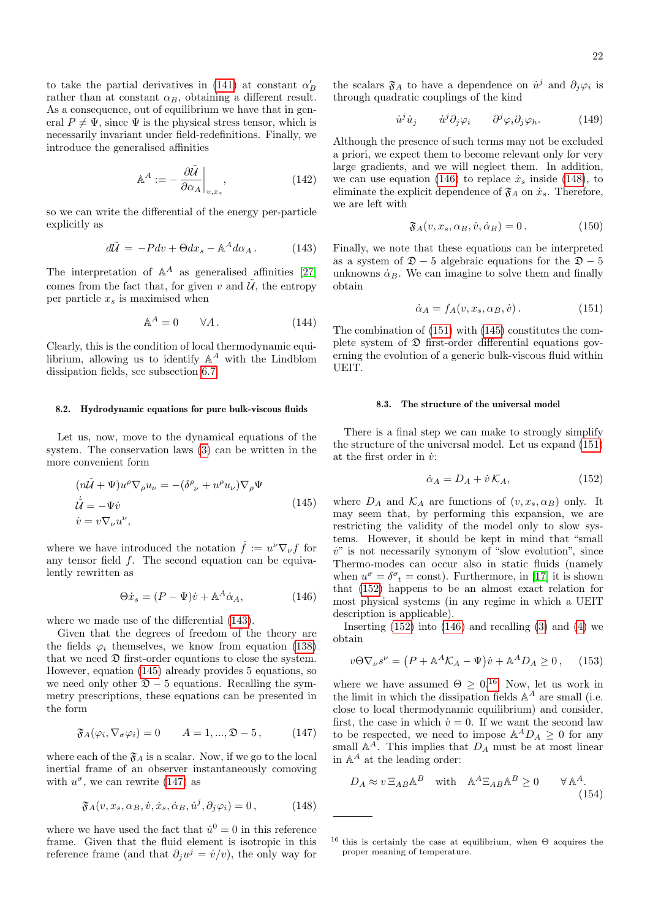to take the partial derivatives in (141) at constant $\alpha'_B$ rather than at constant $\alpha_B$, obtaining a different result. As a consequence, out of equilibrium we have that in general $P \neq \Psi$, since $\Psi$ is the physical stress tensor, which is necessarily invariant under field-redefinitions. Finally, we introduce the generalised affinities

$$\mathbb{A}^A := -\frac{\partial \tilde{\mathcal{U}}}{\partial \alpha_A}\bigg|_{v,x_s}, \tag{142}$$

so we can write the differential of the energy per-particle explicitly as

$$d\tilde{\mathcal{U}} = -Pdv + \Theta dx_s - \mathbb{A}^A d\alpha_A \,. \tag{143}$$

The interpretation of $\mathbb{A}^A$ as generalised affinities [27] comes from the fact that, for given $v$ and $\tilde{\mathcal{U}}$, the entropy per particle $x_s$ is maximised when

$$\mathbb{A}^A = 0 \qquad \forall A \,. \tag{144}$$

Clearly, this is the condition of local thermodynamic equilibrium, allowing us to identify $\mathbb{A}^A$ with the Lindblom dissipation fields, see subsection 6.7.

#### 8.2. Hydrodynamic equations for pure bulk-viscous fluids

Let us, now, move to the dynamical equations of the system. The conservation laws (3) can be written in the more convenient form

$$\begin{aligned}
&(n\tilde{\mathcal{U}} + \Psi)u^\rho \nabla_\rho u_\nu = -(\delta^\rho{}_\nu + u^\rho u_\nu)\nabla_\rho \Psi \\
&\dot{\tilde{\mathcal{U}}} = -\Psi \dot{v} \\
&\dot{v} = v\nabla_\nu u^\nu,
\end{aligned} \tag{145}$$

where we have introduced the notation $\dot{f} := u^\nu \nabla_\nu f$ for any tensor field $f$. The second equation can be equivalently rewritten as

$$\Theta \dot{x}_s = (P - \Psi)\dot{v} + \mathbb{A}^A \dot{\alpha}_A, \tag{146}$$

where we made use of the differential (143).

Given that the degrees of freedom of the theory are the fields $\varphi_i$ themselves, we know from equation (138) that we need $\mathfrak{D}$ first-order equations to close the system. However, equation (145) already provides 5 equations, so we need only other $\mathfrak{D} - 5$ equations. Recalling the symmetry prescriptions, these equations can be presented in the form

$$\mathfrak{F}_A(\varphi_i, \nabla_\sigma \varphi_i) = 0 \qquad A = 1, ..., \mathfrak{D} - 5 \,, \tag{147}$$

where each of the $\mathfrak{F}_A$ is a scalar. Now, if we go to the local inertial frame of an observer instantaneously comoving with $u^\sigma$, we can rewrite (147) as

$$\mathfrak{F}_A(v, x_s, \alpha_B, \dot{v}, \dot{x}_s, \dot{\alpha}_B, \dot{u}^j, \partial_j \varphi_i) = 0 \,, \tag{148}$$

where we have used the fact that $\dot{u}^0 = 0$ in this reference frame. Given that the fluid element is isotropic in this reference frame (and that $\partial_j u^j = \dot{v}/v$), the only way for the scalars $\mathfrak{F}_A$ to have a dependence on $\dot{u}^j$ and $\partial_j \varphi_i$ is through quadratic couplings of the kind

$$\dot{u}^j \dot{u}_j \qquad \dot{u}^j \partial_j \varphi_i \qquad \partial^j \varphi_i \partial_j \varphi_h \,. \tag{149}$$

Although the presence of such terms may not be excluded a priori, we expect them to become relevant only for very large gradients, and we will neglect them. In addition, we can use equation (146) to replace $\dot{x}_s$ inside (148), to eliminate the explicit dependence of $\mathfrak{F}_A$ on $\dot{x}_s$. Therefore, we are left with

$$\mathfrak{F}_A(v, x_s, \alpha_B, \dot{v}, \dot{\alpha}_B) = 0 \,. \tag{150}$$

Finally, we note that these equations can be interpreted as a system of $\mathfrak{D} - 5$ algebraic equations for the $\mathfrak{D} - 5$ unknowns $\dot{\alpha}_B$. We can imagine to solve them and finally obtain

$$\dot{\alpha}_A = f_A(v, x_s, \alpha_B, \dot{v}) \,. \tag{151}$$

The combination of (151) with (145) constitutes the complete system of $\mathfrak{D}$ first-order differential equations governing the evolution of a generic bulk-viscous fluid within UEIT.

#### 8.3. The structure of the universal model

There is a final step we can make to strongly simplify the structure of the universal model. Let us expand (151) at the first order in $\dot{v}$:

$$\dot{\alpha}_A = D_A + \dot{v}\,\mathcal{K}_A, \tag{152}$$

where $D_A$ and $\mathcal{K}_A$ are functions of $(v, x_s, \alpha_B)$ only. It may seem that, by performing this expansion, we are restricting the validity of the model only to slow systems. However, it should be kept in mind that "small $\dot{v}$" is not necessarily synonym of "slow evolution", since Thermo-modes can occur also in static fluids (namely when $u^\sigma = \delta^\sigma{}_t = \text{const}$). Furthermore, in [17] it is shown that (152) happens to be an almost exact relation for most physical systems (in any regime in which a UEIT description is applicable).

Inserting (152) into (146) and recalling (3) and (4) we obtain

$$v\Theta \nabla_\nu s^\nu = \left(P + \mathbb{A}^A \mathcal{K}_A - \Psi\right)\dot{v} + \mathbb{A}^A D_A \geq 0 \,, \tag{153}$$

where we have assumed $\Theta \geq 0$.[16] Now, let us work in the limit in which the dissipation fields $\mathbb{A}^A$ are small (i.e. close to local thermodynamic equilibrium) and consider, first, the case in which $\dot{v} = 0$. If we want the second law to be respected, we need to impose $\mathbb{A}^A D_A \geq 0$ for any small $\mathbb{A}^A$. This implies that $D_A$ must be at most linear in $\mathbb{A}^A$ at the leading order:

$$D_A \approx v\,\Xi_{AB}\mathbb{A}^B \quad \text{with} \quad \mathbb{A}^A \Xi_{AB} \mathbb{A}^B \geq 0 \qquad \forall\, \mathbb{A}^A. \tag{154}$$

[16] this is certainly the case at equilibrium, when $\Theta$ acquires the proper meaning of temperature.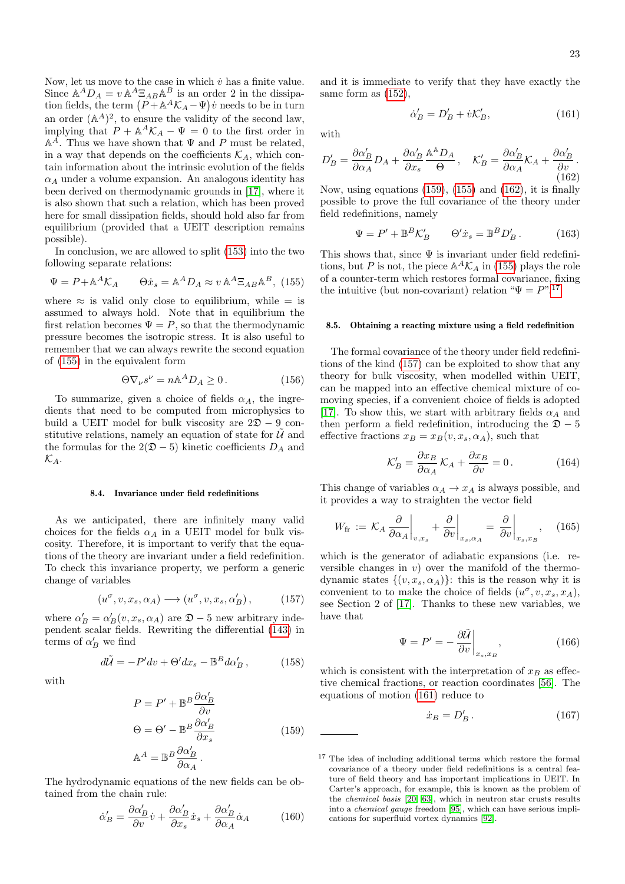Now, let us move to the case in which $\dot{v}$ has a finite value. Since $\mathbb{A}^A D_A = v\, \mathbb{A}^A \Xi_{AB} \mathbb{A}^B$ is an order 2 in the dissipation fields, the term $\big(P + \mathbb{A}^A \mathcal{K}_A - \Psi\big)\dot{v}$ needs to be in turn an order $(\mathbb{A}^A)^2$, to ensure the validity of the second law, implying that $P + \mathbb{A}^A \mathcal{K}_A - \Psi = 0$ to the first order in $\mathbb{A}^A$. Thus we have shown that $\Psi$ and $P$ must be related, in a way that depends on the coefficients $\mathcal{K}_A$, which contain information about the intrinsic evolution of the fields $\alpha_A$ under a volume expansion. An analogous identity has been derived on thermodynamic grounds in [17], where it is also shown that such a relation, which has been proved here for small dissipation fields, should hold also far from equilibrium (provided that a UEIT description remains possible).

In conclusion, we are allowed to split (153) into the two following separate relations:

$$
\Psi = P + \mathbb{A}^A \mathcal{K}_A \qquad \Theta \dot{x}_s = \mathbb{A}^A D_A \approx v\, \mathbb{A}^A \Xi_{AB} \mathbb{A}^B , \tag{155}
$$

where $\approx$ is valid only close to equilibrium, while $=$ is assumed to always hold. Note that in equilibrium the first relation becomes $\Psi = P$, so that the thermodynamic pressure becomes the isotropic stress. It is also useful to remember that we can always rewrite the second equation of (155) in the equivalent form

$$
\Theta \nabla_\nu s^\nu = n \mathbb{A}^A D_A \geq 0 . \tag{156}
$$

To summarize, given a choice of fields $\alpha_A$, the ingredients that need to be computed from microphysics to build a UEIT model for bulk viscosity are $2\mathfrak{D} - 9$ constitutive relations, namely an equation of state for $\tilde{\mathcal{U}}$ and the formulas for the $2(\mathfrak{D} - 5)$ kinetic coefficients $D_A$ and $\mathcal{K}_A$.

#### 8.4. Invariance under field redefinitions

As we anticipated, there are infinitely many valid choices for the fields $\alpha_A$ in a UEIT model for bulk viscosity. Therefore, it is important to verify that the equations of the theory are invariant under a field redefinition. To check this invariance property, we perform a generic change of variables

$$
(u^\sigma, v, x_s, \alpha_A) \longrightarrow (u^\sigma, v, x_s, \alpha'_B) , \tag{157}
$$

where $\alpha'_B = \alpha'_B(v, x_s, \alpha_A)$ are $\mathfrak{D} - 5$ new arbitrary independent scalar fields. Rewriting the differential (143) in terms of $\alpha'_B$ we find

$$
d\tilde{\mathcal{U}} = -P' dv + \Theta' dx_s - \mathbb{B}^B d\alpha'_B , \tag{158}
$$

with

$$
\begin{aligned}
P &= P' + \mathbb{B}^B \frac{\partial \alpha'_B}{\partial v} \\
\Theta &= \Theta' - \mathbb{B}^B \frac{\partial \alpha'_B}{\partial x_s} \\
\mathbb{A}^A &= \mathbb{B}^B \frac{\partial \alpha'_B}{\partial \alpha_A} .
\end{aligned} \tag{159}
$$

The hydrodynamic equations of the new fields can be obtained from the chain rule:

$$
\dot{\alpha}'_B = \frac{\partial \alpha'_B}{\partial v} \dot{v} + \frac{\partial \alpha'_B}{\partial x_s} \dot{x}_s + \frac{\partial \alpha'_B}{\partial \alpha_A} \dot{\alpha}_A \tag{160}
$$

and it is immediate to verify that they have exactly the same form as (152),

$$
\dot{\alpha}'_B = D'_B + \dot{v} \mathcal{K}'_B , \tag{161}
$$

with

$$
D'_B = \frac{\partial \alpha'_B}{\partial \alpha_A} D_A + \frac{\partial \alpha'_B}{\partial x_s} \frac{\mathbb{A}^A D_A}{\Theta} , \quad \mathcal{K}'_B = \frac{\partial \alpha'_B}{\partial \alpha_A} \mathcal{K}_A + \frac{\partial \alpha'_B}{\partial v} . \tag{162}
$$

Now, using equations (159), (155) and (162), it is finally possible to prove the full covariance of the theory under field redefinitions, namely

$$
\Psi = P' + \mathbb{B}^B \mathcal{K}'_B \qquad \Theta' \dot{x}_s = \mathbb{B}^B D'_B . \tag{163}
$$

This shows that, since $\Psi$ is invariant under field redefinitions, but $P$ is not, the piece $\mathbb{A}^A \mathcal{K}_A$ in (155) plays the role of a counter-term which restores formal covariance, fixing the intuitive (but non-covariant) relation "$\Psi = P$".[17]

#### 8.5. Obtaining a reacting mixture using a field redefinition

The formal covariance of the theory under field redefinitions of the kind (157) can be exploited to show that any theory for bulk viscosity, when modelled within UEIT, can be mapped into an effective chemical mixture of comoving species, if a convenient choice of fields is adopted [17]. To show this, we start with arbitrary fields $\alpha_A$ and then perform a field redefinition, introducing the $\mathfrak{D} - 5$ effective fractions $x_B = x_B(v, x_s, \alpha_A)$, such that

$$
\mathcal{K}'_B = \frac{\partial x_B}{\partial \alpha_A} \mathcal{K}_A + \frac{\partial x_B}{\partial v} = 0 . \tag{164}
$$

This change of variables $\alpha_A \to x_A$ is always possible, and it provides a way to straighten the vector field

$$
W_{\text{fr}} := \mathcal{K}_A \frac{\partial}{\partial \alpha_A}\bigg|_{v, x_s} + \frac{\partial}{\partial v}\bigg|_{x_s, \alpha_A} = \frac{\partial}{\partial v}\bigg|_{x_s, x_B} , \tag{165}
$$

which is the generator of adiabatic expansions (i.e. reversible changes in $v$) over the manifold of the thermodynamic states $\{(v, x_s, \alpha_A)\}$: this is the reason why it is convenient to to make the choice of fields $(u^\sigma, v, x_s, x_A)$, see Section 2 of [17]. Thanks to these new variables, we have that

$$
\Psi = P' = -\frac{\partial \tilde{\mathcal{U}}}{\partial v}\bigg|_{x_s, x_B} , \tag{166}
$$

which is consistent with the interpretation of $x_B$ as effective chemical fractions, or reaction coordinates [56]. The equations of motion (161) reduce to

$$
\dot{x}_B = D'_B . \tag{167}
$$

---

[17] The idea of including additional terms which restore the formal covariance of a theory under field redefinitions is a central feature of field theory and has important implications in UEIT. In Carter's approach, for example, this is known as the problem of the *chemical basis* [20, 63], which in neutron star crusts results into a *chemical gauge* freedom [95], which can have serious implications for superfluid vortex dynamics [92].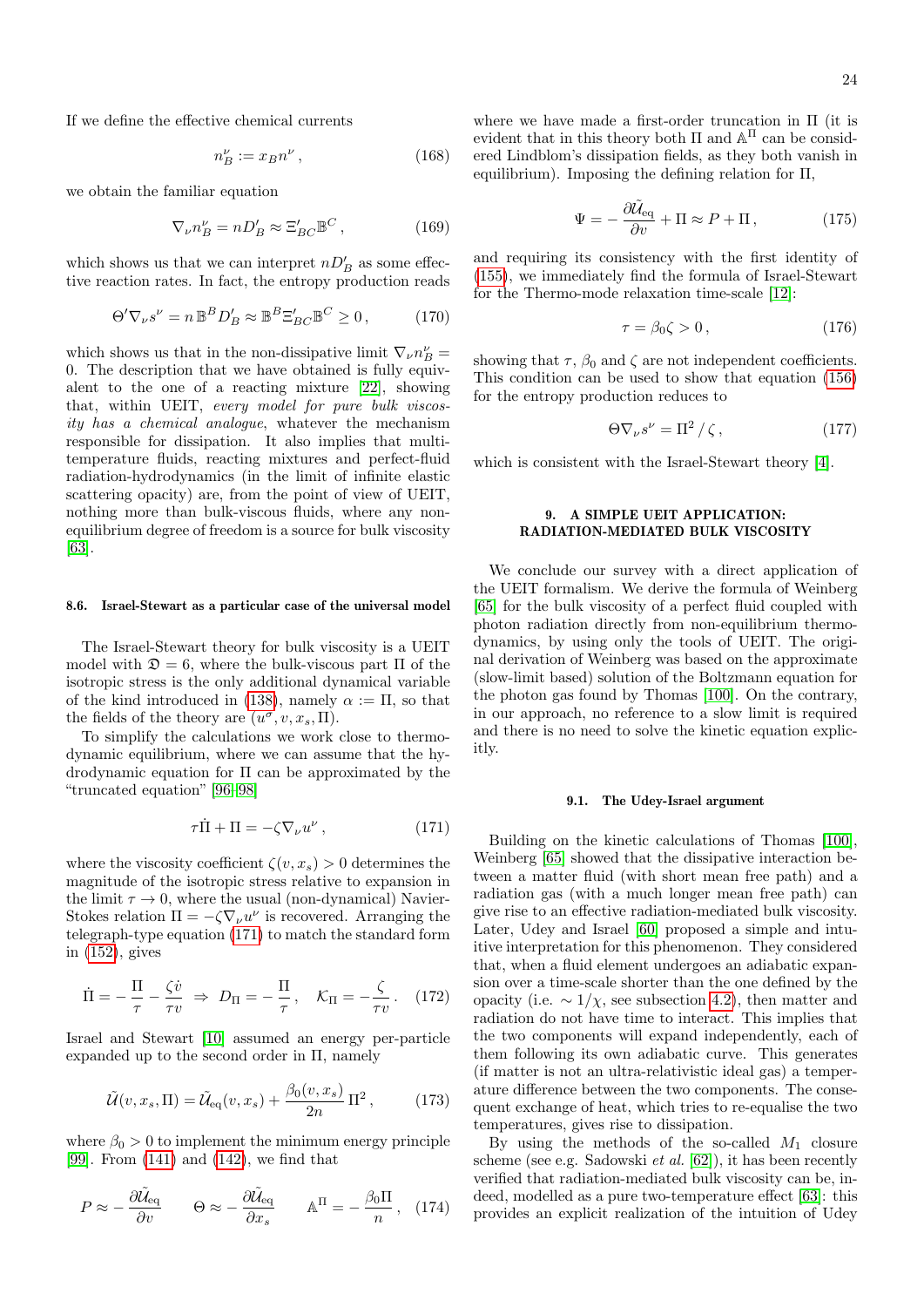If we define the effective chemical currents

$$n_B^\nu := x_B n^\nu \,, \tag{168}$$

we obtain the familiar equation

$$\nabla_\nu n_B^\nu = n D_B' \approx \Xi_{BC}' \mathbb{B}^C \,, \tag{169}$$

which shows us that we can interpret $nD_B'$ as some effective reaction rates. In fact, the entropy production reads

$$\Theta' \nabla_\nu s^\nu = n \,\mathbb{B}^B D_B' \approx \mathbb{B}^B \Xi_{BC}' \mathbb{B}^C \geq 0 \,, \tag{170}$$

which shows us that in the non-dissipative limit $\nabla_\nu n_B^\nu = 0$. The description that we have obtained is fully equivalent to the one of a reacting mixture [22], showing that, within UEIT, *every model for pure bulk viscosity has a chemical analogue*, whatever the mechanism responsible for dissipation. It also implies that multi-temperature fluids, reacting mixtures and perfect-fluid radiation-hydrodynamics (in the limit of infinite elastic scattering opacity) are, from the point of view of UEIT, nothing more than bulk-viscous fluids, where any non-equilibrium degree of freedom is a source for bulk viscosity [63].

### 8.6. Israel-Stewart as a particular case of the universal model

The Israel-Stewart theory for bulk viscosity is a UEIT model with $\mathfrak{D} = 6$, where the bulk-viscous part $\Pi$ of the isotropic stress is the only additional dynamical variable of the kind introduced in (138), namely $\alpha := \Pi$, so that the fields of the theory are $(u^\sigma, v, x_s, \Pi)$.

To simplify the calculations we work close to thermodynamic equilibrium, where we can assume that the hydrodynamic equation for $\Pi$ can be approximated by the "truncated equation" [96–98]

$$\tau \dot{\Pi} + \Pi = -\zeta \nabla_\nu u^\nu \,, \tag{171}$$

where the viscosity coefficient $\zeta(v, x_s) > 0$ determines the magnitude of the isotropic stress relative to expansion in the limit $\tau \to 0$, where the usual (non-dynamical) Navier-Stokes relation $\Pi = -\zeta \nabla_\nu u^\nu$ is recovered. Arranging the telegraph-type equation (171) to match the standard form in (152), gives

$$\dot{\Pi} = -\frac{\Pi}{\tau} - \frac{\zeta \dot{v}}{\tau v} \;\Rightarrow\; D_\Pi = -\frac{\Pi}{\tau} \,, \quad \mathcal{K}_\Pi = -\frac{\zeta}{\tau v} \,. \tag{172}$$

Israel and Stewart [10] assumed an energy per-particle expanded up to the second order in $\Pi$, namely

$$\tilde{\mathcal{U}}(v, x_s, \Pi) = \tilde{\mathcal{U}}_{\text{eq}}(v, x_s) + \frac{\beta_0(v, x_s)}{2n} \Pi^2 \,, \tag{173}$$

where $\beta_0 > 0$ to implement the minimum energy principle [99]. From (141) and (142), we find that

$$P \approx -\frac{\partial \tilde{\mathcal{U}}_{\text{eq}}}{\partial v} \qquad \Theta \approx -\frac{\partial \tilde{\mathcal{U}}_{\text{eq}}}{\partial x_s} \qquad \mathbb{A}^\Pi = -\frac{\beta_0 \Pi}{n} \,, \tag{174}$$

where we have made a first-order truncation in $\Pi$ (it is evident that in this theory both $\Pi$ and $\mathbb{A}^\Pi$ can be considered Lindblom's dissipation fields, as they both vanish in equilibrium). Imposing the defining relation for $\Pi$,

$$\Psi = -\frac{\partial \tilde{\mathcal{U}}_{\text{eq}}}{\partial v} + \Pi \approx P + \Pi \,, \tag{175}$$

and requiring its consistency with the first identity of (155), we immediately find the formula of Israel-Stewart for the Thermo-mode relaxation time-scale [12]:

$$\tau = \beta_0 \zeta > 0 \,, \tag{176}$$

showing that $\tau$, $\beta_0$ and $\zeta$ are not independent coefficients. This condition can be used to show that equation (156) for the entropy production reduces to

$$\Theta \nabla_\nu s^\nu = \Pi^2 / \zeta \,, \tag{177}$$

which is consistent with the Israel-Stewart theory [4].

## 9. A SIMPLE UEIT APPLICATION: RADIATION-MEDIATED BULK VISCOSITY

We conclude our survey with a direct application of the UEIT formalism. We derive the formula of Weinberg [65] for the bulk viscosity of a perfect fluid coupled with photon radiation directly from non-equilibrium thermodynamics, by using only the tools of UEIT. The original derivation of Weinberg was based on the approximate (slow-limit based) solution of the Boltzmann equation for the photon gas found by Thomas [100]. On the contrary, in our approach, no reference to a slow limit is required and there is no need to solve the kinetic equation explicitly.

### 9.1. The Udey-Israel argument

Building on the kinetic calculations of Thomas [100], Weinberg [65] showed that the dissipative interaction between a matter fluid (with short mean free path) and a radiation gas (with a much longer mean free path) can give rise to an effective radiation-mediated bulk viscosity. Later, Udey and Israel [60] proposed a simple and intuitive interpretation for this phenomenon. They considered that, when a fluid element undergoes an adiabatic expansion over a time-scale shorter than the one defined by the opacity (i.e. $\sim 1/\chi$, see subsection 4.2), then matter and radiation do not have time to interact. This implies that the two components will expand independently, each of them following its own adiabatic curve. This generates (if matter is not an ultra-relativistic ideal gas) a temperature difference between the two components. The consequent exchange of heat, which tries to re-equalise the two temperatures, gives rise to dissipation.

By using the methods of the so-called $M_1$ closure scheme (see e.g. Sadowski *et al.* [62]), it has been recently verified that radiation-mediated bulk viscosity can be, indeed, modelled as a pure two-temperature effect [63]: this provides an explicit realization of the intuition of Udey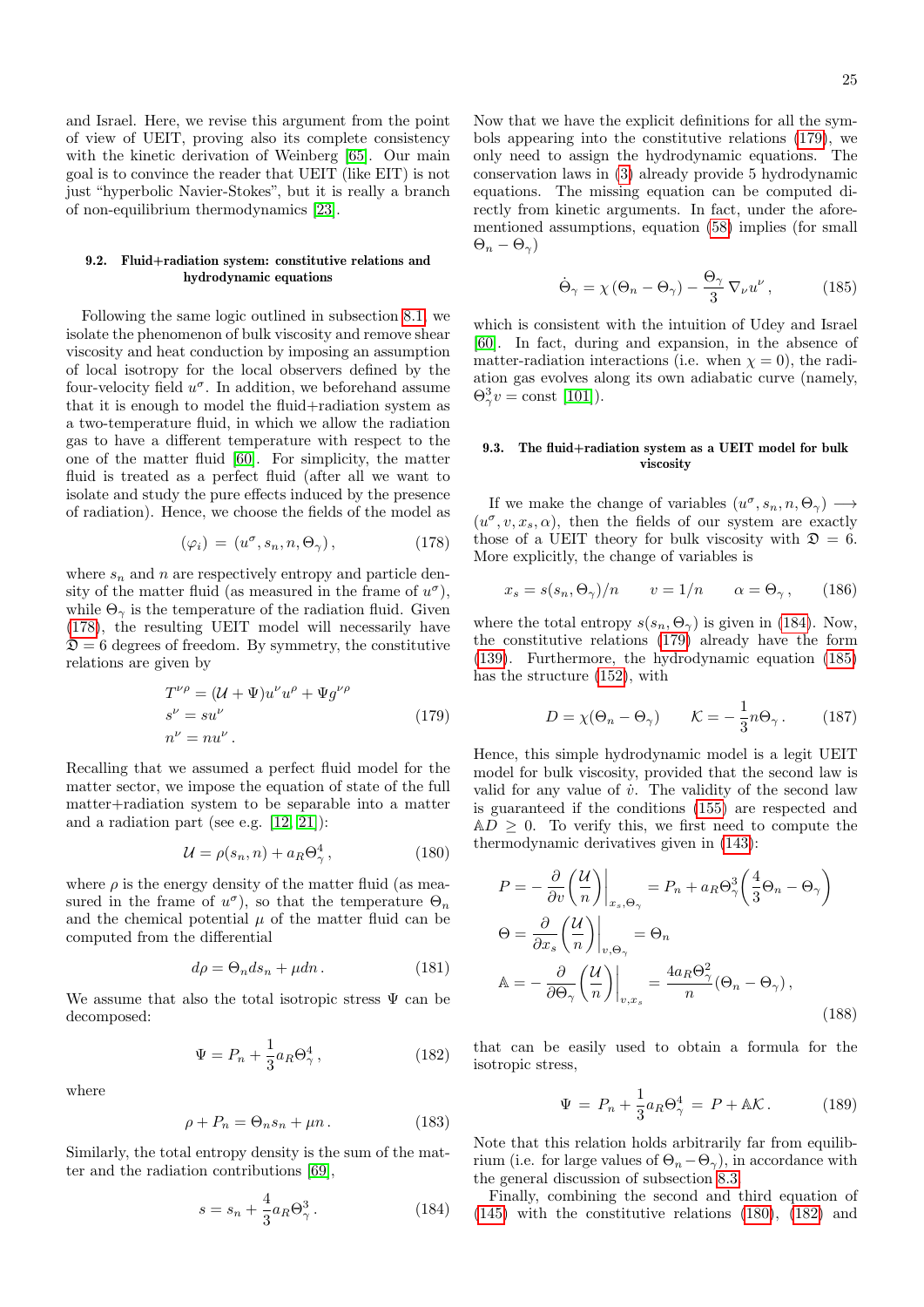and Israel. Here, we revise this argument from the point of view of UEIT, proving also its complete consistency with the kinetic derivation of Weinberg [65]. Our main goal is to convince the reader that UEIT (like EIT) is not just "hyperbolic Navier-Stokes", but it is really a branch of non-equilibrium thermodynamics [23].

### 9.2. Fluid+radiation system: constitutive relations and hydrodynamic equations

Following the same logic outlined in subsection 8.1 we isolate the phenomenon of bulk viscosity and remove shear viscosity and heat conduction by imposing an assumption of local isotropy for the local observers defined by the four-velocity field $u^\sigma$. In addition, we beforehand assume that it is enough to model the fluid+radiation system as a two-temperature fluid, in which we allow the radiation gas to have a different temperature with respect to the one of the matter fluid [60]. For simplicity, the matter fluid is treated as a perfect fluid (after all we want to isolate and study the pure effects induced by the presence of radiation). Hence, we choose the fields of the model as

$$
(\varphi_i) = (u^\sigma, s_n, n, \Theta_\gamma), \tag{178}
$$

where $s_n$ and $n$ are respectively entropy and particle density of the matter fluid (as measured in the frame of $u^\sigma$), while $\Theta_\gamma$ is the temperature of the radiation fluid. Given (178), the resulting UEIT model will necessarily have $\mathfrak{D} = 6$ degrees of freedom. By symmetry, the constitutive relations are given by

$$
\begin{aligned}
T^{\nu\rho} &= (\mathcal{U} + \Psi) u^\nu u^\rho + \Psi g^{\nu\rho} \\
s^\nu &= s u^\nu \\
n^\nu &= n u^\nu .
\end{aligned} \tag{179}
$$

Recalling that we assumed a perfect fluid model for the matter sector, we impose the equation of state of the full matter+radiation system to be separable into a matter and a radiation part (see e.g. [12, 21]):

$$
\mathcal{U} = \rho(s_n, n) + a_R \Theta_\gamma^4 , \tag{180}
$$

where $\rho$ is the energy density of the matter fluid (as measured in the frame of $u^\sigma$), so that the temperature $\Theta_n$ and the chemical potential $\mu$ of the matter fluid can be computed from the differential

$$
d\rho = \Theta_n ds_n + \mu dn . \tag{181}
$$

We assume that also the total isotropic stress $\Psi$ can be decomposed:

$$
\Psi = P_n + \frac{1}{3} a_R \Theta_\gamma^4 , \tag{182}
$$

where

$$
\rho + P_n = \Theta_n s_n + \mu n . \tag{183}
$$

Similarly, the total entropy density is the sum of the matter and the radiation contributions [69],

$$
s = s_n + \frac{4}{3} a_R \Theta_\gamma^3 . \tag{184}
$$

Now that we have the explicit definitions for all the symbols appearing into the constitutive relations (179), we only need to assign the hydrodynamic equations. The conservation laws in (3) already provide 5 hydrodynamic equations. The missing equation can be computed directly from kinetic arguments. In fact, under the aforementioned assumptions, equation (58) implies (for small $\Theta_n - \Theta_\gamma$)

$$
\dot{\Theta}_\gamma = \chi \, (\Theta_n - \Theta_\gamma) - \frac{\Theta_\gamma}{3} \nabla_\nu u^\nu , \tag{185}
$$

which is consistent with the intuition of Udey and Israel [60]. In fact, during and expansion, in the absence of matter-radiation interactions (i.e. when $\chi = 0$), the radiation gas evolves along its own adiabatic curve (namely, $\Theta_\gamma^3 v = \text{const}$ [101]).

### 9.3. The fluid+radiation system as a UEIT model for bulk viscosity

If we make the change of variables $(u^\sigma, s_n, n, \Theta_\gamma) \longrightarrow (u^\sigma, v, x_s, \alpha)$, then the fields of our system are exactly those of a UEIT theory for bulk viscosity with $\mathfrak{D} = 6$. More explicitly, the change of variables is

$$
x_s = s(s_n, \Theta_\gamma)/n \qquad v = 1/n \qquad \alpha = \Theta_\gamma , \tag{186}
$$

where the total entropy $s(s_n, \Theta_\gamma)$ is given in (184). Now, the constitutive relations (179) already have the form (139). Furthermore, the hydrodynamic equation (185) has the structure (152), with

$$
D = \chi(\Theta_n - \Theta_\gamma) \qquad \mathcal{K} = -\frac{1}{3} n \Theta_\gamma . \tag{187}
$$

Hence, this simple hydrodynamic model is a legit UEIT model for bulk viscosity, provided that the second law is valid for any value of $\dot{v}$. The validity of the second law is guaranteed if the conditions (155) are respected and $\mathbb{A} D \geq 0$. To verify this, we first need to compute the thermodynamic derivatives given in (143):

$$
\begin{aligned}
P &= -\frac{\partial}{\partial v} \left( \frac{\mathcal{U}}{n} \right) \bigg|_{x_s, \Theta_\gamma} = P_n + a_R \Theta_\gamma^3 \left( \frac{4}{3} \Theta_n - \Theta_\gamma \right) \\
\Theta &= \frac{\partial}{\partial x_s} \left( \frac{\mathcal{U}}{n} \right) \bigg|_{v, \Theta_\gamma} = \Theta_n \\
\mathbb{A} &= -\frac{\partial}{\partial \Theta_\gamma} \left( \frac{\mathcal{U}}{n} \right) \bigg|_{v, x_s} = \frac{4 a_R \Theta_\gamma^2}{n} (\Theta_n - \Theta_\gamma) ,
\end{aligned} \tag{188}
$$

that can be easily used to obtain a formula for the isotropic stress,

$$
\Psi = P_n + \frac{1}{3} a_R \Theta_\gamma^4 = P + \mathbb{A} \mathcal{K} . \tag{189}
$$

Note that this relation holds arbitrarily far from equilibrium (i.e. for large values of $\Theta_n - \Theta_\gamma$), in accordance with the general discussion of subsection 8.3.

Finally, combining the second and third equation of (145) with the constitutive relations (180), (182) and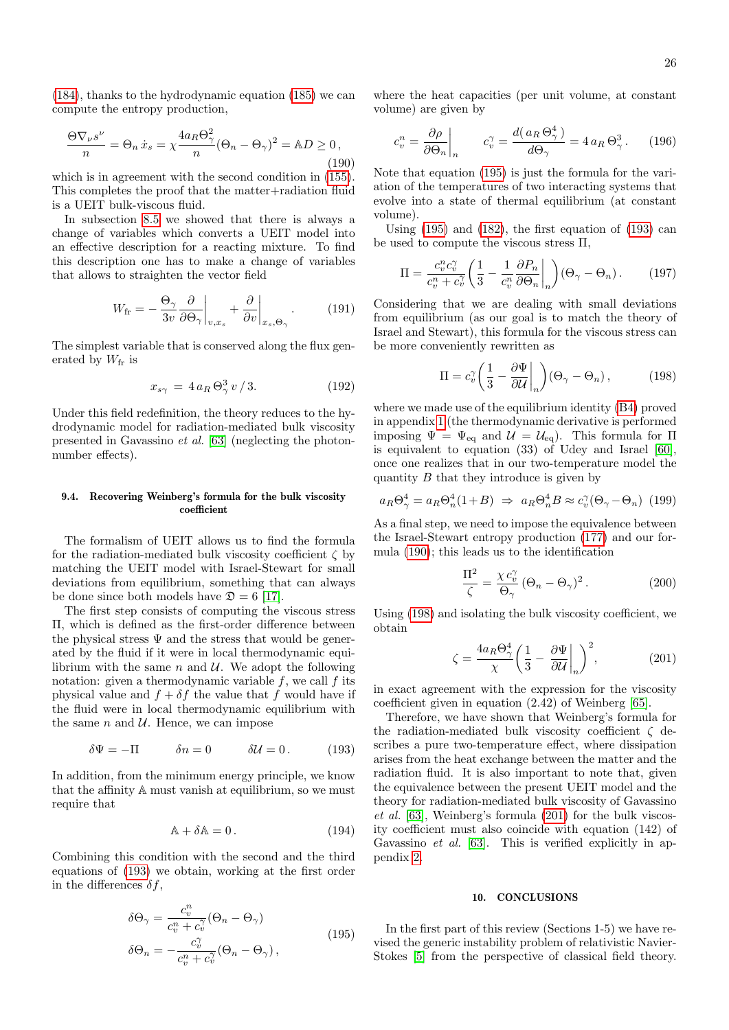(184), thanks to the hydrodynamic equation (185) we can compute the entropy production,

$$\frac{\Theta \nabla_\nu s^\nu}{n} = \Theta_n \, \dot{x}_s = \chi \frac{4 a_R \Theta_\gamma^2}{n} (\Theta_n - \Theta_\gamma)^2 = \mathbb{A} D \geq 0 \, , \tag{190}$$

which is in agreement with the second condition in (155). This completes the proof that the matter+radiation fluid is a UEIT bulk-viscous fluid.

In subsection 8.5 we showed that there is always a change of variables which converts a UEIT model into an effective description for a reacting mixture. To find this description one has to make a change of variables that allows to straighten the vector field

$$W_{\text{fr}} = - \frac{\Theta_\gamma}{3v} \frac{\partial}{\partial \Theta_\gamma}\bigg|_{v,x_s} + \frac{\partial}{\partial v}\bigg|_{x_s,\Theta_\gamma} . \tag{191}$$

The simplest variable that is conserved along the flux generated by $W_{\text{fr}}$ is

$$x_{s\gamma} \, = \, 4 \, a_R \, \Theta_\gamma^3 \, v \, / \, 3. \tag{192}$$

Under this field redefinition, the theory reduces to the hydrodynamic model for radiation-mediated bulk viscosity presented in Gavassino *et al.* [63] (neglecting the photon-number effects).

### 9.4. Recovering Weinberg's formula for the bulk viscosity coefficient

The formalism of UEIT allows us to find the formula for the radiation-mediated bulk viscosity coefficient $\zeta$ by matching the UEIT model with Israel-Stewart for small deviations from equilibrium, something that can always be done since both models have $\mathfrak{D} = 6$ [17].

The first step consists of computing the viscous stress $\Pi$, which is defined as the first-order difference between the physical stress $\Psi$ and the stress that would be generated by the fluid if it were in local thermodynamic equilibrium with the same $n$ and $\mathcal{U}$. We adopt the following notation: given a thermodynamic variable $f$, we call $f$ its physical value and $f + \delta f$ the value that $f$ would have if the fluid were in local thermodynamic equilibrium with the same $n$ and $\mathcal{U}$. Hence, we can impose

$$\delta \Psi = -\Pi \qquad \delta n = 0 \qquad \delta \mathcal{U} = 0 \, . \tag{193}$$

In addition, from the minimum energy principle, we know that the affinity $\mathbb{A}$ must vanish at equilibrium, so we must require that

$$\mathbb{A} + \delta \mathbb{A} = 0 \, . \tag{194}$$

Combining this condition with the second and the third equations of (193) we obtain, working at the first order in the differences $\delta f$,

$$\begin{aligned} \delta \Theta_\gamma &= \frac{c_v^n}{c_v^n + c_v^\gamma} (\Theta_n - \Theta_\gamma) \\ \delta \Theta_n &= - \frac{c_v^\gamma}{c_v^n + c_v^\gamma} (\Theta_n - \Theta_\gamma) \, , \end{aligned} \tag{195}$$

where the heat capacities (per unit volume, at constant volume) are given by

$$c_v^n = \frac{\partial \rho}{\partial \Theta_n}\bigg|_n \qquad c_v^\gamma = \frac{d( \, a_R \, \Theta_\gamma^4 \, )}{d \Theta_\gamma} = 4 \, a_R \, \Theta_\gamma^3 \, . \tag{196}$$

Note that equation (195) is just the formula for the variation of the temperatures of two interacting systems that evolve into a state of thermal equilibrium (at constant volume).

Using (195) and (182), the first equation of (193) can be used to compute the viscous stress $\Pi$,

$$\Pi = \frac{c_v^n c_v^\gamma}{c_v^n + c_v^\gamma} \left( \frac{1}{3} - \frac{1}{c_v^n} \frac{\partial P_n}{\partial \Theta_n}\bigg|_n \right) (\Theta_\gamma - \Theta_n) \, . \tag{197}$$

Considering that we are dealing with small deviations from equilibrium (as our goal is to match the theory of Israel and Stewart), this formula for the viscous stress can be more conveniently rewritten as

$$\Pi = c_v^\gamma \left( \frac{1}{3} - \frac{\partial \Psi}{\partial \mathcal{U}}\bigg|_n \right) (\Theta_\gamma - \Theta_n) \, , \tag{198}$$

where we made use of the equilibrium identity (B4) proved in appendix 1 (the thermodynamic derivative is performed imposing $\Psi = \Psi_{\text{eq}}$ and $\mathcal{U} = \mathcal{U}_{\text{eq}}$). This formula for $\Pi$ is equivalent to equation (33) of Udey and Israel [60], once one realizes that in our two-temperature model the quantity $B$ that they introduce is given by

$$a_R \Theta_\gamma^4 = a_R \Theta_n^4 (1 + B) \;\Rightarrow\; a_R \Theta_n^4 B \approx c_v^\gamma (\Theta_\gamma - \Theta_n) \tag{199}$$

As a final step, we need to impose the equivalence between the Israel-Stewart entropy production (177) and our formula (190); this leads us to the identification

$$\frac{\Pi^2}{\zeta} = \frac{\chi \, c_v^\gamma}{\Theta_\gamma} \, (\Theta_n - \Theta_\gamma)^2 \, . \tag{200}$$

Using (198) and isolating the bulk viscosity coefficient, we obtain

$$\zeta = \frac{4 a_R \Theta_\gamma^4}{\chi} \left( \frac{1}{3} - \frac{\partial \Psi}{\partial \mathcal{U}}\bigg|_n \right)^2 , \tag{201}$$

in exact agreement with the expression for the viscosity coefficient given in equation (2.42) of Weinberg [65].

Therefore, we have shown that Weinberg's formula for the radiation-mediated bulk viscosity coefficient $\zeta$ describes a pure two-temperature effect, where dissipation arises from the heat exchange between the matter and the radiation fluid. It is also important to note that, given the equivalence between the present UEIT model and the theory for radiation-mediated bulk viscosity of Gavassino *et al.* [63], Weinberg's formula (201) for the bulk viscosity coefficient must also coincide with equation (142) of Gavassino *et al.* [63]. This is verified explicitly in appendix 2.

## 10. CONCLUSIONS

In the first part of this review (Sections 1-5) we have revised the generic instability problem of relativistic Navier-Stokes [5] from the perspective of classical field theory.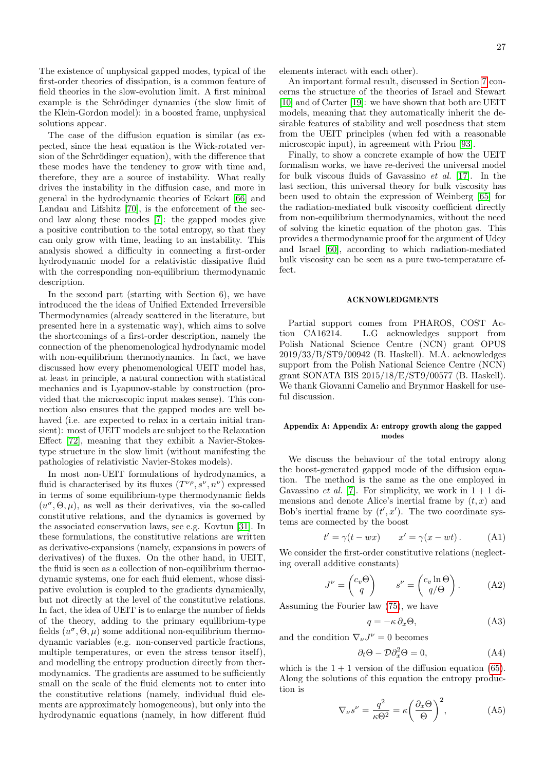The existence of unphysical gapped modes, typical of the first-order theories of dissipation, is a common feature of field theories in the slow-evolution limit. A first minimal example is the Schrödinger dynamics (the slow limit of the Klein-Gordon model): in a boosted frame, unphysical solutions appear.

The case of the diffusion equation is similar (as expected, since the heat equation is the Wick-rotated version of the Schrödinger equation), with the difference that these modes have the tendency to grow with time and, therefore, they are a source of instability. What really drives the instability in the diffusion case, and more in general in the hydrodynamic theories of Eckart [66] and Landau and Lifshitz [70], is the enforcement of the second law along these modes [7]: the gapped modes give a positive contribution to the total entropy, so that they can only grow with time, leading to an instability. This analysis showed a difficulty in connecting a first-order hydrodynamic model for a relativistic dissipative fluid with the corresponding non-equilibrium thermodynamic description.

In the second part (starting with Section 6), we have introduced the the ideas of Unified Extended Irreversible Thermodynamics (already scattered in the literature, but presented here in a systematic way), which aims to solve the shortcomings of a first-order description, namely the connection of the phenomenological hydrodynamic model with non-equilibrium thermodynamics. In fact, we have discussed how every phenomenological UEIT model has, at least in principle, a natural connection with statistical mechanics and is Lyapunov-stable by construction (provided that the microscopic input makes sense). This connection also ensures that the gapped modes are well behaved (i.e. are expected to relax in a certain initial transient): most of UEIT models are subject to the Relaxation Effect [72], meaning that they exhibit a Navier-Stokes-type structure in the slow limit (without manifesting the pathologies of relativistic Navier-Stokes models).

In most non-UEIT formulations of hydrodynamics, a fluid is characterised by its fluxes ($T^{\nu\rho}, s^\nu, n^\nu$) expressed in terms of some equilibrium-type thermodynamic fields ($u^\sigma, \Theta, \mu$), as well as their derivatives, via the so-called constitutive relations, and the dynamics is governed by the associated conservation laws, see e.g. Kovtun [31]. In these formulations, the constitutive relations are written as derivative-expansions (namely, expansions in powers of derivatives) of the fluxes. On the other hand, in UEIT, the fluid is seen as a collection of non-equilibrium thermodynamic systems, one for each fluid element, whose dissipative evolution is coupled to the gradients dynamically, but not directly at the level of the constitutive relations. In fact, the idea of UEIT is to enlarge the number of fields of the theory, adding to the primary equilibrium-type fields ($u^\sigma, \Theta, \mu$) some additional non-equilibrium thermodynamic variables (e.g. non-conserved particle fractions, multiple temperatures, or even the stress tensor itself), and modelling the entropy production directly from thermodynamics. The gradients are assumed to be sufficiently small on the scale of the fluid elements not to enter into the constitutive relations (namely, individual fluid elements are approximately homogeneous), but only into the hydrodynamic equations (namely, in how different fluid elements interact with each other).

An important formal result, discussed in Section 7 concerns the structure of the theories of Israel and Stewart [10] and of Carter [19]: we have shown that both are UEIT models, meaning that they automatically inherit the desirable features of stability and well posedness that stem from the UEIT principles (when fed with a reasonable microscopic input), in agreement with Priou [93].

Finally, to show a concrete example of how the UEIT formalism works, we have re-derived the universal model for bulk viscous fluids of Gavassino *et al.* [17]. In the last section, this universal theory for bulk viscosity has been used to obtain the expression of Weinberg [65] for the radiation-mediated bulk viscosity coefficient directly from non-equilibrium thermodynamics, without the need of solving the kinetic equation of the photon gas. This provides a thermodynamic proof for the argument of Udey and Israel [60], according to which radiation-mediated bulk viscosity can be seen as a pure two-temperature effect.

## ACKNOWLEDGMENTS

Partial support comes from PHAROS, COST Action CA16214. L.G acknowledges support from Polish National Science Centre (NCN) grant OPUS 2019/33/B/ST9/00942 (B. Haskell). M.A. acknowledges support from the Polish National Science Centre (NCN) grant SONATA BIS 2015/18/E/ST9/00577 (B. Haskell). We thank Giovanni Camelio and Brynmor Haskell for useful discussion.

## Appendix A: Appendix A: entropy growth along the gapped modes

We discuss the behaviour of the total entropy along the boost-generated gapped mode of the diffusion equation. The method is the same as the one employed in Gavassino *et al.* [7]. For simplicity, we work in $1+1$ dimensions and denote Alice's inertial frame by $(t,x)$ and Bob's inertial frame by $(t',x')$. The two coordinate systems are connected by the boost

$$
t' = \gamma(t - wx) \qquad x' = \gamma(x - wt)\,. \tag{A1}
$$

We consider the first-order constitutive relations (neglecting overall additive constants)

$$
J^\nu = \begin{pmatrix} c_v \Theta \\ q \end{pmatrix} \qquad s^\nu = \begin{pmatrix} c_v \ln \Theta \\ q/\Theta \end{pmatrix}. \tag{A2}
$$

Assuming the Fourier law (75), we have

$$
q = -\kappa\, \partial_x \Theta, \tag{A3}
$$

and the condition $\nabla_\nu J^\nu = 0$ becomes

$$
\partial_t \Theta - \mathcal{D} \partial_x^2 \Theta = 0, \tag{A4}
$$

which is the $1+1$ version of the diffusion equation (65). Along the solutions of this equation the entropy production is

$$
\nabla_\nu s^\nu = \frac{q^2}{\kappa \Theta^2} = \kappa \bigg( \frac{\partial_x \Theta}{\Theta} \bigg)^2, \tag{A5}
$$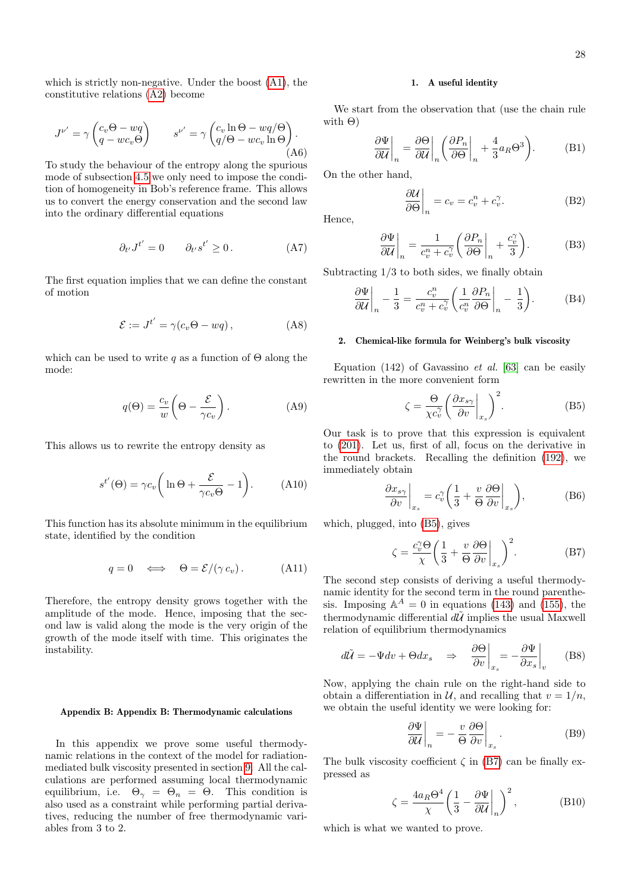which is strictly non-negative. Under the boost (A1), the constitutive relations (A2) become

$$J^{\nu'} = \gamma \begin{pmatrix} c_v \Theta - wq \\ q - wc_v \Theta \end{pmatrix} \qquad s^{\nu'} = \gamma \begin{pmatrix} c_v \ln \Theta - wq/\Theta \\ q/\Theta - wc_v \ln \Theta \end{pmatrix}. \tag{A6}$$

To study the behaviour of the entropy along the spurious mode of subsection 4.5 we only need to impose the condition of homogeneity in Bob's reference frame. This allows us to convert the energy conservation and the second law into the ordinary differential equations

$$\partial_{t'} J^{t'} = 0 \qquad \partial_{t'} s^{t'} \geq 0. \tag{A7}$$

The first equation implies that we can define the constant of motion

$$\mathcal{E} := J^{t'} = \gamma(c_v \Theta - wq), \tag{A8}$$

which can be used to write $q$ as a function of $\Theta$ along the mode:

$$q(\Theta) = \frac{c_v}{w}\left(\Theta - \frac{\mathcal{E}}{\gamma c_v}\right). \tag{A9}$$

This allows us to rewrite the entropy density as

$$s^{t'}(\Theta) = \gamma c_v \left( \ln \Theta + \frac{\mathcal{E}}{\gamma c_v \Theta} - 1 \right). \tag{A10}$$

This function has its absolute minimum in the equilibrium state, identified by the condition

$$q = 0 \quad \Longleftrightarrow \quad \Theta = \mathcal{E}/(\gamma\, c_v). \tag{A11}$$

Therefore, the entropy density grows together with the amplitude of the mode. Hence, imposing that the second law is valid along the mode is the very origin of the growth of the mode itself with time. This originates the instability.

#### Appendix B: Appendix B: Thermodynamic calculations

In this appendix we prove some useful thermodynamic relations in the context of the model for radiation-mediated bulk viscosity presented in section 9. All the calculations are performed assuming local thermodynamic equilibrium, i.e. $\Theta_\gamma = \Theta_n = \Theta$. This condition is also used as a constraint while performing partial derivatives, reducing the number of free thermodynamic variables from 3 to 2.

##### 1. A useful identity

We start from the observation that (use the chain rule with $\Theta$)

$$\frac{\partial \Psi}{\partial \mathcal{U}}\bigg|_n = \frac{\partial \Theta}{\partial \mathcal{U}}\bigg|_n \left( \frac{\partial P_n}{\partial \Theta}\bigg|_n + \frac{4}{3} a_R \Theta^3 \right). \tag{B1}$$

On the other hand,

$$\frac{\partial \mathcal{U}}{\partial \Theta}\bigg|_n = c_v = c_v^n + c_v^\gamma. \tag{B2}$$

Hence,

$$\frac{\partial \Psi}{\partial \mathcal{U}}\bigg|_n = \frac{1}{c_v^n + c_v^\gamma}\left( \frac{\partial P_n}{\partial \Theta}\bigg|_n + \frac{c_v^\gamma}{3} \right). \tag{B3}$$

Subtracting 1/3 to both sides, we finally obtain

$$\frac{\partial \Psi}{\partial \mathcal{U}}\bigg|_n - \frac{1}{3} = \frac{c_v^n}{c_v^n + c_v^\gamma}\left( \frac{1}{c_v^n}\frac{\partial P_n}{\partial \Theta}\bigg|_n - \frac{1}{3} \right). \tag{B4}$$

##### 2. Chemical-like formula for Weinberg's bulk viscosity

Equation (142) of Gavassino *et al.* [63] can be easily rewritten in the more convenient form

$$\zeta = \frac{\Theta}{\chi c_v^\gamma}\left( \frac{\partial x_{s\gamma}}{\partial v}\bigg|_{x_s} \right)^2. \tag{B5}$$

Our task is to prove that this expression is equivalent to (201). Let us, first of all, focus on the derivative in the round brackets. Recalling the definition (192), we immediately obtain

$$\frac{\partial x_{s\gamma}}{\partial v}\bigg|_{x_s} = c_v^\gamma \left( \frac{1}{3} + \frac{v}{\Theta}\frac{\partial \Theta}{\partial v}\bigg|_{x_s} \right), \tag{B6}$$

which, plugged, into (B5), gives

$$\zeta = \frac{c_v^\gamma \Theta}{\chi}\left( \frac{1}{3} + \frac{v}{\Theta}\frac{\partial \Theta}{\partial v}\bigg|_{x_s} \right)^2. \tag{B7}$$

The second step consists of deriving a useful thermodynamic identity for the second term in the round parenthesis. Imposing $\mathbb{A}^A = 0$ in equations (143) and (155), the thermodynamic differential $d\tilde{\mathcal{U}}$ implies the usual Maxwell relation of equilibrium thermodynamics

$$d\tilde{\mathcal{U}} = -\Psi dv + \Theta dx_s \quad \Rightarrow \quad \frac{\partial \Theta}{\partial v}\bigg|_{x_s} = -\frac{\partial \Psi}{\partial x_s}\bigg|_v \tag{B8}$$

Now, applying the chain rule on the right-hand side to obtain a differentiation in $\mathcal{U}$, and recalling that $v = 1/n$, we obtain the useful identity we were looking for:

$$\frac{\partial \Psi}{\partial \mathcal{U}}\bigg|_n = -\frac{v}{\Theta}\frac{\partial \Theta}{\partial v}\bigg|_{x_s}. \tag{B9}$$

The bulk viscosity coefficient $\zeta$ in (B7) can be finally expressed as

$$\zeta = \frac{4 a_R \Theta^4}{\chi}\left( \frac{1}{3} - \frac{\partial \Psi}{\partial \mathcal{U}}\bigg|_n \right)^2, \tag{B10}$$

which is what we wanted to prove.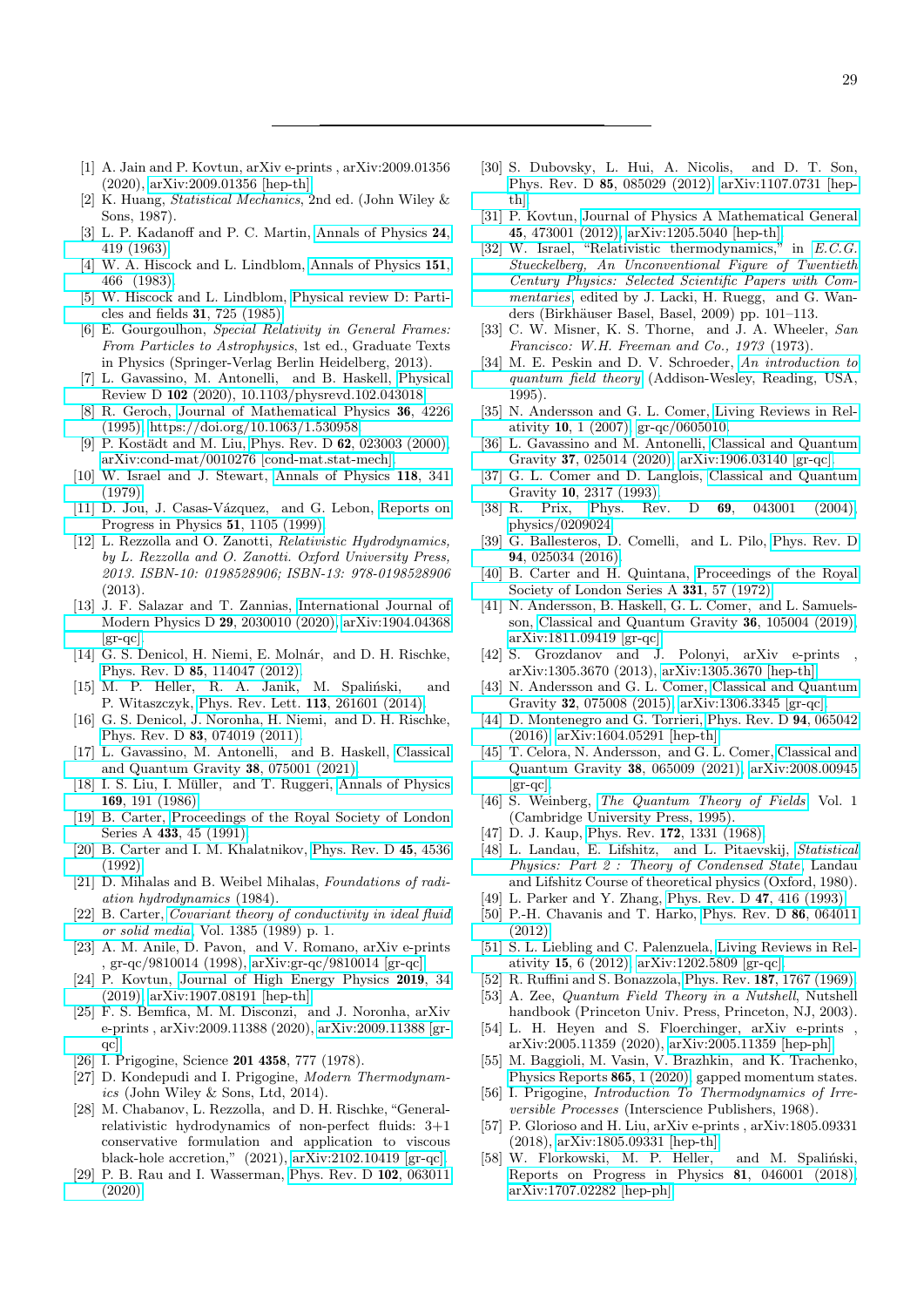[1] A. Jain and P. Kovtun, arXiv e-prints , arXiv:2009.01356 (2020), arXiv:2009.01356 [hep-th].

[2] K. Huang, *Statistical Mechanics*, 2nd ed. (John Wiley & Sons, 1987).

[3] L. P. Kadanoff and P. C. Martin, Annals of Physics **24**, 419 (1963).

[4] W. A. Hiscock and L. Lindblom, Annals of Physics **151**, 466 (1983).

[5] W. Hiscock and L. Lindblom, Physical review D: Particles and fields **31**, 725 (1985).

[6] E. Gourgoulhon, *Special Relativity in General Frames: From Particles to Astrophysics*, 1st ed., Graduate Texts in Physics (Springer-Verlag Berlin Heidelberg, 2013).

[7] L. Gavassino, M. Antonelli, and B. Haskell, Physical Review D **102** (2020), 10.1103/physrevd.102.043018.

[8] R. Geroch, Journal of Mathematical Physics **36**, 4226 (1995), https://doi.org/10.1063/1.530958.

[9] P. Kostädt and M. Liu, Phys. Rev. D **62**, 023003 (2000), arXiv:cond-mat/0010276 [cond-mat.stat-mech].

[10] W. Israel and J. Stewart, Annals of Physics **118**, 341 (1979).

[11] D. Jou, J. Casas-Vázquez, and G. Lebon, Reports on Progress in Physics **51**, 1105 (1999).

[12] L. Rezzolla and O. Zanotti, *Relativistic Hydrodynamics, by L. Rezzolla and O. Zanotti. Oxford University Press, 2013. ISBN-10: 0198528906; ISBN-13: 978-0198528906* (2013).

[13] J. F. Salazar and T. Zannias, International Journal of Modern Physics D **29**, 2030010 (2020), arXiv:1904.04368 [gr-qc].

[14] G. S. Denicol, H. Niemi, E. Molnár, and D. H. Rischke, Phys. Rev. D **85**, 114047 (2012).

[15] M. P. Heller, R. A. Janik, M. Spaliński, and P. Witaszczyk, Phys. Rev. Lett. **113**, 261601 (2014).

[16] G. S. Denicol, J. Noronha, H. Niemi, and D. H. Rischke, Phys. Rev. D **83**, 074019 (2011).

[17] L. Gavassino, M. Antonelli, and B. Haskell, Classical and Quantum Gravity **38**, 075001 (2021).

[18] I. S. Liu, I. Müller, and T. Ruggeri, Annals of Physics **169**, 191 (1986).

[19] B. Carter, Proceedings of the Royal Society of London Series A **433**, 45 (1991).

[20] B. Carter and I. M. Khalatnikov, Phys. Rev. D **45**, 4536 (1992).

[21] D. Mihalas and B. Weibel Mihalas, *Foundations of radiation hydrodynamics* (1984).

[22] B. Carter, *Covariant theory of conductivity in ideal fluid or solid media*, Vol. 1385 (1989) p. 1.

[23] A. M. Anile, D. Pavon, and V. Romano, arXiv e-prints , gr-qc/9810014 (1998), arXiv:gr-qc/9810014 [gr-qc].

[24] P. Kovtun, Journal of High Energy Physics **2019**, 34 (2019), arXiv:1907.08191 [hep-th].

[25] F. S. Bemfica, M. M. Disconzi, and J. Noronha, arXiv e-prints , arXiv:2009.11388 (2020), arXiv:2009.11388 [gr-qc].

[26] I. Prigogine, Science **201 4358**, 777 (1978).

[27] D. Kondepudi and I. Prigogine, *Modern Thermodynamics* (John Wiley & Sons, Ltd, 2014).

[28] M. Chabanov, L. Rezzolla, and D. H. Rischke, "General-relativistic hydrodynamics of non-perfect fluids: 3+1 conservative formulation and application to viscous black-hole accretion," (2021), arXiv:2102.10419 [gr-qc].

[29] P. B. Rau and I. Wasserman, Phys. Rev. D **102**, 063011 (2020).

[30] S. Dubovsky, L. Hui, A. Nicolis, and D. T. Son, Phys. Rev. D **85**, 085029 (2012), arXiv:1107.0731 [hep-th].

[31] P. Kovtun, Journal of Physics A Mathematical General **45**, 473001 (2012), arXiv:1205.5040 [hep-th].

[32] W. Israel, "Relativistic thermodynamics," in *E.C.G. Stueckelberg, An Unconventional Figure of Twentieth Century Physics: Selected Scientific Papers with Commentaries*, edited by J. Lacki, H. Ruegg, and G. Wanders (Birkhäuser Basel, Basel, 2009) pp. 101–113.

[33] C. W. Misner, K. S. Thorne, and J. A. Wheeler, *San Francisco: W.H. Freeman and Co., 1973* (1973).

[34] M. E. Peskin and D. V. Schroeder, *An introduction to quantum field theory* (Addison-Wesley, Reading, USA, 1995).

[35] N. Andersson and G. L. Comer, Living Reviews in Relativity **10**, 1 (2007), gr-qc/0605010.

[36] L. Gavassino and M. Antonelli, Classical and Quantum Gravity **37**, 025014 (2020), arXiv:1906.03140 [gr-qc].

[37] G. L. Comer and D. Langlois, Classical and Quantum Gravity **10**, 2317 (1993).

[38] R. Prix, Phys. Rev. D **69**, 043001 (2004), physics/0209024.

[39] G. Ballesteros, D. Comelli, and L. Pilo, Phys. Rev. D **94**, 025034 (2016).

[40] B. Carter and H. Quintana, Proceedings of the Royal Society of London Series A **331**, 57 (1972).

[41] N. Andersson, B. Haskell, G. L. Comer, and L. Samuelsson, Classical and Quantum Gravity **36**, 105004 (2019), arXiv:1811.09419 [gr-qc].

[42] S. Grozdanov and J. Polonyi, arXiv e-prints , arXiv:1305.3670 (2013), arXiv:1305.3670 [hep-th].

[43] N. Andersson and G. L. Comer, Classical and Quantum Gravity **32**, 075008 (2015), arXiv:1306.3345 [gr-qc].

[44] D. Montenegro and G. Torrieri, Phys. Rev. D **94**, 065042 (2016), arXiv:1604.05291 [hep-th].

[45] T. Celora, N. Andersson, and G. L. Comer, Classical and Quantum Gravity **38**, 065009 (2021), arXiv:2008.00945 [gr-qc].

[46] S. Weinberg, *The Quantum Theory of Fields*, Vol. 1 (Cambridge University Press, 1995).

[47] D. J. Kaup, Phys. Rev. **172**, 1331 (1968).

[48] L. Landau, E. Lifshitz, and L. Pitaevskij, *Statistical Physics: Part 2 : Theory of Condensed State*, Landau and Lifshitz Course of theoretical physics (Oxford, 1980).

[49] L. Parker and Y. Zhang, Phys. Rev. D **47**, 416 (1993).

[50] P.-H. Chavanis and T. Harko, Phys. Rev. D **86**, 064011 (2012).

[51] S. L. Liebling and C. Palenzuela, Living Reviews in Relativity **15**, 6 (2012), arXiv:1202.5809 [gr-qc].

[52] R. Ruffini and S. Bonazzola, Phys. Rev. **187**, 1767 (1969).

[53] A. Zee, *Quantum Field Theory in a Nutshell*, Nutshell handbook (Princeton Univ. Press, Princeton, NJ, 2003).

[54] L. H. Heyen and S. Floerchinger, arXiv e-prints , arXiv:2005.11359 (2020), arXiv:2005.11359 [hep-ph].

[55] M. Baggioli, M. Vasin, V. Brazhkin, and K. Trachenko, Physics Reports **865**, 1 (2020), gapped momentum states.

[56] I. Prigogine, *Introduction To Thermodynamics of Irreversible Processes* (Interscience Publishers, 1968).

[57] P. Glorioso and H. Liu, arXiv e-prints , arXiv:1805.09331 (2018), arXiv:1805.09331 [hep-th].

[58] W. Florkowski, M. P. Heller, and M. Spaliński, Reports on Progress in Physics **81**, 046001 (2018), arXiv:1707.02282 [hep-ph].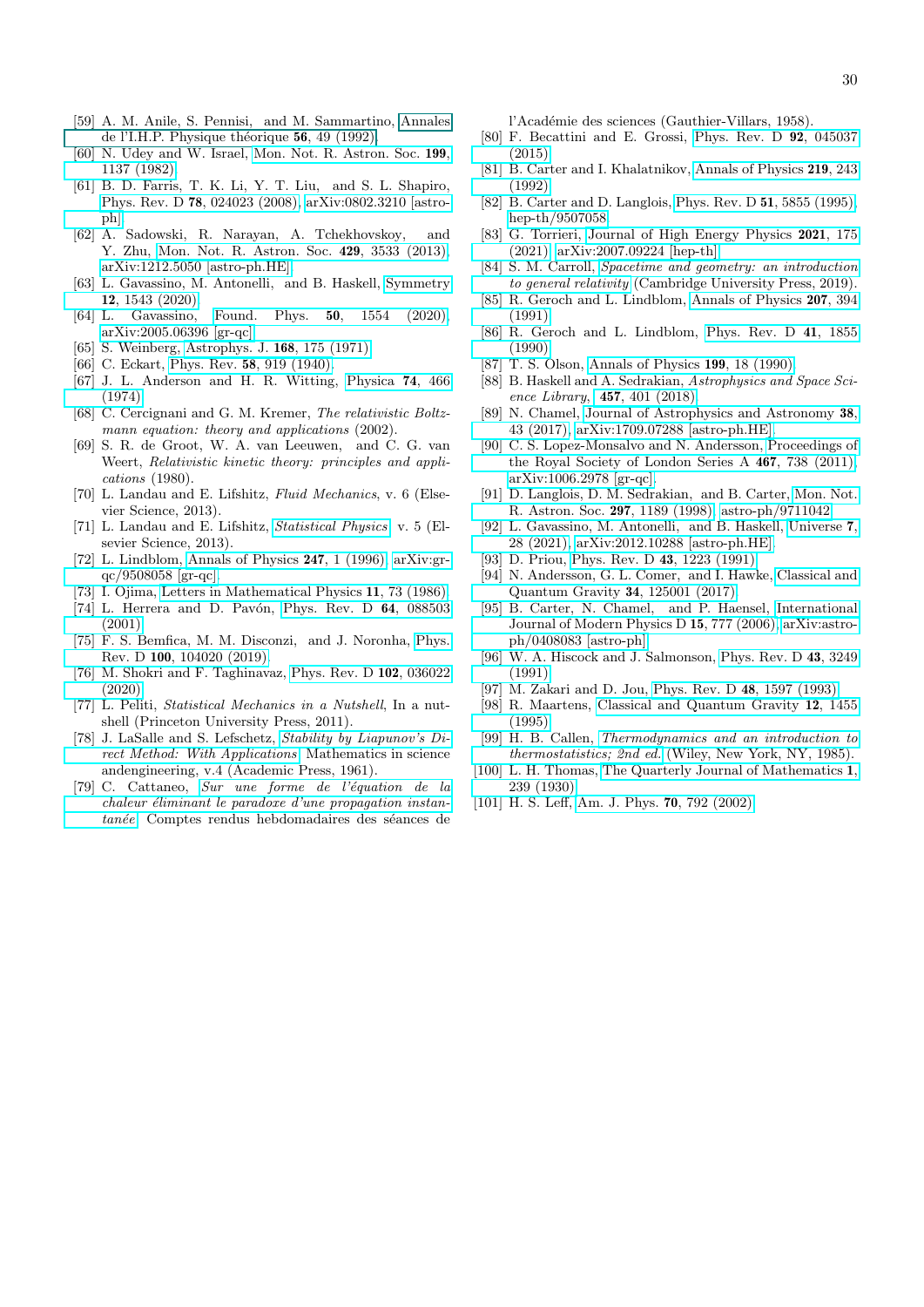[59] A. M. Anile, S. Pennisi, and M. Sammartino, Annales de l'I.H.P. Physique théorique **56**, 49 (1992).

[60] N. Udey and W. Israel, Mon. Not. R. Astron. Soc. **199**, 1137 (1982).

[61] B. D. Farris, T. K. Li, Y. T. Liu, and S. L. Shapiro, Phys. Rev. D **78**, 024023 (2008), arXiv:0802.3210 [astro-ph].

[62] A. Sadowski, R. Narayan, A. Tchekhovskoy, and Y. Zhu, Mon. Not. R. Astron. Soc. **429**, 3533 (2013), arXiv:1212.5050 [astro-ph.HE].

[63] L. Gavassino, M. Antonelli, and B. Haskell, Symmetry **12**, 1543 (2020).

[64] L. Gavassino, Found. Phys. **50**, 1554 (2020), arXiv:2005.06396 [gr-qc].

[65] S. Weinberg, Astrophys. J. **168**, 175 (1971).

[66] C. Eckart, Phys. Rev. **58**, 919 (1940).

[67] J. L. Anderson and H. R. Witting, Physica **74**, 466 (1974).

[68] C. Cercignani and G. M. Kremer, *The relativistic Boltzmann equation: theory and applications* (2002).

[69] S. R. de Groot, W. A. van Leeuwen, and C. G. van Weert, *Relativistic kinetic theory: principles and applications* (1980).

[70] L. Landau and E. Lifshitz, *Fluid Mechanics*, v. 6 (Elsevier Science, 2013).

[71] L. Landau and E. Lifshitz, *Statistical Physics*, v. 5 (Elsevier Science, 2013).

[72] L. Lindblom, Annals of Physics **247**, 1 (1996), arXiv:gr-qc/9508058 [gr-qc].

[73] I. Ojima, Letters in Mathematical Physics **11**, 73 (1986).

[74] L. Herrera and D. Pavón, Phys. Rev. D **64**, 088503 (2001).

[75] F. S. Bemfica, M. M. Disconzi, and J. Noronha, Phys. Rev. D **100**, 104020 (2019).

[76] M. Shokri and F. Taghinavaz, Phys. Rev. D **102**, 036022 (2020).

[77] L. Peliti, *Statistical Mechanics in a Nutshell*, In a nutshell (Princeton University Press, 2011).

[78] J. LaSalle and S. Lefschetz, *Stability by Liapunov's Direct Method: With Applications*, Mathematics in science andengineering, v.4 (Academic Press, 1961).

[79] C. Cattaneo, *Sur une forme de l'équation de la chaleur éliminant le paradoxe d'une propagation instantanée*, Comptes rendus hebdomadaires des séances de l'Académie des sciences (Gauthier-Villars, 1958).

[80] F. Becattini and E. Grossi, Phys. Rev. D **92**, 045037 (2015).

[81] B. Carter and I. Khalatnikov, Annals of Physics **219**, 243 (1992).

[82] B. Carter and D. Langlois, Phys. Rev. D **51**, 5855 (1995), hep-th/9507058.

[83] G. Torrieri, Journal of High Energy Physics **2021**, 175 (2021), arXiv:2007.09224 [hep-th].

[84] S. M. Carroll, *Spacetime and geometry: an introduction to general relativity* (Cambridge University Press, 2019).

[85] R. Geroch and L. Lindblom, Annals of Physics **207**, 394 (1991).

[86] R. Geroch and L. Lindblom, Phys. Rev. D **41**, 1855 (1990).

[87] T. S. Olson, Annals of Physics **199**, 18 (1990).

[88] B. Haskell and A. Sedrakian, *Astrophysics and Space Science Library*, **457**, 401 (2018).

[89] N. Chamel, Journal of Astrophysics and Astronomy **38**, 43 (2017), arXiv:1709.07288 [astro-ph.HE].

[90] C. S. Lopez-Monsalvo and N. Andersson, Proceedings of the Royal Society of London Series A **467**, 738 (2011), arXiv:1006.2978 [gr-qc].

[91] D. Langlois, D. M. Sedrakian, and B. Carter, Mon. Not. R. Astron. Soc. **297**, 1189 (1998), astro-ph/9711042.

[92] L. Gavassino, M. Antonelli, and B. Haskell, Universe **7**, 28 (2021), arXiv:2012.10288 [astro-ph.HE].

[93] D. Priou, Phys. Rev. D **43**, 1223 (1991).

[94] N. Andersson, G. L. Comer, and I. Hawke, Classical and Quantum Gravity **34**, 125001 (2017).

[95] B. Carter, N. Chamel, and P. Haensel, International Journal of Modern Physics D **15**, 777 (2006), arXiv:astro-ph/0408083 [astro-ph].

[96] W. A. Hiscock and J. Salmonson, Phys. Rev. D **43**, 3249 (1991).

[97] M. Zakari and D. Jou, Phys. Rev. D **48**, 1597 (1993).

[98] R. Maartens, Classical and Quantum Gravity **12**, 1455 (1995).

[99] H. B. Callen, *Thermodynamics and an introduction to thermostatistics; 2nd ed.* (Wiley, New York, NY, 1985).

[100] L. H. Thomas, The Quarterly Journal of Mathematics **1**, 239 (1930).

[101] H. S. Leff, Am. J. Phys. **70**, 792 (2002).